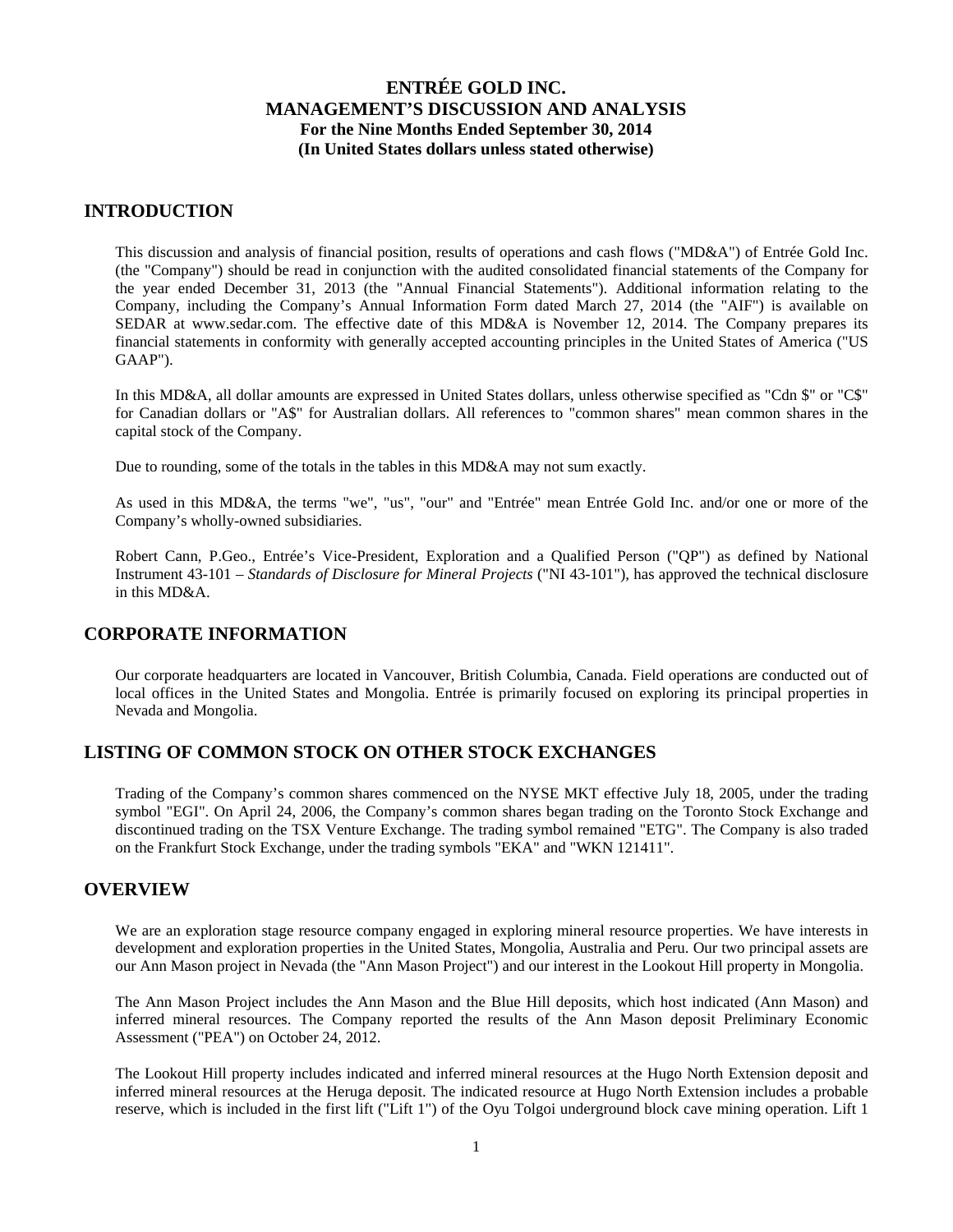# ENTRÉE GOLD INC.
# MANAGEMENT'S DISCUSSION AND ANALYSIS
### For the Nine Months Ended September 30, 2014
### (In United States dollars unless stated otherwise)

## INTRODUCTION

This discussion and analysis of financial position, results of operations and cash flows ("MD&A") of Entrée Gold Inc. (the "Company") should be read in conjunction with the audited consolidated financial statements of the Company for the year ended December 31, 2013 (the "Annual Financial Statements"). Additional information relating to the Company, including the Company's Annual Information Form dated March 27, 2014 (the "AIF") is available on SEDAR at www.sedar.com. The effective date of this MD&A is November 12, 2014. The Company prepares its financial statements in conformity with generally accepted accounting principles in the United States of America ("US GAAP").

In this MD&A, all dollar amounts are expressed in United States dollars, unless otherwise specified as "Cdn $" or "C$" for Canadian dollars or "A$" for Australian dollars. All references to "common shares" mean common shares in the capital stock of the Company.

Due to rounding, some of the totals in the tables in this MD&A may not sum exactly.

As used in this MD&A, the terms "we", "us", "our" and "Entrée" mean Entrée Gold Inc. and/or one or more of the Company's wholly-owned subsidiaries.

Robert Cann, P.Geo., Entrée's Vice-President, Exploration and a Qualified Person ("QP") as defined by National Instrument 43-101 – *Standards of Disclosure for Mineral Projects* ("NI 43-101"), has approved the technical disclosure in this MD&A.

## CORPORATE INFORMATION

Our corporate headquarters are located in Vancouver, British Columbia, Canada. Field operations are conducted out of local offices in the United States and Mongolia. Entrée is primarily focused on exploring its principal properties in Nevada and Mongolia.

## LISTING OF COMMON STOCK ON OTHER STOCK EXCHANGES

Trading of the Company's common shares commenced on the NYSE MKT effective July 18, 2005, under the trading symbol "EGI". On April 24, 2006, the Company's common shares began trading on the Toronto Stock Exchange and discontinued trading on the TSX Venture Exchange. The trading symbol remained "ETG". The Company is also traded on the Frankfurt Stock Exchange, under the trading symbols "EKA" and "WKN 121411".

## OVERVIEW

We are an exploration stage resource company engaged in exploring mineral resource properties. We have interests in development and exploration properties in the United States, Mongolia, Australia and Peru. Our two principal assets are our Ann Mason project in Nevada (the "Ann Mason Project") and our interest in the Lookout Hill property in Mongolia.

The Ann Mason Project includes the Ann Mason and the Blue Hill deposits, which host indicated (Ann Mason) and inferred mineral resources. The Company reported the results of the Ann Mason deposit Preliminary Economic Assessment ("PEA") on October 24, 2012.

The Lookout Hill property includes indicated and inferred mineral resources at the Hugo North Extension deposit and inferred mineral resources at the Heruga deposit. The indicated resource at Hugo North Extension includes a probable reserve, which is included in the first lift ("Lift 1") of the Oyu Tolgoi underground block cave mining operation. Lift 1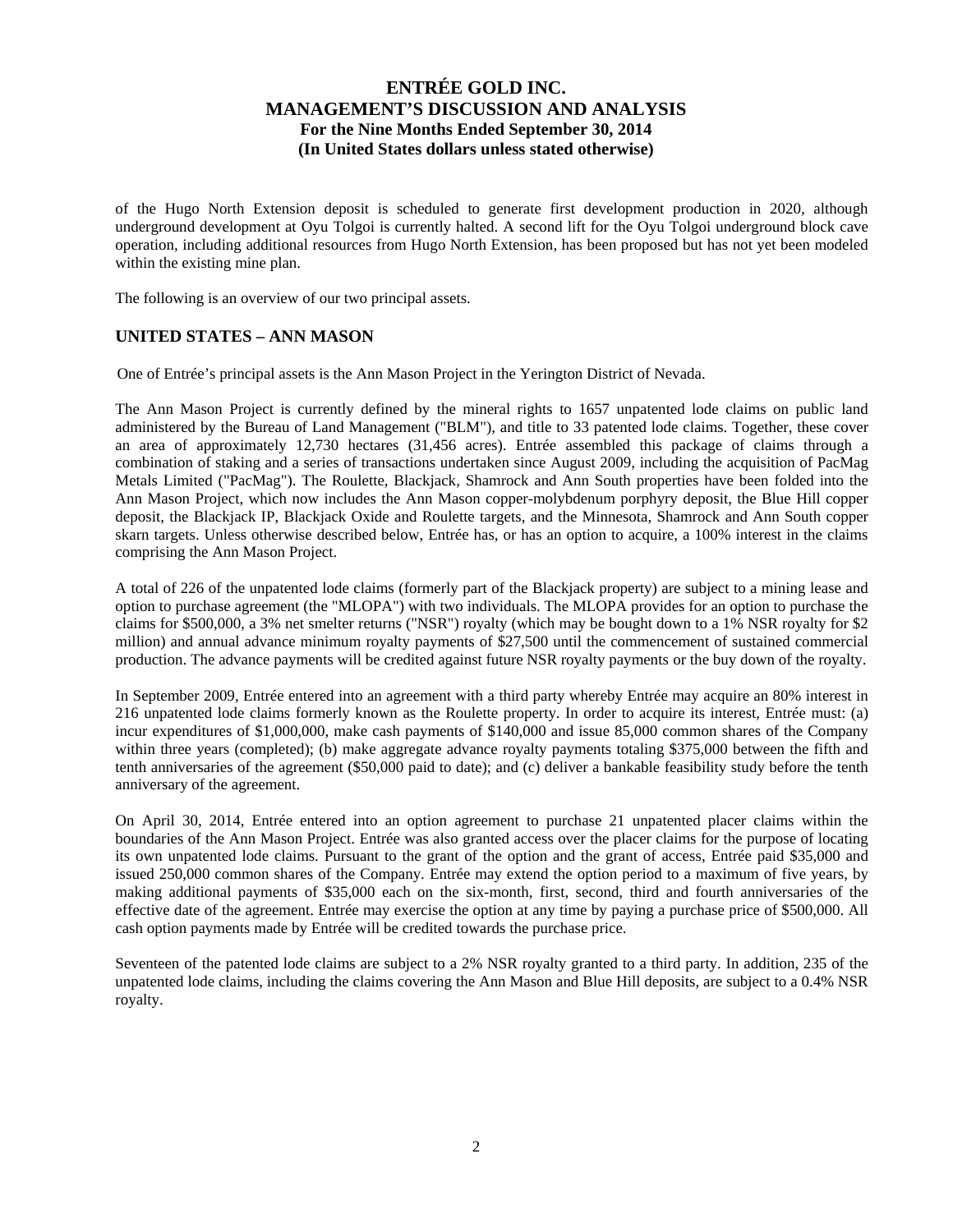of the Hugo North Extension deposit is scheduled to generate first development production in 2020, although underground development at Oyu Tolgoi is currently halted. A second lift for the Oyu Tolgoi underground block cave operation, including additional resources from Hugo North Extension, has been proposed but has not yet been modeled within the existing mine plan.

The following is an overview of our two principal assets.

## UNITED STATES – ANN MASON

One of Entrée's principal assets is the Ann Mason Project in the Yerington District of Nevada.

The Ann Mason Project is currently defined by the mineral rights to 1657 unpatented lode claims on public land administered by the Bureau of Land Management ("BLM"), and title to 33 patented lode claims. Together, these cover an area of approximately 12,730 hectares (31,456 acres). Entrée assembled this package of claims through a combination of staking and a series of transactions undertaken since August 2009, including the acquisition of PacMag Metals Limited ("PacMag"). The Roulette, Blackjack, Shamrock and Ann South properties have been folded into the Ann Mason Project, which now includes the Ann Mason copper-molybdenum porphyry deposit, the Blue Hill copper deposit, the Blackjack IP, Blackjack Oxide and Roulette targets, and the Minnesota, Shamrock and Ann South copper skarn targets. Unless otherwise described below, Entrée has, or has an option to acquire, a 100% interest in the claims comprising the Ann Mason Project.

A total of 226 of the unpatented lode claims (formerly part of the Blackjack property) are subject to a mining lease and option to purchase agreement (the "MLOPA") with two individuals. The MLOPA provides for an option to purchase the claims for $500,000, a 3% net smelter returns ("NSR") royalty (which may be bought down to a 1% NSR royalty for $2 million) and annual advance minimum royalty payments of $27,500 until the commencement of sustained commercial production. The advance payments will be credited against future NSR royalty payments or the buy down of the royalty.

In September 2009, Entrée entered into an agreement with a third party whereby Entrée may acquire an 80% interest in 216 unpatented lode claims formerly known as the Roulette property. In order to acquire its interest, Entrée must: (a) incur expenditures of $1,000,000, make cash payments of $140,000 and issue 85,000 common shares of the Company within three years (completed); (b) make aggregate advance royalty payments totaling $375,000 between the fifth and tenth anniversaries of the agreement ($50,000 paid to date); and (c) deliver a bankable feasibility study before the tenth anniversary of the agreement.

On April 30, 2014, Entrée entered into an option agreement to purchase 21 unpatented placer claims within the boundaries of the Ann Mason Project. Entrée was also granted access over the placer claims for the purpose of locating its own unpatented lode claims. Pursuant to the grant of the option and the grant of access, Entrée paid $35,000 and issued 250,000 common shares of the Company. Entrée may extend the option period to a maximum of five years, by making additional payments of $35,000 each on the six-month, first, second, third and fourth anniversaries of the effective date of the agreement. Entrée may exercise the option at any time by paying a purchase price of $500,000. All cash option payments made by Entrée will be credited towards the purchase price.

Seventeen of the patented lode claims are subject to a 2% NSR royalty granted to a third party. In addition, 235 of the unpatented lode claims, including the claims covering the Ann Mason and Blue Hill deposits, are subject to a 0.4% NSR royalty.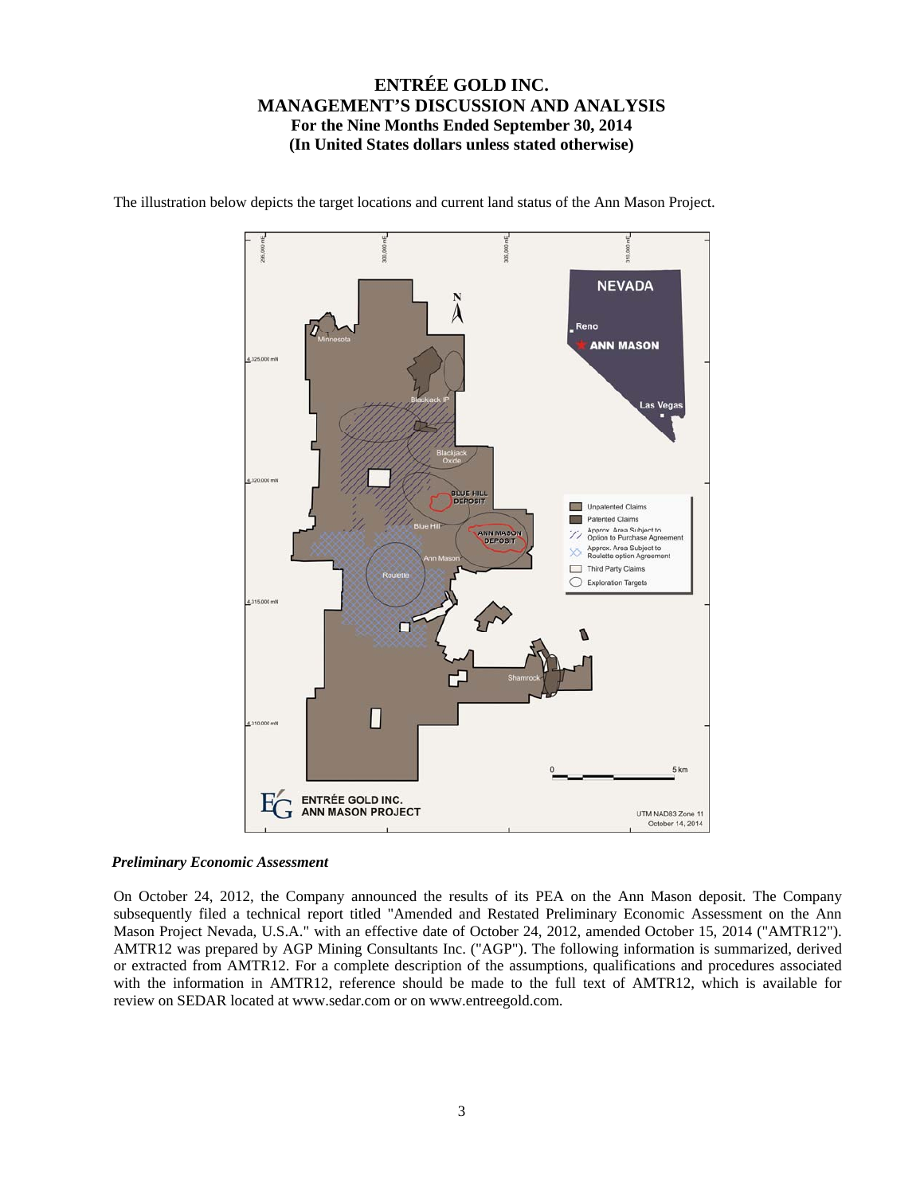The illustration below depicts the target locations and current land status of the Ann Mason Project.

*Preliminary Economic Assessment*

On October 24, 2012, the Company announced the results of its PEA on the Ann Mason deposit. The Company subsequently filed a technical report titled "Amended and Restated Preliminary Economic Assessment on the Ann Mason Project Nevada, U.S.A." with an effective date of October 24, 2012, amended October 15, 2014 ("AMTR12"). AMTR12 was prepared by AGP Mining Consultants Inc. ("AGP"). The following information is summarized, derived or extracted from AMTR12. For a complete description of the assumptions, qualifications and procedures associated with the information in AMTR12, reference should be made to the full text of AMTR12, which is available for review on SEDAR located at www.sedar.com or on www.entreegold.com.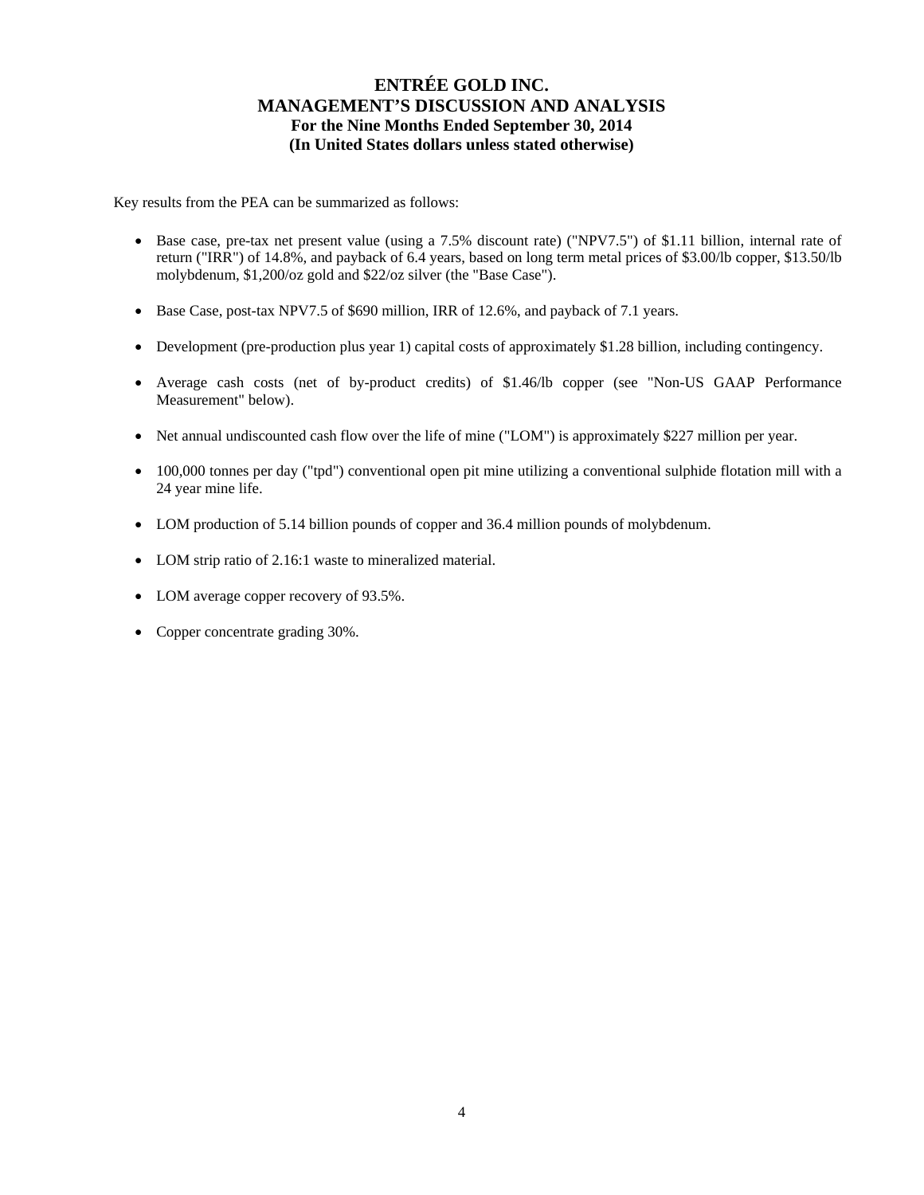Key results from the PEA can be summarized as follows:

- Base case, pre-tax net present value (using a 7.5% discount rate) ("NPV7.5") of $1.11 billion, internal rate of return ("IRR") of 14.8%, and payback of 6.4 years, based on long term metal prices of $3.00/lb copper, $13.50/lb molybdenum, $1,200/oz gold and $22/oz silver (the "Base Case").
- Base Case, post-tax NPV7.5 of $690 million, IRR of 12.6%, and payback of 7.1 years.
- Development (pre-production plus year 1) capital costs of approximately $1.28 billion, including contingency.
- Average cash costs (net of by-product credits) of $1.46/lb copper (see "Non-US GAAP Performance Measurement" below).
- Net annual undiscounted cash flow over the life of mine ("LOM") is approximately $227 million per year.
- 100,000 tonnes per day ("tpd") conventional open pit mine utilizing a conventional sulphide flotation mill with a 24 year mine life.
- LOM production of 5.14 billion pounds of copper and 36.4 million pounds of molybdenum.
- LOM strip ratio of 2.16:1 waste to mineralized material.
- LOM average copper recovery of 93.5%.
- Copper concentrate grading 30%.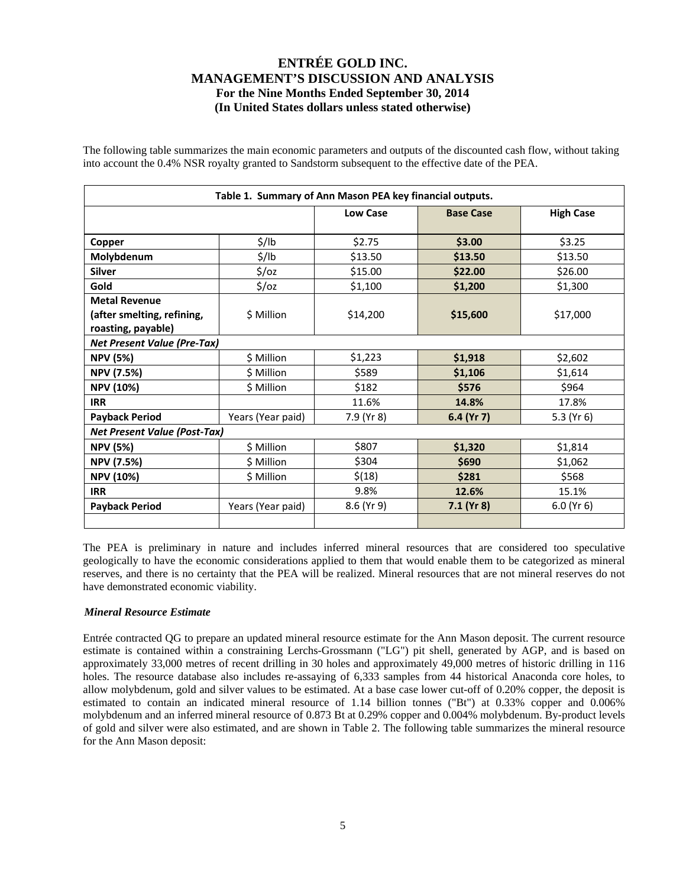The following table summarizes the main economic parameters and outputs of the discounted cash flow, without taking into account the 0.4% NSR royalty granted to Sandstorm subsequent to the effective date of the PEA.

| **Table 1. Summary of Ann Mason PEA key financial outputs.** | | | | |
|---|---|---|---|---|
| | | **Low Case** | **Base Case** | **High Case** |
| **Copper** | $/lb | $2.75 | **$3.00** | $3.25 |
| **Molybdenum** | $/lb | $13.50 | **$13.50** | $13.50 |
| **Silver** | $/oz | $15.00 | **$22.00** | $26.00 |
| **Gold** | $/oz | $1,100 | **$1,200** | $1,300 |
| **Metal Revenue (after smelting, refining, roasting, payable)** | $ Million | $14,200 | **$15,600** | $17,000 |
| ***Net Present Value (Pre-Tax)*** | | | | |
| **NPV (5%)** | $ Million | $1,223 | **$1,918** | $2,602 |
| **NPV (7.5%)** | $ Million | $589 | **$1,106** | $1,614 |
| **NPV (10%)** | $ Million | $182 | **$576** | $964 |
| **IRR** | | 11.6% | **14.8%** | 17.8% |
| **Payback Period** | Years (Year paid) | 7.9 (Yr 8) | **6.4 (Yr 7)** | 5.3 (Yr 6) |
| ***Net Present Value (Post-Tax)*** | | | | |
| **NPV (5%)** | $ Million | $807 | **$1,320** | $1,814 |
| **NPV (7.5%)** | $ Million | $304 | **$690** | $1,062 |
| **NPV (10%)** | $ Million | $(18) | **$281** | $568 |
| **IRR** | | 9.8% | **12.6%** | 15.1% |
| **Payback Period** | Years (Year paid) | 8.6 (Yr 9) | **7.1 (Yr 8)** | 6.0 (Yr 6) |

The PEA is preliminary in nature and includes inferred mineral resources that are considered too speculative geologically to have the economic considerations applied to them that would enable them to be categorized as mineral reserves, and there is no certainty that the PEA will be realized. Mineral resources that are not mineral reserves do not have demonstrated economic viability.

*Mineral Resource Estimate*

Entrée contracted QG to prepare an updated mineral resource estimate for the Ann Mason deposit. The current resource estimate is contained within a constraining Lerchs-Grossmann ("LG") pit shell, generated by AGP, and is based on approximately 33,000 metres of recent drilling in 30 holes and approximately 49,000 metres of historic drilling in 116 holes. The resource database also includes re-assaying of 6,333 samples from 44 historical Anaconda core holes, to allow molybdenum, gold and silver values to be estimated. At a base case lower cut-off of 0.20% copper, the deposit is estimated to contain an indicated mineral resource of 1.14 billion tonnes ("Bt") at 0.33% copper and 0.006% molybdenum and an inferred mineral resource of 0.873 Bt at 0.29% copper and 0.004% molybdenum. By-product levels of gold and silver were also estimated, and are shown in Table 2. The following table summarizes the mineral resource for the Ann Mason deposit: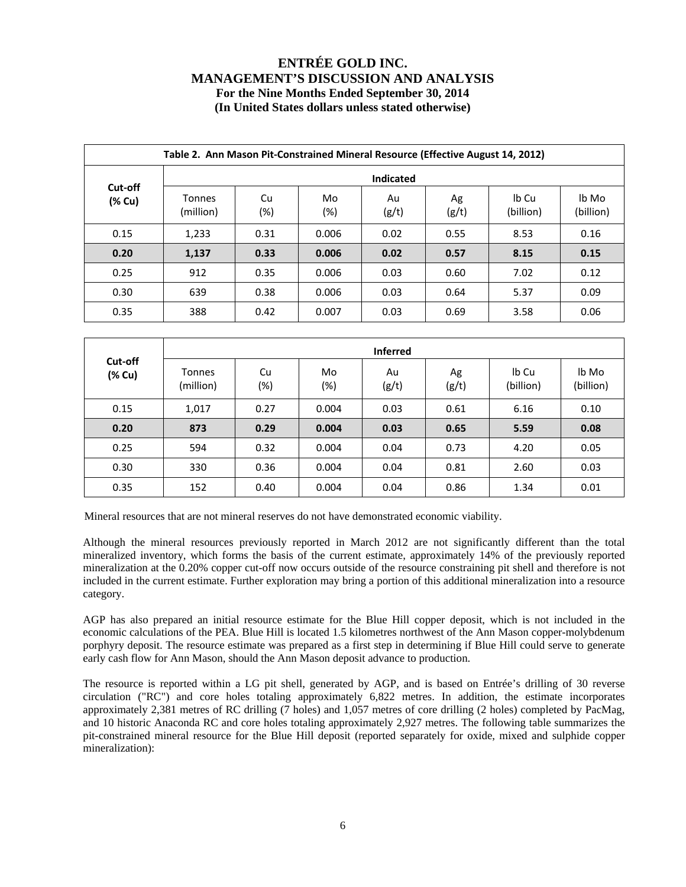**Table 2. Ann Mason Pit-Constrained Mineral Resource (Effective August 14, 2012)**

| Cut-off (% Cu) | Indicated | | | | | | |
|---|---|---|---|---|---|---|---|
| | Tonnes (million) | Cu (%) | Mo (%) | Au (g/t) | Ag (g/t) | lb Cu (billion) | lb Mo (billion) |
| 0.15 | 1,233 | 0.31 | 0.006 | 0.02 | 0.55 | 8.53 | 0.16 |
| **0.20** | **1,137** | **0.33** | **0.006** | **0.02** | **0.57** | **8.15** | **0.15** |
| 0.25 | 912 | 0.35 | 0.006 | 0.03 | 0.60 | 7.02 | 0.12 |
| 0.30 | 639 | 0.38 | 0.006 | 0.03 | 0.64 | 5.37 | 0.09 |
| 0.35 | 388 | 0.42 | 0.007 | 0.03 | 0.69 | 3.58 | 0.06 |

| Cut-off (% Cu) | Inferred | | | | | | |
|---|---|---|---|---|---|---|---|
| | Tonnes (million) | Cu (%) | Mo (%) | Au (g/t) | Ag (g/t) | lb Cu (billion) | lb Mo (billion) |
| 0.15 | 1,017 | 0.27 | 0.004 | 0.03 | 0.61 | 6.16 | 0.10 |
| **0.20** | **873** | **0.29** | **0.004** | **0.03** | **0.65** | **5.59** | **0.08** |
| 0.25 | 594 | 0.32 | 0.004 | 0.04 | 0.73 | 4.20 | 0.05 |
| 0.30 | 330 | 0.36 | 0.004 | 0.04 | 0.81 | 2.60 | 0.03 |
| 0.35 | 152 | 0.40 | 0.004 | 0.04 | 0.86 | 1.34 | 0.01 |

Mineral resources that are not mineral reserves do not have demonstrated economic viability.

Although the mineral resources previously reported in March 2012 are not significantly different than the total mineralized inventory, which forms the basis of the current estimate, approximately 14% of the previously reported mineralization at the 0.20% copper cut-off now occurs outside of the resource constraining pit shell and therefore is not included in the current estimate. Further exploration may bring a portion of this additional mineralization into a resource category.

AGP has also prepared an initial resource estimate for the Blue Hill copper deposit, which is not included in the economic calculations of the PEA. Blue Hill is located 1.5 kilometres northwest of the Ann Mason copper-molybdenum porphyry deposit. The resource estimate was prepared as a first step in determining if Blue Hill could serve to generate early cash flow for Ann Mason, should the Ann Mason deposit advance to production.

The resource is reported within a LG pit shell, generated by AGP, and is based on Entrée's drilling of 30 reverse circulation ("RC") and core holes totaling approximately 6,822 metres. In addition, the estimate incorporates approximately 2,381 metres of RC drilling (7 holes) and 1,057 metres of core drilling (2 holes) completed by PacMag, and 10 historic Anaconda RC and core holes totaling approximately 2,927 metres. The following table summarizes the pit-constrained mineral resource for the Blue Hill deposit (reported separately for oxide, mixed and sulphide copper mineralization):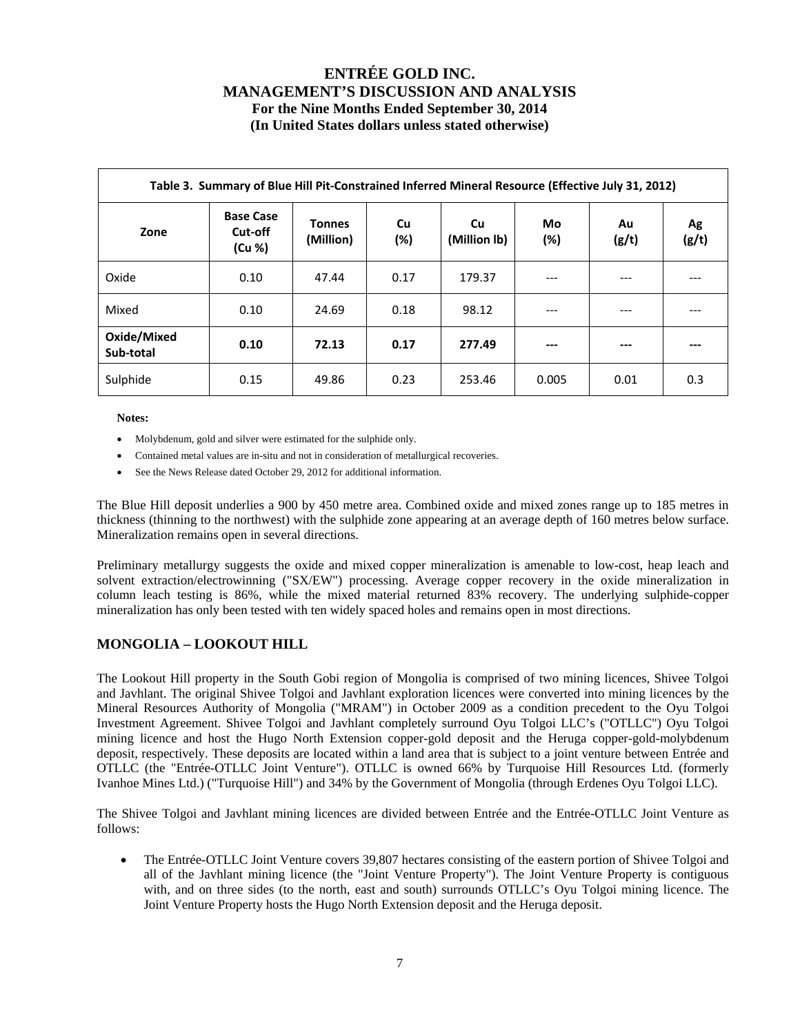| Table 3. Summary of Blue Hill Pit-Constrained Inferred Mineral Resource (Effective July 31, 2012) | | | | | | | |
|---|---|---|---|---|---|---|---|
| **Zone** | **Base Case Cut-off (Cu %)** | **Tonnes (Million)** | **Cu (%)** | **Cu (Million lb)** | **Mo (%)** | **Au (g/t)** | **Ag (g/t)** |
| Oxide | 0.10 | 47.44 | 0.17 | 179.37 | --- | --- | --- |
| Mixed | 0.10 | 24.69 | 0.18 | 98.12 | --- | --- | --- |
| **Oxide/Mixed Sub-total** | **0.10** | **72.13** | **0.17** | **277.49** | **---** | **---** | **---** |
| Sulphide | 0.15 | 49.86 | 0.23 | 253.46 | 0.005 | 0.01 | 0.3 |

**Notes:**

- Molybdenum, gold and silver were estimated for the sulphide only.
- Contained metal values are in-situ and not in consideration of metallurgical recoveries.
- See the News Release dated October 29, 2012 for additional information.

The Blue Hill deposit underlies a 900 by 450 metre area. Combined oxide and mixed zones range up to 185 metres in thickness (thinning to the northwest) with the sulphide zone appearing at an average depth of 160 metres below surface. Mineralization remains open in several directions.

Preliminary metallurgy suggests the oxide and mixed copper mineralization is amenable to low-cost, heap leach and solvent extraction/electrowinning ("SX/EW") processing. Average copper recovery in the oxide mineralization in column leach testing is 86%, while the mixed material returned 83% recovery. The underlying sulphide-copper mineralization has only been tested with ten widely spaced holes and remains open in most directions.

## MONGOLIA – LOOKOUT HILL

The Lookout Hill property in the South Gobi region of Mongolia is comprised of two mining licences, Shivee Tolgoi and Javhlant. The original Shivee Tolgoi and Javhlant exploration licences were converted into mining licences by the Mineral Resources Authority of Mongolia ("MRAM") in October 2009 as a condition precedent to the Oyu Tolgoi Investment Agreement. Shivee Tolgoi and Javhlant completely surround Oyu Tolgoi LLC's ("OTLLC") Oyu Tolgoi mining licence and host the Hugo North Extension copper-gold deposit and the Heruga copper-gold-molybdenum deposit, respectively. These deposits are located within a land area that is subject to a joint venture between Entrée and OTLLC (the "Entrée-OTLLC Joint Venture"). OTLLC is owned 66% by Turquoise Hill Resources Ltd. (formerly Ivanhoe Mines Ltd.) ("Turquoise Hill") and 34% by the Government of Mongolia (through Erdenes Oyu Tolgoi LLC).

The Shivee Tolgoi and Javhlant mining licences are divided between Entrée and the Entrée-OTLLC Joint Venture as follows:

- The Entrée-OTLLC Joint Venture covers 39,807 hectares consisting of the eastern portion of Shivee Tolgoi and all of the Javhlant mining licence (the "Joint Venture Property"). The Joint Venture Property is contiguous with, and on three sides (to the north, east and south) surrounds OTLLC's Oyu Tolgoi mining licence. The Joint Venture Property hosts the Hugo North Extension deposit and the Heruga deposit.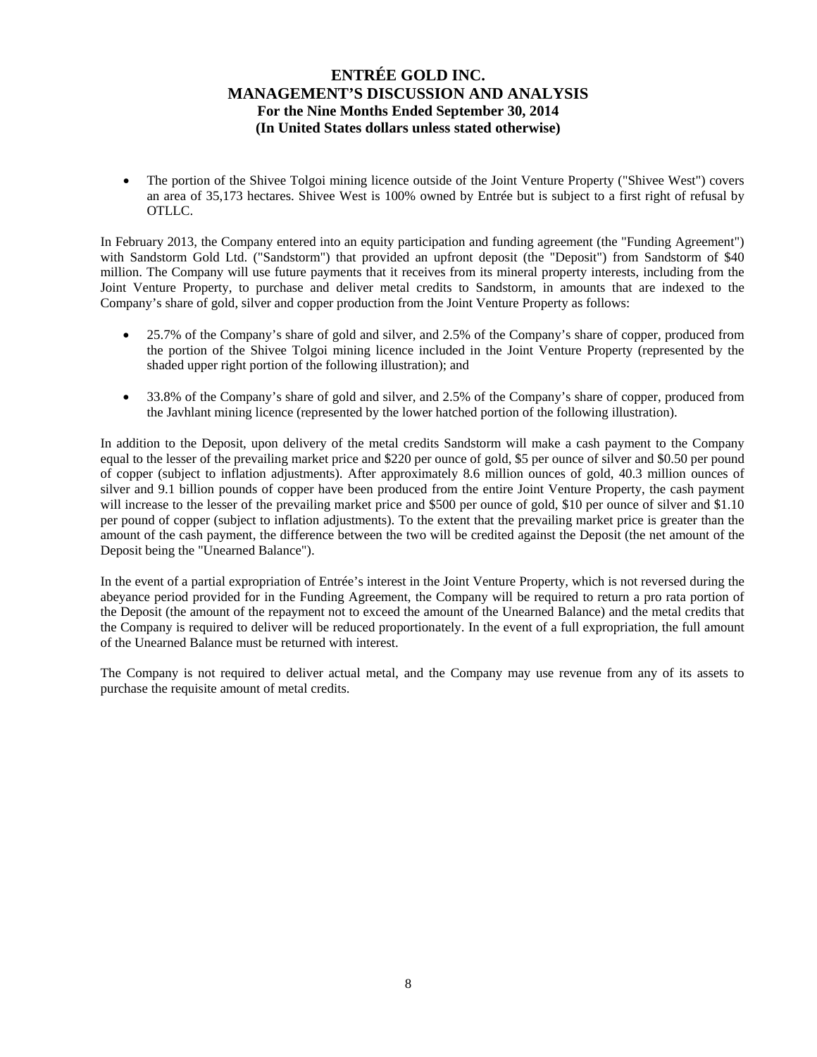- The portion of the Shivee Tolgoi mining licence outside of the Joint Venture Property ("Shivee West") covers an area of 35,173 hectares. Shivee West is 100% owned by Entrée but is subject to a first right of refusal by OTLLC.

In February 2013, the Company entered into an equity participation and funding agreement (the "Funding Agreement") with Sandstorm Gold Ltd. ("Sandstorm") that provided an upfront deposit (the "Deposit") from Sandstorm of $40 million. The Company will use future payments that it receives from its mineral property interests, including from the Joint Venture Property, to purchase and deliver metal credits to Sandstorm, in amounts that are indexed to the Company's share of gold, silver and copper production from the Joint Venture Property as follows:

- 25.7% of the Company's share of gold and silver, and 2.5% of the Company's share of copper, produced from the portion of the Shivee Tolgoi mining licence included in the Joint Venture Property (represented by the shaded upper right portion of the following illustration); and

- 33.8% of the Company's share of gold and silver, and 2.5% of the Company's share of copper, produced from the Javhlant mining licence (represented by the lower hatched portion of the following illustration).

In addition to the Deposit, upon delivery of the metal credits Sandstorm will make a cash payment to the Company equal to the lesser of the prevailing market price and $220 per ounce of gold, $5 per ounce of silver and $0.50 per pound of copper (subject to inflation adjustments). After approximately 8.6 million ounces of gold, 40.3 million ounces of silver and 9.1 billion pounds of copper have been produced from the entire Joint Venture Property, the cash payment will increase to the lesser of the prevailing market price and $500 per ounce of gold, $10 per ounce of silver and $1.10 per pound of copper (subject to inflation adjustments). To the extent that the prevailing market price is greater than the amount of the cash payment, the difference between the two will be credited against the Deposit (the net amount of the Deposit being the "Unearned Balance").

In the event of a partial expropriation of Entrée's interest in the Joint Venture Property, which is not reversed during the abeyance period provided for in the Funding Agreement, the Company will be required to return a pro rata portion of the Deposit (the amount of the repayment not to exceed the amount of the Unearned Balance) and the metal credits that the Company is required to deliver will be reduced proportionately. In the event of a full expropriation, the full amount of the Unearned Balance must be returned with interest.

The Company is not required to deliver actual metal, and the Company may use revenue from any of its assets to purchase the requisite amount of metal credits.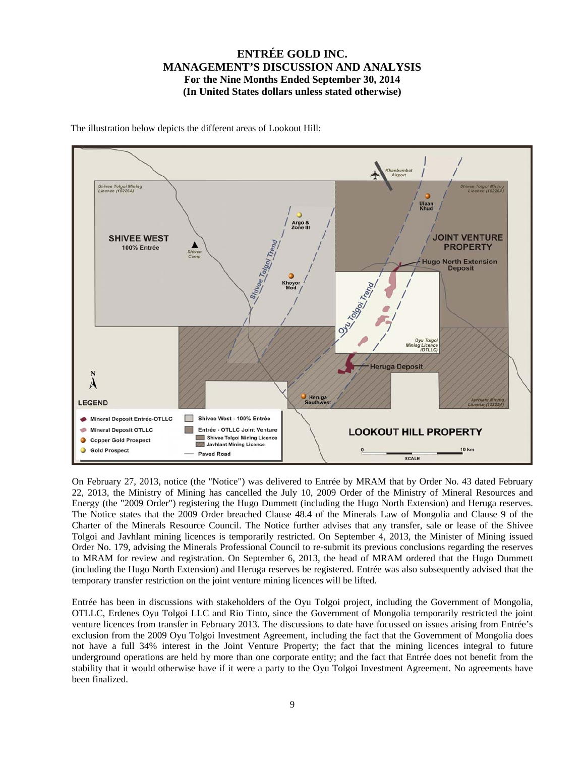The illustration below depicts the different areas of Lookout Hill:

On February 27, 2013, notice (the "Notice") was delivered to Entrée by MRAM that by Order No. 43 dated February 22, 2013, the Ministry of Mining has cancelled the July 10, 2009 Order of the Ministry of Mineral Resources and Energy (the "2009 Order") registering the Hugo Dummett (including the Hugo North Extension) and Heruga reserves. The Notice states that the 2009 Order breached Clause 48.4 of the Minerals Law of Mongolia and Clause 9 of the Charter of the Minerals Resource Council. The Notice further advises that any transfer, sale or lease of the Shivee Tolgoi and Javhlant mining licences is temporarily restricted. On September 4, 2013, the Minister of Mining issued Order No. 179, advising the Minerals Professional Council to re-submit its previous conclusions regarding the reserves to MRAM for review and registration. On September 6, 2013, the head of MRAM ordered that the Hugo Dummett (including the Hugo North Extension) and Heruga reserves be registered. Entrée was also subsequently advised that the temporary transfer restriction on the joint venture mining licences will be lifted.

Entrée has been in discussions with stakeholders of the Oyu Tolgoi project, including the Government of Mongolia, OTLLC, Erdenes Oyu Tolgoi LLC and Rio Tinto, since the Government of Mongolia temporarily restricted the joint venture licences from transfer in February 2013. The discussions to date have focussed on issues arising from Entrée's exclusion from the 2009 Oyu Tolgoi Investment Agreement, including the fact that the Government of Mongolia does not have a full 34% interest in the Joint Venture Property; the fact that the mining licences integral to future underground operations are held by more than one corporate entity; and the fact that Entrée does not benefit from the stability that it would otherwise have if it were a party to the Oyu Tolgoi Investment Agreement. No agreements have been finalized.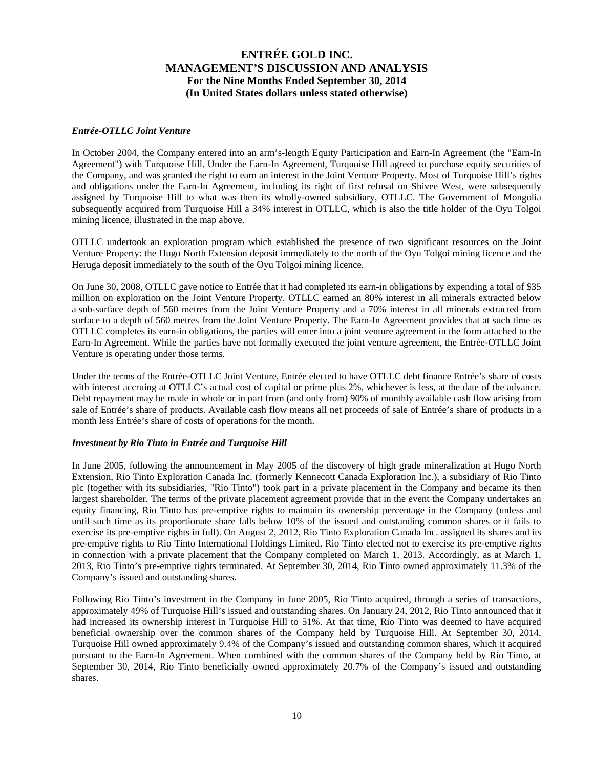### *Entrée-OTLLC Joint Venture*

In October 2004, the Company entered into an arm's-length Equity Participation and Earn-In Agreement (the "Earn-In Agreement") with Turquoise Hill. Under the Earn-In Agreement, Turquoise Hill agreed to purchase equity securities of the Company, and was granted the right to earn an interest in the Joint Venture Property. Most of Turquoise Hill's rights and obligations under the Earn-In Agreement, including its right of first refusal on Shivee West, were subsequently assigned by Turquoise Hill to what was then its wholly-owned subsidiary, OTLLC. The Government of Mongolia subsequently acquired from Turquoise Hill a 34% interest in OTLLC, which is also the title holder of the Oyu Tolgoi mining licence, illustrated in the map above.

OTLLC undertook an exploration program which established the presence of two significant resources on the Joint Venture Property: the Hugo North Extension deposit immediately to the north of the Oyu Tolgoi mining licence and the Heruga deposit immediately to the south of the Oyu Tolgoi mining licence.

On June 30, 2008, OTLLC gave notice to Entrée that it had completed its earn-in obligations by expending a total of $35 million on exploration on the Joint Venture Property. OTLLC earned an 80% interest in all minerals extracted below a sub-surface depth of 560 metres from the Joint Venture Property and a 70% interest in all minerals extracted from surface to a depth of 560 metres from the Joint Venture Property. The Earn-In Agreement provides that at such time as OTLLC completes its earn-in obligations, the parties will enter into a joint venture agreement in the form attached to the Earn-In Agreement. While the parties have not formally executed the joint venture agreement, the Entrée-OTLLC Joint Venture is operating under those terms.

Under the terms of the Entrée-OTLLC Joint Venture, Entrée elected to have OTLLC debt finance Entrée's share of costs with interest accruing at OTLLC's actual cost of capital or prime plus 2%, whichever is less, at the date of the advance. Debt repayment may be made in whole or in part from (and only from) 90% of monthly available cash flow arising from sale of Entrée's share of products. Available cash flow means all net proceeds of sale of Entrée's share of products in a month less Entrée's share of costs of operations for the month.

### *Investment by Rio Tinto in Entrée and Turquoise Hill*

In June 2005, following the announcement in May 2005 of the discovery of high grade mineralization at Hugo North Extension, Rio Tinto Exploration Canada Inc. (formerly Kennecott Canada Exploration Inc.), a subsidiary of Rio Tinto plc (together with its subsidiaries, "Rio Tinto") took part in a private placement in the Company and became its then largest shareholder. The terms of the private placement agreement provide that in the event the Company undertakes an equity financing, Rio Tinto has pre-emptive rights to maintain its ownership percentage in the Company (unless and until such time as its proportionate share falls below 10% of the issued and outstanding common shares or it fails to exercise its pre-emptive rights in full). On August 2, 2012, Rio Tinto Exploration Canada Inc. assigned its shares and its pre-emptive rights to Rio Tinto International Holdings Limited. Rio Tinto elected not to exercise its pre-emptive rights in connection with a private placement that the Company completed on March 1, 2013. Accordingly, as at March 1, 2013, Rio Tinto's pre-emptive rights terminated. At September 30, 2014, Rio Tinto owned approximately 11.3% of the Company's issued and outstanding shares.

Following Rio Tinto's investment in the Company in June 2005, Rio Tinto acquired, through a series of transactions, approximately 49% of Turquoise Hill's issued and outstanding shares. On January 24, 2012, Rio Tinto announced that it had increased its ownership interest in Turquoise Hill to 51%. At that time, Rio Tinto was deemed to have acquired beneficial ownership over the common shares of the Company held by Turquoise Hill. At September 30, 2014, Turquoise Hill owned approximately 9.4% of the Company's issued and outstanding common shares, which it acquired pursuant to the Earn-In Agreement. When combined with the common shares of the Company held by Rio Tinto, at September 30, 2014, Rio Tinto beneficially owned approximately 20.7% of the Company's issued and outstanding shares.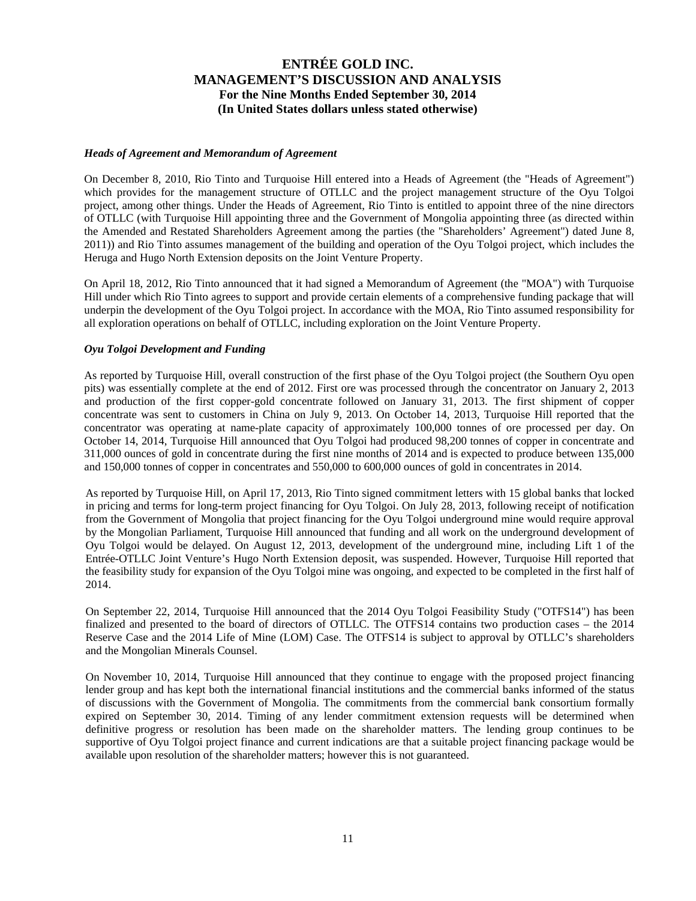### *Heads of Agreement and Memorandum of Agreement*

On December 8, 2010, Rio Tinto and Turquoise Hill entered into a Heads of Agreement (the "Heads of Agreement") which provides for the management structure of OTLLC and the project management structure of the Oyu Tolgoi project, among other things. Under the Heads of Agreement, Rio Tinto is entitled to appoint three of the nine directors of OTLLC (with Turquoise Hill appointing three and the Government of Mongolia appointing three (as directed within the Amended and Restated Shareholders Agreement among the parties (the "Shareholders' Agreement") dated June 8, 2011)) and Rio Tinto assumes management of the building and operation of the Oyu Tolgoi project, which includes the Heruga and Hugo North Extension deposits on the Joint Venture Property.

On April 18, 2012, Rio Tinto announced that it had signed a Memorandum of Agreement (the "MOA") with Turquoise Hill under which Rio Tinto agrees to support and provide certain elements of a comprehensive funding package that will underpin the development of the Oyu Tolgoi project. In accordance with the MOA, Rio Tinto assumed responsibility for all exploration operations on behalf of OTLLC, including exploration on the Joint Venture Property.

### *Oyu Tolgoi Development and Funding*

As reported by Turquoise Hill, overall construction of the first phase of the Oyu Tolgoi project (the Southern Oyu open pits) was essentially complete at the end of 2012. First ore was processed through the concentrator on January 2, 2013 and production of the first copper-gold concentrate followed on January 31, 2013. The first shipment of copper concentrate was sent to customers in China on July 9, 2013. On October 14, 2013, Turquoise Hill reported that the concentrator was operating at name-plate capacity of approximately 100,000 tonnes of ore processed per day. On October 14, 2014, Turquoise Hill announced that Oyu Tolgoi had produced 98,200 tonnes of copper in concentrate and 311,000 ounces of gold in concentrate during the first nine months of 2014 and is expected to produce between 135,000 and 150,000 tonnes of copper in concentrates and 550,000 to 600,000 ounces of gold in concentrates in 2014.

As reported by Turquoise Hill, on April 17, 2013, Rio Tinto signed commitment letters with 15 global banks that locked in pricing and terms for long-term project financing for Oyu Tolgoi. On July 28, 2013, following receipt of notification from the Government of Mongolia that project financing for the Oyu Tolgoi underground mine would require approval by the Mongolian Parliament, Turquoise Hill announced that funding and all work on the underground development of Oyu Tolgoi would be delayed. On August 12, 2013, development of the underground mine, including Lift 1 of the Entrée-OTLLC Joint Venture's Hugo North Extension deposit, was suspended. However, Turquoise Hill reported that the feasibility study for expansion of the Oyu Tolgoi mine was ongoing, and expected to be completed in the first half of 2014.

On September 22, 2014, Turquoise Hill announced that the 2014 Oyu Tolgoi Feasibility Study ("OTFS14") has been finalized and presented to the board of directors of OTLLC. The OTFS14 contains two production cases – the 2014 Reserve Case and the 2014 Life of Mine (LOM) Case. The OTFS14 is subject to approval by OTLLC's shareholders and the Mongolian Minerals Counsel.

On November 10, 2014, Turquoise Hill announced that they continue to engage with the proposed project financing lender group and has kept both the international financial institutions and the commercial banks informed of the status of discussions with the Government of Mongolia. The commitments from the commercial bank consortium formally expired on September 30, 2014. Timing of any lender commitment extension requests will be determined when definitive progress or resolution has been made on the shareholder matters. The lending group continues to be supportive of Oyu Tolgoi project finance and current indications are that a suitable project financing package would be available upon resolution of the shareholder matters; however this is not guaranteed.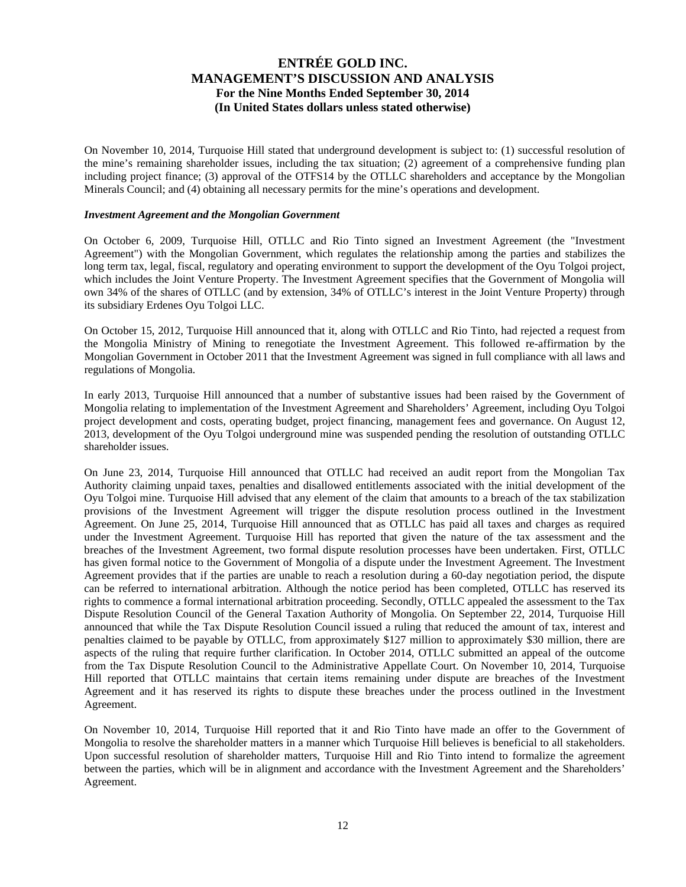On November 10, 2014, Turquoise Hill stated that underground development is subject to: (1) successful resolution of the mine's remaining shareholder issues, including the tax situation; (2) agreement of a comprehensive funding plan including project finance; (3) approval of the OTFS14 by the OTLLC shareholders and acceptance by the Mongolian Minerals Council; and (4) obtaining all necessary permits for the mine's operations and development.

***Investment Agreement and the Mongolian Government***

On October 6, 2009, Turquoise Hill, OTLLC and Rio Tinto signed an Investment Agreement (the "Investment Agreement") with the Mongolian Government, which regulates the relationship among the parties and stabilizes the long term tax, legal, fiscal, regulatory and operating environment to support the development of the Oyu Tolgoi project, which includes the Joint Venture Property. The Investment Agreement specifies that the Government of Mongolia will own 34% of the shares of OTLLC (and by extension, 34% of OTLLC's interest in the Joint Venture Property) through its subsidiary Erdenes Oyu Tolgoi LLC.

On October 15, 2012, Turquoise Hill announced that it, along with OTLLC and Rio Tinto, had rejected a request from the Mongolia Ministry of Mining to renegotiate the Investment Agreement. This followed re-affirmation by the Mongolian Government in October 2011 that the Investment Agreement was signed in full compliance with all laws and regulations of Mongolia.

In early 2013, Turquoise Hill announced that a number of substantive issues had been raised by the Government of Mongolia relating to implementation of the Investment Agreement and Shareholders' Agreement, including Oyu Tolgoi project development and costs, operating budget, project financing, management fees and governance. On August 12, 2013, development of the Oyu Tolgoi underground mine was suspended pending the resolution of outstanding OTLLC shareholder issues.

On June 23, 2014, Turquoise Hill announced that OTLLC had received an audit report from the Mongolian Tax Authority claiming unpaid taxes, penalties and disallowed entitlements associated with the initial development of the Oyu Tolgoi mine. Turquoise Hill advised that any element of the claim that amounts to a breach of the tax stabilization provisions of the Investment Agreement will trigger the dispute resolution process outlined in the Investment Agreement. On June 25, 2014, Turquoise Hill announced that as OTLLC has paid all taxes and charges as required under the Investment Agreement. Turquoise Hill has reported that given the nature of the tax assessment and the breaches of the Investment Agreement, two formal dispute resolution processes have been undertaken. First, OTLLC has given formal notice to the Government of Mongolia of a dispute under the Investment Agreement. The Investment Agreement provides that if the parties are unable to reach a resolution during a 60-day negotiation period, the dispute can be referred to international arbitration. Although the notice period has been completed, OTLLC has reserved its rights to commence a formal international arbitration proceeding. Secondly, OTLLC appealed the assessment to the Tax Dispute Resolution Council of the General Taxation Authority of Mongolia. On September 22, 2014, Turquoise Hill announced that while the Tax Dispute Resolution Council issued a ruling that reduced the amount of tax, interest and penalties claimed to be payable by OTLLC, from approximately $127 million to approximately $30 million, there are aspects of the ruling that require further clarification. In October 2014, OTLLC submitted an appeal of the outcome from the Tax Dispute Resolution Council to the Administrative Appellate Court. On November 10, 2014, Turquoise Hill reported that OTLLC maintains that certain items remaining under dispute are breaches of the Investment Agreement and it has reserved its rights to dispute these breaches under the process outlined in the Investment Agreement.

On November 10, 2014, Turquoise Hill reported that it and Rio Tinto have made an offer to the Government of Mongolia to resolve the shareholder matters in a manner which Turquoise Hill believes is beneficial to all stakeholders. Upon successful resolution of shareholder matters, Turquoise Hill and Rio Tinto intend to formalize the agreement between the parties, which will be in alignment and accordance with the Investment Agreement and the Shareholders' Agreement.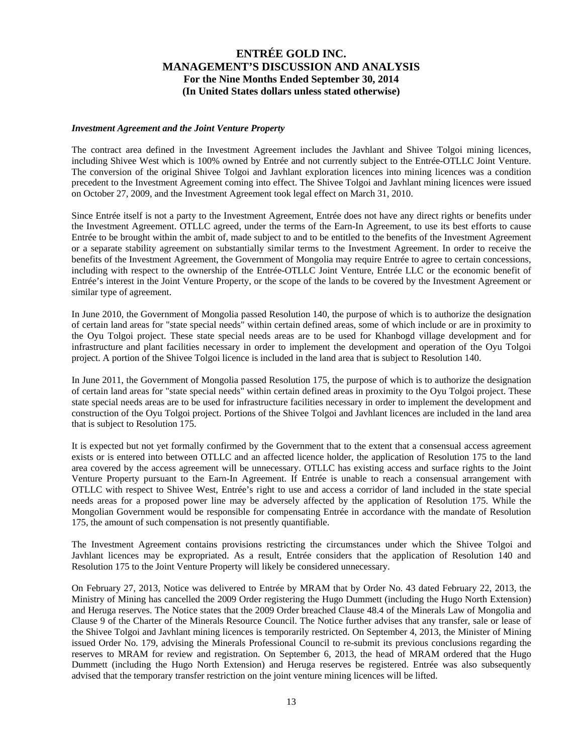***Investment Agreement and the Joint Venture Property***

The contract area defined in the Investment Agreement includes the Javhlant and Shivee Tolgoi mining licences, including Shivee West which is 100% owned by Entrée and not currently subject to the Entrée-OTLLC Joint Venture. The conversion of the original Shivee Tolgoi and Javhlant exploration licences into mining licences was a condition precedent to the Investment Agreement coming into effect. The Shivee Tolgoi and Javhlant mining licences were issued on October 27, 2009, and the Investment Agreement took legal effect on March 31, 2010.

Since Entrée itself is not a party to the Investment Agreement, Entrée does not have any direct rights or benefits under the Investment Agreement. OTLLC agreed, under the terms of the Earn-In Agreement, to use its best efforts to cause Entrée to be brought within the ambit of, made subject to and to be entitled to the benefits of the Investment Agreement or a separate stability agreement on substantially similar terms to the Investment Agreement. In order to receive the benefits of the Investment Agreement, the Government of Mongolia may require Entrée to agree to certain concessions, including with respect to the ownership of the Entrée-OTLLC Joint Venture, Entrée LLC or the economic benefit of Entrée's interest in the Joint Venture Property, or the scope of the lands to be covered by the Investment Agreement or similar type of agreement.

In June 2010, the Government of Mongolia passed Resolution 140, the purpose of which is to authorize the designation of certain land areas for "state special needs" within certain defined areas, some of which include or are in proximity to the Oyu Tolgoi project. These state special needs areas are to be used for Khanbogd village development and for infrastructure and plant facilities necessary in order to implement the development and operation of the Oyu Tolgoi project. A portion of the Shivee Tolgoi licence is included in the land area that is subject to Resolution 140.

In June 2011, the Government of Mongolia passed Resolution 175, the purpose of which is to authorize the designation of certain land areas for "state special needs" within certain defined areas in proximity to the Oyu Tolgoi project. These state special needs areas are to be used for infrastructure facilities necessary in order to implement the development and construction of the Oyu Tolgoi project. Portions of the Shivee Tolgoi and Javhlant licences are included in the land area that is subject to Resolution 175.

It is expected but not yet formally confirmed by the Government that to the extent that a consensual access agreement exists or is entered into between OTLLC and an affected licence holder, the application of Resolution 175 to the land area covered by the access agreement will be unnecessary. OTLLC has existing access and surface rights to the Joint Venture Property pursuant to the Earn-In Agreement. If Entrée is unable to reach a consensual arrangement with OTLLC with respect to Shivee West, Entrée's right to use and access a corridor of land included in the state special needs areas for a proposed power line may be adversely affected by the application of Resolution 175. While the Mongolian Government would be responsible for compensating Entrée in accordance with the mandate of Resolution 175, the amount of such compensation is not presently quantifiable.

The Investment Agreement contains provisions restricting the circumstances under which the Shivee Tolgoi and Javhlant licences may be expropriated. As a result, Entrée considers that the application of Resolution 140 and Resolution 175 to the Joint Venture Property will likely be considered unnecessary.

On February 27, 2013, Notice was delivered to Entrée by MRAM that by Order No. 43 dated February 22, 2013, the Ministry of Mining has cancelled the 2009 Order registering the Hugo Dummett (including the Hugo North Extension) and Heruga reserves. The Notice states that the 2009 Order breached Clause 48.4 of the Minerals Law of Mongolia and Clause 9 of the Charter of the Minerals Resource Council. The Notice further advises that any transfer, sale or lease of the Shivee Tolgoi and Javhlant mining licences is temporarily restricted. On September 4, 2013, the Minister of Mining issued Order No. 179, advising the Minerals Professional Council to re-submit its previous conclusions regarding the reserves to MRAM for review and registration. On September 6, 2013, the head of MRAM ordered that the Hugo Dummett (including the Hugo North Extension) and Heruga reserves be registered. Entrée was also subsequently advised that the temporary transfer restriction on the joint venture mining licences will be lifted.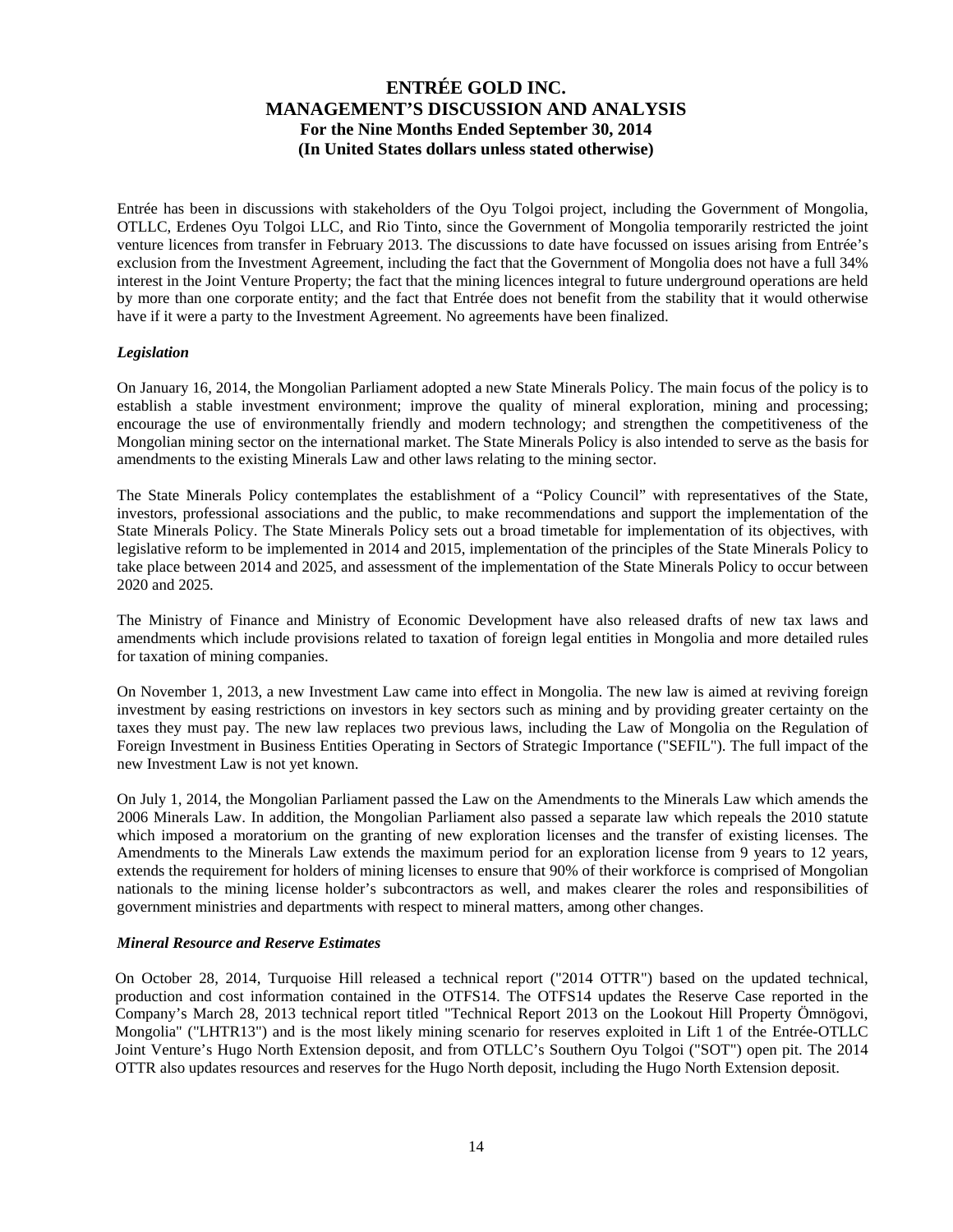Entrée has been in discussions with stakeholders of the Oyu Tolgoi project, including the Government of Mongolia, OTLLC, Erdenes Oyu Tolgoi LLC, and Rio Tinto, since the Government of Mongolia temporarily restricted the joint venture licences from transfer in February 2013. The discussions to date have focussed on issues arising from Entrée's exclusion from the Investment Agreement, including the fact that the Government of Mongolia does not have a full 34% interest in the Joint Venture Property; the fact that the mining licences integral to future underground operations are held by more than one corporate entity; and the fact that Entrée does not benefit from the stability that it would otherwise have if it were a party to the Investment Agreement. No agreements have been finalized.

***Legislation***

On January 16, 2014, the Mongolian Parliament adopted a new State Minerals Policy. The main focus of the policy is to establish a stable investment environment; improve the quality of mineral exploration, mining and processing; encourage the use of environmentally friendly and modern technology; and strengthen the competitiveness of the Mongolian mining sector on the international market. The State Minerals Policy is also intended to serve as the basis for amendments to the existing Minerals Law and other laws relating to the mining sector.

The State Minerals Policy contemplates the establishment of a "Policy Council" with representatives of the State, investors, professional associations and the public, to make recommendations and support the implementation of the State Minerals Policy. The State Minerals Policy sets out a broad timetable for implementation of its objectives, with legislative reform to be implemented in 2014 and 2015, implementation of the principles of the State Minerals Policy to take place between 2014 and 2025, and assessment of the implementation of the State Minerals Policy to occur between 2020 and 2025.

The Ministry of Finance and Ministry of Economic Development have also released drafts of new tax laws and amendments which include provisions related to taxation of foreign legal entities in Mongolia and more detailed rules for taxation of mining companies.

On November 1, 2013, a new Investment Law came into effect in Mongolia. The new law is aimed at reviving foreign investment by easing restrictions on investors in key sectors such as mining and by providing greater certainty on the taxes they must pay. The new law replaces two previous laws, including the Law of Mongolia on the Regulation of Foreign Investment in Business Entities Operating in Sectors of Strategic Importance ("SEFIL"). The full impact of the new Investment Law is not yet known.

On July 1, 2014, the Mongolian Parliament passed the Law on the Amendments to the Minerals Law which amends the 2006 Minerals Law. In addition, the Mongolian Parliament also passed a separate law which repeals the 2010 statute which imposed a moratorium on the granting of new exploration licenses and the transfer of existing licenses. The Amendments to the Minerals Law extends the maximum period for an exploration license from 9 years to 12 years, extends the requirement for holders of mining licenses to ensure that 90% of their workforce is comprised of Mongolian nationals to the mining license holder's subcontractors as well, and makes clearer the roles and responsibilities of government ministries and departments with respect to mineral matters, among other changes.

***Mineral Resource and Reserve Estimates***

On October 28, 2014, Turquoise Hill released a technical report ("2014 OTTR") based on the updated technical, production and cost information contained in the OTFS14. The OTFS14 updates the Reserve Case reported in the Company's March 28, 2013 technical report titled "Technical Report 2013 on the Lookout Hill Property Ömnögovi, Mongolia" ("LHTR13") and is the most likely mining scenario for reserves exploited in Lift 1 of the Entrée-OTLLC Joint Venture's Hugo North Extension deposit, and from OTLLC's Southern Oyu Tolgoi ("SOT") open pit. The 2014 OTTR also updates resources and reserves for the Hugo North deposit, including the Hugo North Extension deposit.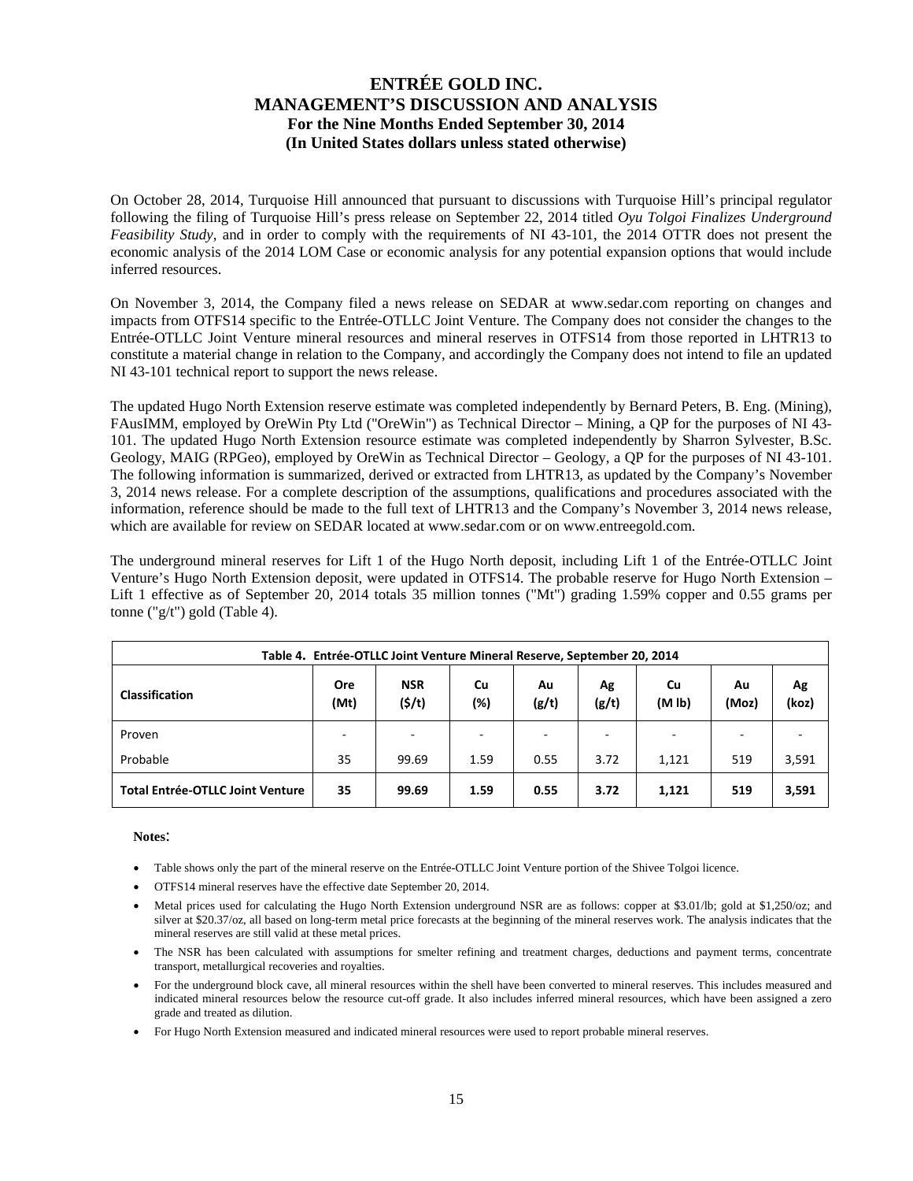On October 28, 2014, Turquoise Hill announced that pursuant to discussions with Turquoise Hill's principal regulator following the filing of Turquoise Hill's press release on September 22, 2014 titled *Oyu Tolgoi Finalizes Underground Feasibility Study*, and in order to comply with the requirements of NI 43-101, the 2014 OTTR does not present the economic analysis of the 2014 LOM Case or economic analysis for any potential expansion options that would include inferred resources.

On November 3, 2014, the Company filed a news release on SEDAR at www.sedar.com reporting on changes and impacts from OTFS14 specific to the Entrée-OTLLC Joint Venture. The Company does not consider the changes to the Entrée-OTLLC Joint Venture mineral resources and mineral reserves in OTFS14 from those reported in LHTR13 to constitute a material change in relation to the Company, and accordingly the Company does not intend to file an updated NI 43-101 technical report to support the news release.

The updated Hugo North Extension reserve estimate was completed independently by Bernard Peters, B. Eng. (Mining), FAusIMM, employed by OreWin Pty Ltd ("OreWin") as Technical Director – Mining, a QP for the purposes of NI 43-101. The updated Hugo North Extension resource estimate was completed independently by Sharron Sylvester, B.Sc. Geology, MAIG (RPGeo), employed by OreWin as Technical Director – Geology, a QP for the purposes of NI 43-101. The following information is summarized, derived or extracted from LHTR13, as updated by the Company's November 3, 2014 news release. For a complete description of the assumptions, qualifications and procedures associated with the information, reference should be made to the full text of LHTR13 and the Company's November 3, 2014 news release, which are available for review on SEDAR located at www.sedar.com or on www.entreegold.com.

The underground mineral reserves for Lift 1 of the Hugo North deposit, including Lift 1 of the Entrée-OTLLC Joint Venture's Hugo North Extension deposit, were updated in OTFS14. The probable reserve for Hugo North Extension – Lift 1 effective as of September 20, 2014 totals 35 million tonnes ("Mt") grading 1.59% copper and 0.55 grams per tonne ("g/t") gold (Table 4).

**Table 4. Entrée-OTLLC Joint Venture Mineral Reserve, September 20, 2014**

| Classification | Ore (Mt) | NSR ($/t) | Cu (%) | Au (g/t) | Ag (g/t) | Cu (M lb) | Au (Moz) | Ag (koz) |
|---|---|---|---|---|---|---|---|---|
| Proven | - | - | - | - | - | - | - | - |
| Probable | 35 | 99.69 | 1.59 | 0.55 | 3.72 | 1,121 | 519 | 3,591 |
| **Total Entrée-OTLLC Joint Venture** | **35** | **99.69** | **1.59** | **0.55** | **3.72** | **1,121** | **519** | **3,591** |

**Notes**:

- Table shows only the part of the mineral reserve on the Entrée-OTLLC Joint Venture portion of the Shivee Tolgoi licence.
- OTFS14 mineral reserves have the effective date September 20, 2014.
- Metal prices used for calculating the Hugo North Extension underground NSR are as follows: copper at $3.01/lb; gold at $1,250/oz; and silver at $20.37/oz, all based on long-term metal price forecasts at the beginning of the mineral reserves work. The analysis indicates that the mineral reserves are still valid at these metal prices.
- The NSR has been calculated with assumptions for smelter refining and treatment charges, deductions and payment terms, concentrate transport, metallurgical recoveries and royalties.
- For the underground block cave, all mineral resources within the shell have been converted to mineral reserves. This includes measured and indicated mineral resources below the resource cut-off grade. It also includes inferred mineral resources, which have been assigned a zero grade and treated as dilution.
- For Hugo North Extension measured and indicated mineral resources were used to report probable mineral reserves.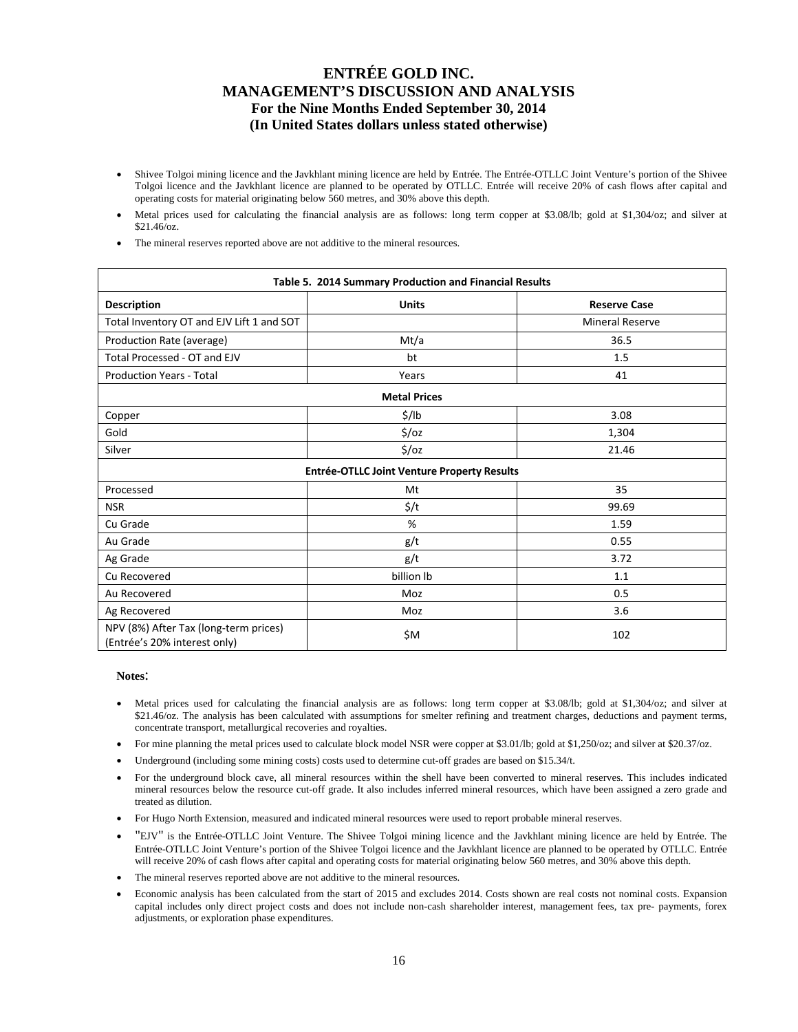- Shivee Tolgoi mining licence and the Javkhlant mining licence are held by Entrée. The Entrée-OTLLC Joint Venture's portion of the Shivee Tolgoi licence and the Javkhlant licence are planned to be operated by OTLLC. Entrée will receive 20% of cash flows after capital and operating costs for material originating below 560 metres, and 30% above this depth.
- Metal prices used for calculating the financial analysis are as follows: long term copper at $3.08/lb; gold at $1,304/oz; and silver at $21.46/oz.
- The mineral reserves reported above are not additive to the mineral resources.

| Table 5. 2014 Summary Production and Financial Results | | |
|---|---|---|
| **Description** | **Units** | **Reserve Case** |
| Total Inventory OT and EJV Lift 1 and SOT | | Mineral Reserve |
| Production Rate (average) | Mt/a | 36.5 |
| Total Processed - OT and EJV | bt | 1.5 |
| Production Years - Total | Years | 41 |
| **Metal Prices** | | |
| Copper | $/lb | 3.08 |
| Gold | $/oz | 1,304 |
| Silver | $/oz | 21.46 |
| **Entrée-OTLLC Joint Venture Property Results** | | |
| Processed | Mt | 35 |
| NSR | $/t | 99.69 |
| Cu Grade | % | 1.59 |
| Au Grade | g/t | 0.55 |
| Ag Grade | g/t | 3.72 |
| Cu Recovered | billion lb | 1.1 |
| Au Recovered | Moz | 0.5 |
| Ag Recovered | Moz | 3.6 |
| NPV (8%) After Tax (long-term prices) (Entrée's 20% interest only) | $M | 102 |

**Notes**:

- Metal prices used for calculating the financial analysis are as follows: long term copper at $3.08/lb; gold at $1,304/oz; and silver at $21.46/oz. The analysis has been calculated with assumptions for smelter refining and treatment charges, deductions and payment terms, concentrate transport, metallurgical recoveries and royalties.
- For mine planning the metal prices used to calculate block model NSR were copper at $3.01/lb; gold at $1,250/oz; and silver at $20.37/oz.
- Underground (including some mining costs) costs used to determine cut-off grades are based on $15.34/t.
- For the underground block cave, all mineral resources within the shell have been converted to mineral reserves. This includes indicated mineral resources below the resource cut-off grade. It also includes inferred mineral resources, which have been assigned a zero grade and treated as dilution.
- For Hugo North Extension, measured and indicated mineral resources were used to report probable mineral reserves.
- "EJV" is the Entrée-OTLLC Joint Venture. The Shivee Tolgoi mining licence and the Javkhlant mining licence are held by Entrée. The Entrée-OTLLC Joint Venture's portion of the Shivee Tolgoi licence and the Javkhlant licence are planned to be operated by OTLLC. Entrée will receive 20% of cash flows after capital and operating costs for material originating below 560 metres, and 30% above this depth.
- The mineral reserves reported above are not additive to the mineral resources.
- Economic analysis has been calculated from the start of 2015 and excludes 2014. Costs shown are real costs not nominal costs. Expansion capital includes only direct project costs and does not include non-cash shareholder interest, management fees, tax pre- payments, forex adjustments, or exploration phase expenditures.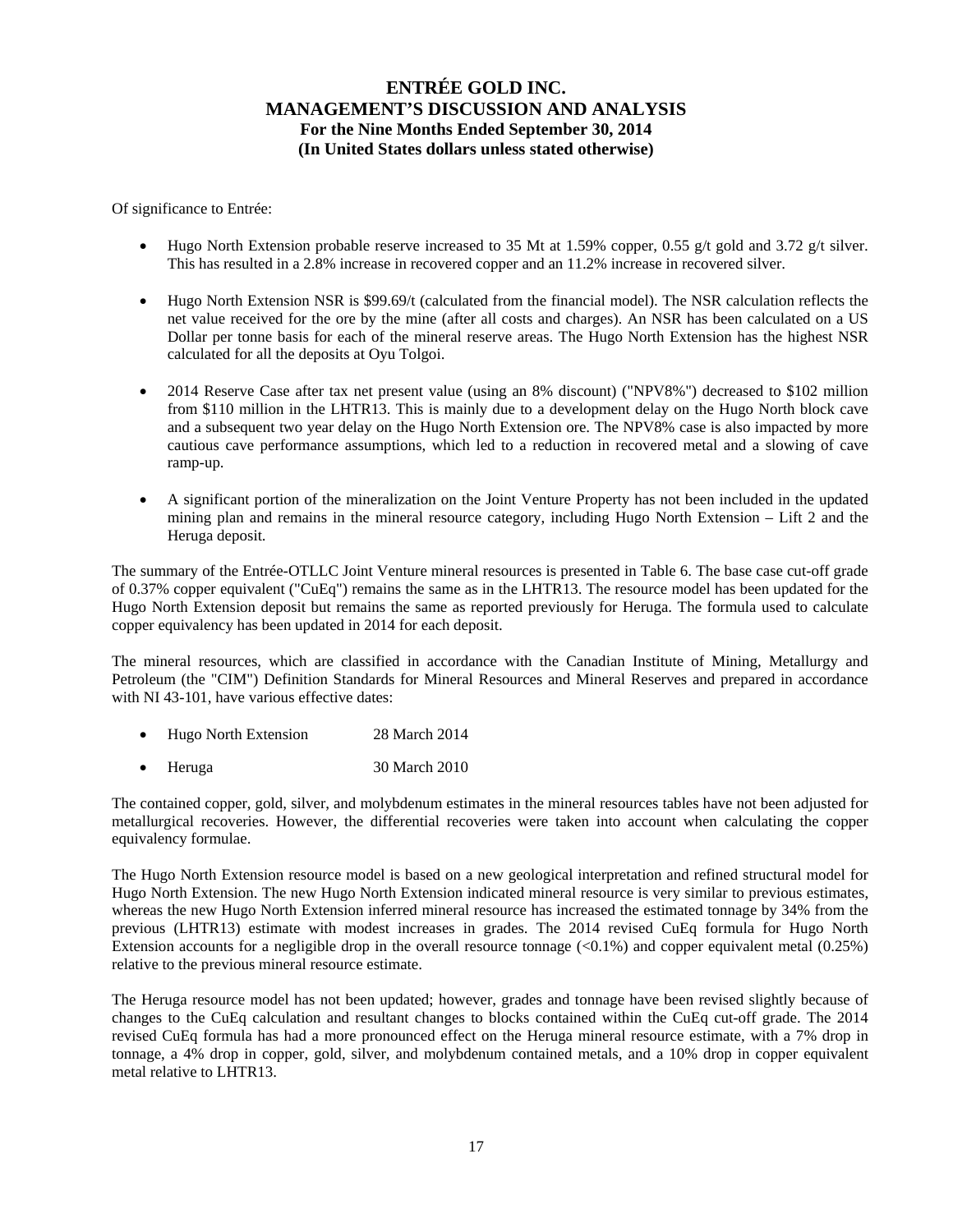Of significance to Entrée:

- Hugo North Extension probable reserve increased to 35 Mt at 1.59% copper, 0.55 g/t gold and 3.72 g/t silver. This has resulted in a 2.8% increase in recovered copper and an 11.2% increase in recovered silver.
- Hugo North Extension NSR is $99.69/t (calculated from the financial model). The NSR calculation reflects the net value received for the ore by the mine (after all costs and charges). An NSR has been calculated on a US Dollar per tonne basis for each of the mineral reserve areas. The Hugo North Extension has the highest NSR calculated for all the deposits at Oyu Tolgoi.
- 2014 Reserve Case after tax net present value (using an 8% discount) ("NPV8%") decreased to $102 million from $110 million in the LHTR13. This is mainly due to a development delay on the Hugo North block cave and a subsequent two year delay on the Hugo North Extension ore. The NPV8% case is also impacted by more cautious cave performance assumptions, which led to a reduction in recovered metal and a slowing of cave ramp-up.
- A significant portion of the mineralization on the Joint Venture Property has not been included in the updated mining plan and remains in the mineral resource category, including Hugo North Extension – Lift 2 and the Heruga deposit.

The summary of the Entrée-OTLLC Joint Venture mineral resources is presented in Table 6. The base case cut-off grade of 0.37% copper equivalent ("CuEq") remains the same as in the LHTR13. The resource model has been updated for the Hugo North Extension deposit but remains the same as reported previously for Heruga. The formula used to calculate copper equivalency has been updated in 2014 for each deposit.

The mineral resources, which are classified in accordance with the Canadian Institute of Mining, Metallurgy and Petroleum (the "CIM") Definition Standards for Mineral Resources and Mineral Reserves and prepared in accordance with NI 43-101, have various effective dates:

- Hugo North Extension 28 March 2014
- Heruga 30 March 2010

The contained copper, gold, silver, and molybdenum estimates in the mineral resources tables have not been adjusted for metallurgical recoveries. However, the differential recoveries were taken into account when calculating the copper equivalency formulae.

The Hugo North Extension resource model is based on a new geological interpretation and refined structural model for Hugo North Extension. The new Hugo North Extension indicated mineral resource is very similar to previous estimates, whereas the new Hugo North Extension inferred mineral resource has increased the estimated tonnage by 34% from the previous (LHTR13) estimate with modest increases in grades. The 2014 revised CuEq formula for Hugo North Extension accounts for a negligible drop in the overall resource tonnage (<0.1%) and copper equivalent metal (0.25%) relative to the previous mineral resource estimate.

The Heruga resource model has not been updated; however, grades and tonnage have been revised slightly because of changes to the CuEq calculation and resultant changes to blocks contained within the CuEq cut-off grade. The 2014 revised CuEq formula has had a more pronounced effect on the Heruga mineral resource estimate, with a 7% drop in tonnage, a 4% drop in copper, gold, silver, and molybdenum contained metals, and a 10% drop in copper equivalent metal relative to LHTR13.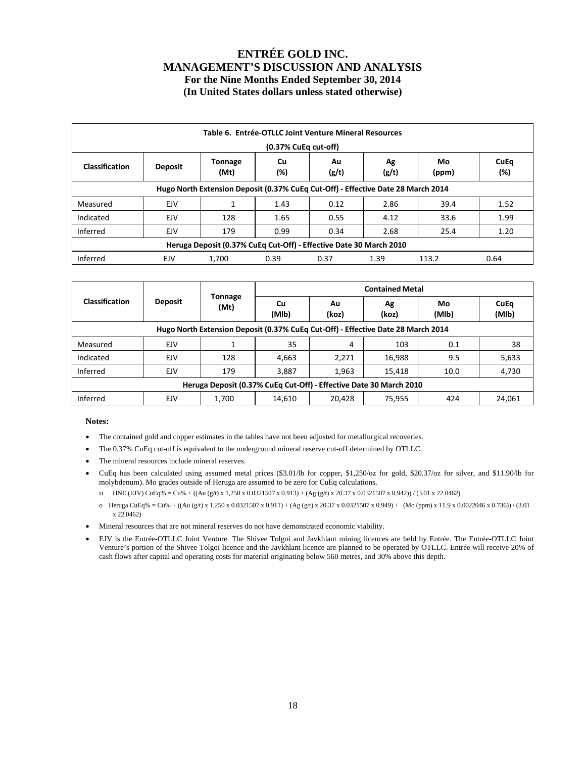| Table 6. Entrée-OTLLC Joint Venture Mineral Resources (0.37% CuEq cut-off) | | | | | | | |
|---|---|---|---|---|---|---|---|
| **Classification** | **Deposit** | **Tonnage (Mt)** | **Cu (%)** | **Au (g/t)** | **Ag (g/t)** | **Mo (ppm)** | **CuEq (%)** |
| **Hugo North Extension Deposit (0.37% CuEq Cut-Off) - Effective Date 28 March 2014** | | | | | | | |
| Measured | EJV | 1 | 1.43 | 0.12 | 2.86 | 39.4 | 1.52 |
| Indicated | EJV | 128 | 1.65 | 0.55 | 4.12 | 33.6 | 1.99 |
| Inferred | EJV | 179 | 0.99 | 0.34 | 2.68 | 25.4 | 1.20 |
| **Heruga Deposit (0.37% CuEq Cut-Off) - Effective Date 30 March 2010** | | | | | | | |
| Inferred | EJV | 1,700 | 0.39 | 0.37 | 1.39 | 113.2 | 0.64 |

| Classification | Deposit | Tonnage (Mt) | Contained Metal | | | | |
|---|---|---|---|---|---|---|---|
| | | | **Cu (Mlb)** | **Au (koz)** | **Ag (koz)** | **Mo (Mlb)** | **CuEq (Mlb)** |
| **Hugo North Extension Deposit (0.37% CuEq Cut-Off) - Effective Date 28 March 2014** | | | | | | | |
| Measured | EJV | 1 | 35 | 4 | 103 | 0.1 | 38 |
| Indicated | EJV | 128 | 4,663 | 2,271 | 16,988 | 9.5 | 5,633 |
| Inferred | EJV | 179 | 3,887 | 1,963 | 15,418 | 10.0 | 4,730 |
| **Heruga Deposit (0.37% CuEq Cut-Off) - Effective Date 30 March 2010** | | | | | | | |
| Inferred | EJV | 1,700 | 14,610 | 20,428 | 75,955 | 424 | 24,061 |

**Notes:**

- The contained gold and copper estimates in the tables have not been adjusted for metallurgical recoveries.
- The 0.37% CuEq cut-off is equivalent to the underground mineral reserve cut-off determined by OTLLC.
- The mineral resources include mineral reserves.
- CuEq has been calculated using assumed metal prices ($3.01/lb for copper, $1,250/oz for gold, $20.37/oz for silver, and $11.90/lb for molybdenum). Mo grades outside of Heruga are assumed to be zero for CuEq calculations.
  - HNE (EJV) CuEq% = Cu% + ((Au (g/t) x 1,250 x 0.0321507 x 0.913) + (Ag (g/t) x 20.37 x 0.0321507 x 0.942)) / (3.01 x 22.0462)
  - Heruga CuEq% = Cu% + ((Au (g/t) x 1,250 x 0.0321507 x 0.911) + (Ag (g/t) x 20.37 x 0.0321507 x 0.949) + (Mo (ppm) x 11.9 x 0.0022046 x 0.736)) / (3.01 x 22.0462)
- Mineral resources that are not mineral reserves do not have demonstrated economic viability.
- EJV is the Entrée-OTLLC Joint Venture. The Shivee Tolgoi and Javkhlant mining licences are held by Entrée. The Entrée-OTLLC Joint Venture's portion of the Shivee Tolgoi licence and the Javkhlant licence are planned to be operated by OTLLC. Entrée will receive 20% of cash flows after capital and operating costs for material originating below 560 metres, and 30% above this depth.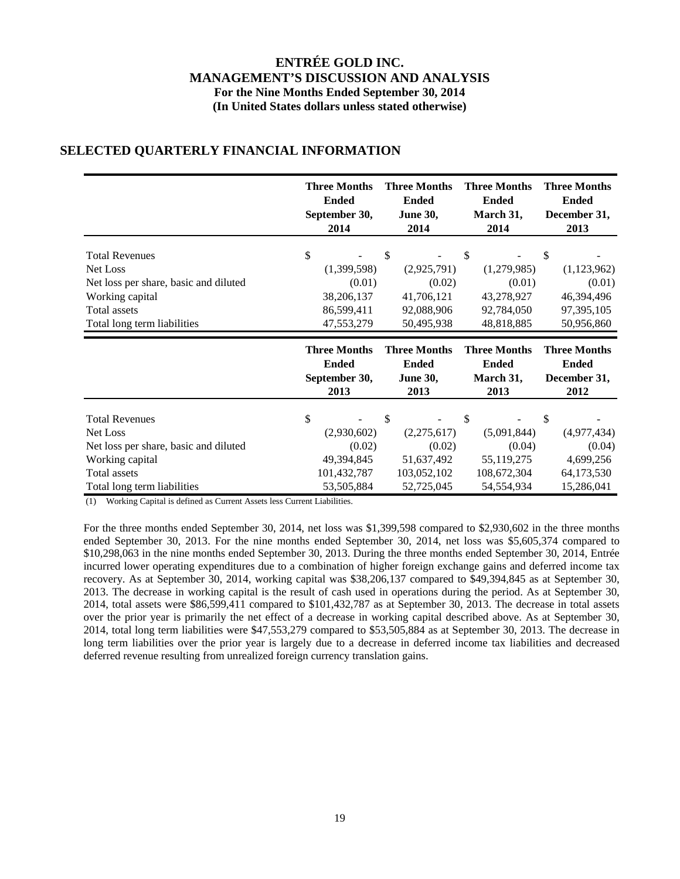## SELECTED QUARTERLY FINANCIAL INFORMATION

| | Three Months Ended September 30, 2014 | Three Months Ended June 30, 2014 | Three Months Ended March 31, 2014 | Three Months Ended December 31, 2013 |
|---|---|---|---|---|
| Total Revenues | $ - | $ - | $ - | $ - |
| Net Loss | (1,399,598) | (2,925,791) | (1,279,985) | (1,123,962) |
| Net loss per share, basic and diluted | (0.01) | (0.02) | (0.01) | (0.01) |
| Working capital | 38,206,137 | 41,706,121 | 43,278,927 | 46,394,496 |
| Total assets | 86,599,411 | 92,088,906 | 92,784,050 | 97,395,105 |
| Total long term liabilities | 47,553,279 | 50,495,938 | 48,818,885 | 50,956,860 |

| | Three Months Ended September 30, 2013 | Three Months Ended June 30, 2013 | Three Months Ended March 31, 2013 | Three Months Ended December 31, 2012 |
|---|---|---|---|---|
| Total Revenues | $ - | $ - | $ - | $ - |
| Net Loss | (2,930,602) | (2,275,617) | (5,091,844) | (4,977,434) |
| Net loss per share, basic and diluted | (0.02) | (0.02) | (0.04) | (0.04) |
| Working capital | 49,394,845 | 51,637,492 | 55,119,275 | 4,699,256 |
| Total assets | 101,432,787 | 103,052,102 | 108,672,304 | 64,173,530 |
| Total long term liabilities | 53,505,884 | 52,725,045 | 54,554,934 | 15,286,041 |

(1) Working Capital is defined as Current Assets less Current Liabilities.

For the three months ended September 30, 2014, net loss was $1,399,598 compared to $2,930,602 in the three months ended September 30, 2013. For the nine months ended September 30, 2014, net loss was $5,605,374 compared to $10,298,063 in the nine months ended September 30, 2013. During the three months ended September 30, 2014, Entrée incurred lower operating expenditures due to a combination of higher foreign exchange gains and deferred income tax recovery. As at September 30, 2014, working capital was $38,206,137 compared to $49,394,845 as at September 30, 2013. The decrease in working capital is the result of cash used in operations during the period. As at September 30, 2014, total assets were $86,599,411 compared to $101,432,787 as at September 30, 2013. The decrease in total assets over the prior year is primarily the net effect of a decrease in working capital described above. As at September 30, 2014, total long term liabilities were $47,553,279 compared to $53,505,884 as at September 30, 2013. The decrease in long term liabilities over the prior year is largely due to a decrease in deferred income tax liabilities and decreased deferred revenue resulting from unrealized foreign currency translation gains.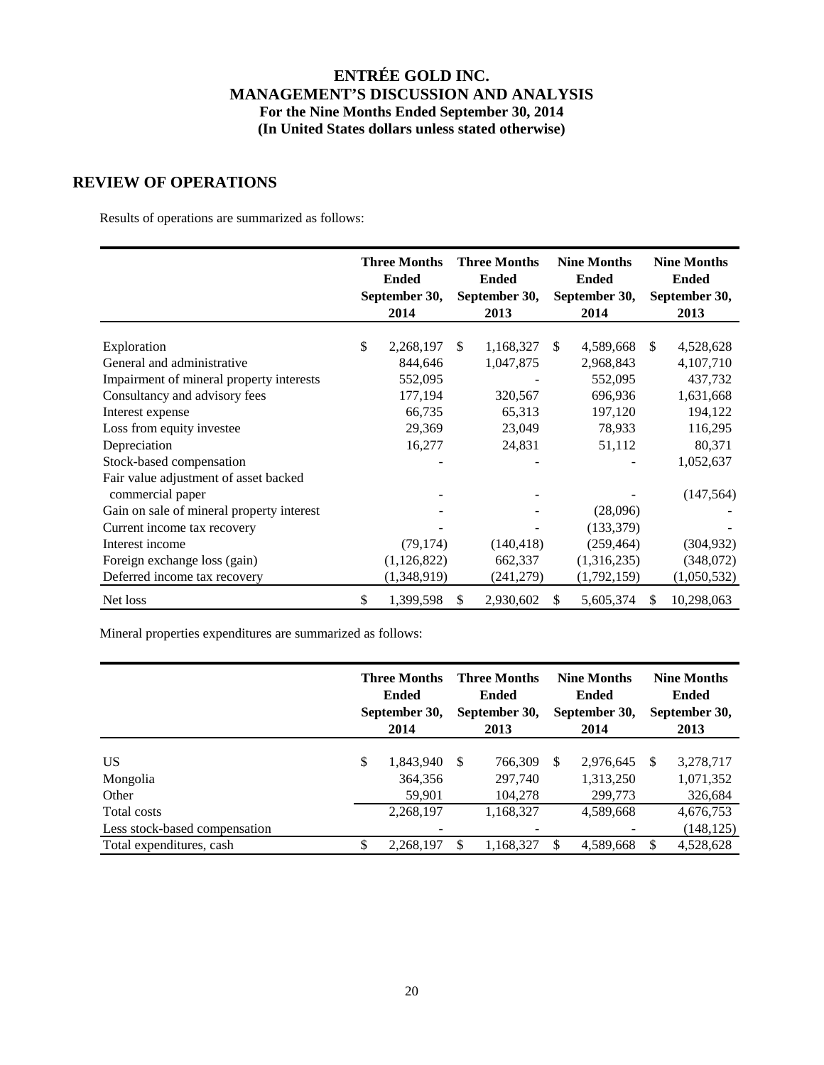## REVIEW OF OPERATIONS

Results of operations are summarized as follows:

| | Three Months Ended September 30, 2014 | Three Months Ended September 30, 2013 | Nine Months Ended September 30, 2014 | Nine Months Ended September 30, 2013 |
|---|---|---|---|---|
| Exploration | $ 2,268,197 | $ 1,168,327 | $ 4,589,668 | $ 4,528,628 |
| General and administrative | 844,646 | 1,047,875 | 2,968,843 | 4,107,710 |
| Impairment of mineral property interests | 552,095 | - | 552,095 | 437,732 |
| Consultancy and advisory fees | 177,194 | 320,567 | 696,936 | 1,631,668 |
| Interest expense | 66,735 | 65,313 | 197,120 | 194,122 |
| Loss from equity investee | 29,369 | 23,049 | 78,933 | 116,295 |
| Depreciation | 16,277 | 24,831 | 51,112 | 80,371 |
| Stock-based compensation | - | - | - | 1,052,637 |
| Fair value adjustment of asset backed commercial paper | - | - | - | (147,564) |
| Gain on sale of mineral property interest | - | - | (28,096) | - |
| Current income tax recovery | - | - | (133,379) | - |
| Interest income | (79,174) | (140,418) | (259,464) | (304,932) |
| Foreign exchange loss (gain) | (1,126,822) | 662,337 | (1,316,235) | (348,072) |
| Deferred income tax recovery | (1,348,919) | (241,279) | (1,792,159) | (1,050,532) |
| Net loss | $ 1,399,598 | $ 2,930,602 | $ 5,605,374 | $ 10,298,063 |

Mineral properties expenditures are summarized as follows:

| | Three Months Ended September 30, 2014 | Three Months Ended September 30, 2013 | Nine Months Ended September 30, 2014 | Nine Months Ended September 30, 2013 |
|---|---|---|---|---|
| US | $ 1,843,940 | $ 766,309 | $ 2,976,645 | $ 3,278,717 |
| Mongolia | 364,356 | 297,740 | 1,313,250 | 1,071,352 |
| Other | 59,901 | 104,278 | 299,773 | 326,684 |
| Total costs | 2,268,197 | 1,168,327 | 4,589,668 | 4,676,753 |
| Less stock-based compensation | - | - | - | (148,125) |
| Total expenditures, cash | $ 2,268,197 | $ 1,168,327 | $ 4,589,668 | $ 4,528,628 |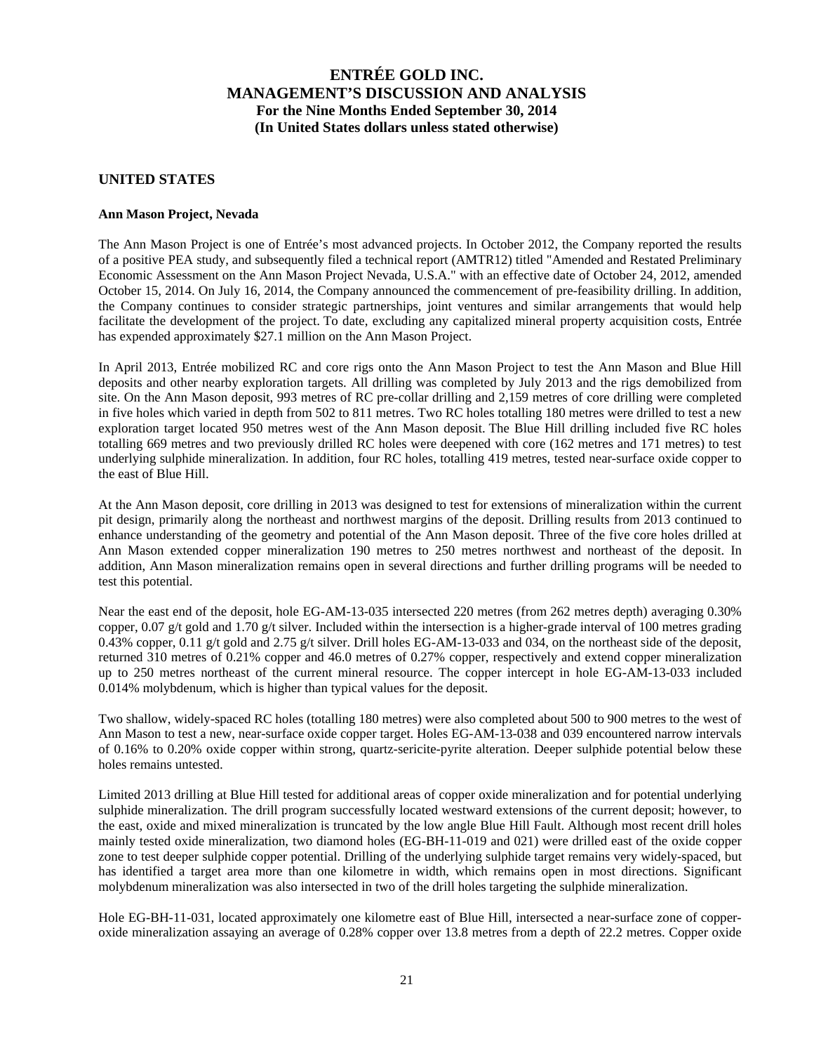## UNITED STATES

### Ann Mason Project, Nevada

The Ann Mason Project is one of Entrée's most advanced projects. In October 2012, the Company reported the results of a positive PEA study, and subsequently filed a technical report (AMTR12) titled "Amended and Restated Preliminary Economic Assessment on the Ann Mason Project Nevada, U.S.A." with an effective date of October 24, 2012, amended October 15, 2014. On July 16, 2014, the Company announced the commencement of pre-feasibility drilling. In addition, the Company continues to consider strategic partnerships, joint ventures and similar arrangements that would help facilitate the development of the project. To date, excluding any capitalized mineral property acquisition costs, Entrée has expended approximately $27.1 million on the Ann Mason Project.

In April 2013, Entrée mobilized RC and core rigs onto the Ann Mason Project to test the Ann Mason and Blue Hill deposits and other nearby exploration targets. All drilling was completed by July 2013 and the rigs demobilized from site. On the Ann Mason deposit, 993 metres of RC pre-collar drilling and 2,159 metres of core drilling were completed in five holes which varied in depth from 502 to 811 metres. Two RC holes totalling 180 metres were drilled to test a new exploration target located 950 metres west of the Ann Mason deposit. The Blue Hill drilling included five RC holes totalling 669 metres and two previously drilled RC holes were deepened with core (162 metres and 171 metres) to test underlying sulphide mineralization. In addition, four RC holes, totalling 419 metres, tested near-surface oxide copper to the east of Blue Hill.

At the Ann Mason deposit, core drilling in 2013 was designed to test for extensions of mineralization within the current pit design, primarily along the northeast and northwest margins of the deposit. Drilling results from 2013 continued to enhance understanding of the geometry and potential of the Ann Mason deposit. Three of the five core holes drilled at Ann Mason extended copper mineralization 190 metres to 250 metres northwest and northeast of the deposit. In addition, Ann Mason mineralization remains open in several directions and further drilling programs will be needed to test this potential.

Near the east end of the deposit, hole EG-AM-13-035 intersected 220 metres (from 262 metres depth) averaging 0.30% copper, 0.07 g/t gold and 1.70 g/t silver. Included within the intersection is a higher-grade interval of 100 metres grading 0.43% copper, 0.11 g/t gold and 2.75 g/t silver. Drill holes EG-AM-13-033 and 034, on the northeast side of the deposit, returned 310 metres of 0.21% copper and 46.0 metres of 0.27% copper, respectively and extend copper mineralization up to 250 metres northeast of the current mineral resource. The copper intercept in hole EG-AM-13-033 included 0.014% molybdenum, which is higher than typical values for the deposit.

Two shallow, widely-spaced RC holes (totalling 180 metres) were also completed about 500 to 900 metres to the west of Ann Mason to test a new, near-surface oxide copper target. Holes EG-AM-13-038 and 039 encountered narrow intervals of 0.16% to 0.20% oxide copper within strong, quartz-sericite-pyrite alteration. Deeper sulphide potential below these holes remains untested.

Limited 2013 drilling at Blue Hill tested for additional areas of copper oxide mineralization and for potential underlying sulphide mineralization. The drill program successfully located westward extensions of the current deposit; however, to the east, oxide and mixed mineralization is truncated by the low angle Blue Hill Fault. Although most recent drill holes mainly tested oxide mineralization, two diamond holes (EG-BH-11-019 and 021) were drilled east of the oxide copper zone to test deeper sulphide copper potential. Drilling of the underlying sulphide target remains very widely-spaced, but has identified a target area more than one kilometre in width, which remains open in most directions. Significant molybdenum mineralization was also intersected in two of the drill holes targeting the sulphide mineralization.

Hole EG-BH-11-031, located approximately one kilometre east of Blue Hill, intersected a near-surface zone of copper-oxide mineralization assaying an average of 0.28% copper over 13.8 metres from a depth of 22.2 metres. Copper oxide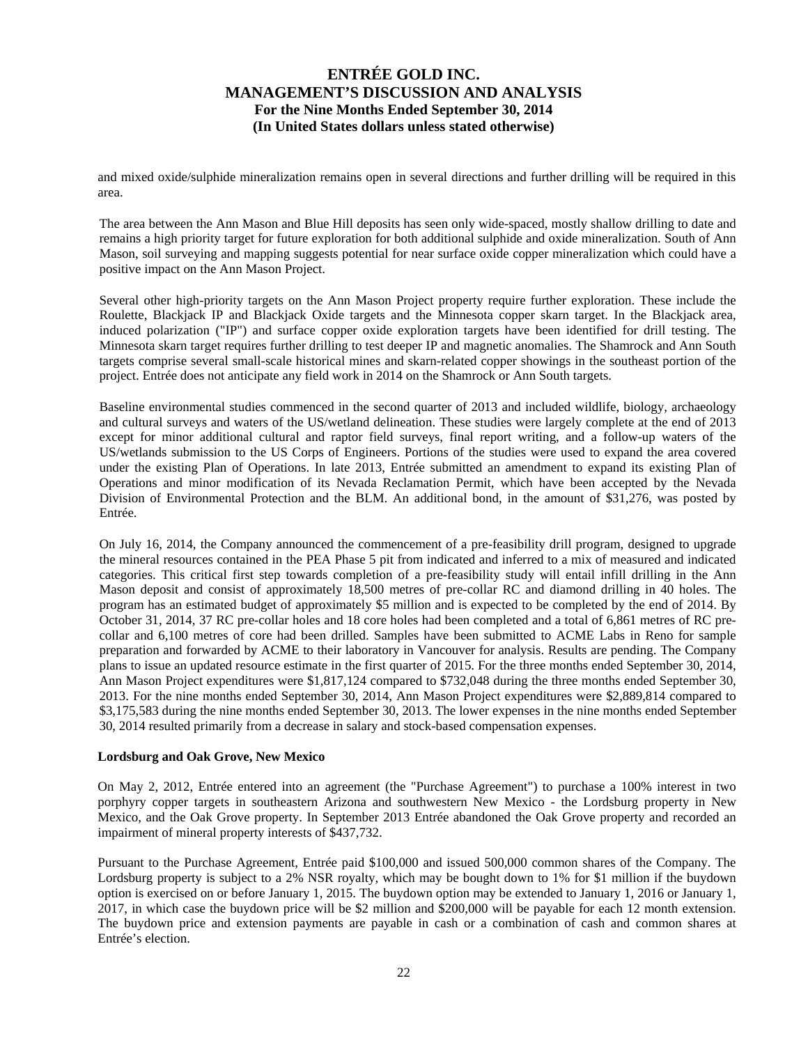and mixed oxide/sulphide mineralization remains open in several directions and further drilling will be required in this area.

The area between the Ann Mason and Blue Hill deposits has seen only wide-spaced, mostly shallow drilling to date and remains a high priority target for future exploration for both additional sulphide and oxide mineralization. South of Ann Mason, soil surveying and mapping suggests potential for near surface oxide copper mineralization which could have a positive impact on the Ann Mason Project.

Several other high-priority targets on the Ann Mason Project property require further exploration. These include the Roulette, Blackjack IP and Blackjack Oxide targets and the Minnesota copper skarn target. In the Blackjack area, induced polarization ("IP") and surface copper oxide exploration targets have been identified for drill testing. The Minnesota skarn target requires further drilling to test deeper IP and magnetic anomalies. The Shamrock and Ann South targets comprise several small-scale historical mines and skarn-related copper showings in the southeast portion of the project. Entrée does not anticipate any field work in 2014 on the Shamrock or Ann South targets.

Baseline environmental studies commenced in the second quarter of 2013 and included wildlife, biology, archaeology and cultural surveys and waters of the US/wetland delineation. These studies were largely complete at the end of 2013 except for minor additional cultural and raptor field surveys, final report writing, and a follow-up waters of the US/wetlands submission to the US Corps of Engineers. Portions of the studies were used to expand the area covered under the existing Plan of Operations. In late 2013, Entrée submitted an amendment to expand its existing Plan of Operations and minor modification of its Nevada Reclamation Permit, which have been accepted by the Nevada Division of Environmental Protection and the BLM. An additional bond, in the amount of $31,276, was posted by Entrée.

On July 16, 2014, the Company announced the commencement of a pre-feasibility drill program, designed to upgrade the mineral resources contained in the PEA Phase 5 pit from indicated and inferred to a mix of measured and indicated categories. This critical first step towards completion of a pre-feasibility study will entail infill drilling in the Ann Mason deposit and consist of approximately 18,500 metres of pre-collar RC and diamond drilling in 40 holes. The program has an estimated budget of approximately $5 million and is expected to be completed by the end of 2014. By October 31, 2014, 37 RC pre-collar holes and 18 core holes had been completed and a total of 6,861 metres of RC pre-collar and 6,100 metres of core had been drilled. Samples have been submitted to ACME Labs in Reno for sample preparation and forwarded by ACME to their laboratory in Vancouver for analysis. Results are pending. The Company plans to issue an updated resource estimate in the first quarter of 2015. For the three months ended September 30, 2014, Ann Mason Project expenditures were $1,817,124 compared to $732,048 during the three months ended September 30, 2013. For the nine months ended September 30, 2014, Ann Mason Project expenditures were $2,889,814 compared to $3,175,583 during the nine months ended September 30, 2013. The lower expenses in the nine months ended September 30, 2014 resulted primarily from a decrease in salary and stock-based compensation expenses.

**Lordsburg and Oak Grove, New Mexico**

On May 2, 2012, Entrée entered into an agreement (the "Purchase Agreement") to purchase a 100% interest in two porphyry copper targets in southeastern Arizona and southwestern New Mexico - the Lordsburg property in New Mexico, and the Oak Grove property. In September 2013 Entrée abandoned the Oak Grove property and recorded an impairment of mineral property interests of $437,732.

Pursuant to the Purchase Agreement, Entrée paid $100,000 and issued 500,000 common shares of the Company. The Lordsburg property is subject to a 2% NSR royalty, which may be bought down to 1% for $1 million if the buydown option is exercised on or before January 1, 2015. The buydown option may be extended to January 1, 2016 or January 1, 2017, in which case the buydown price will be $2 million and $200,000 will be payable for each 12 month extension. The buydown price and extension payments are payable in cash or a combination of cash and common shares at Entrée's election.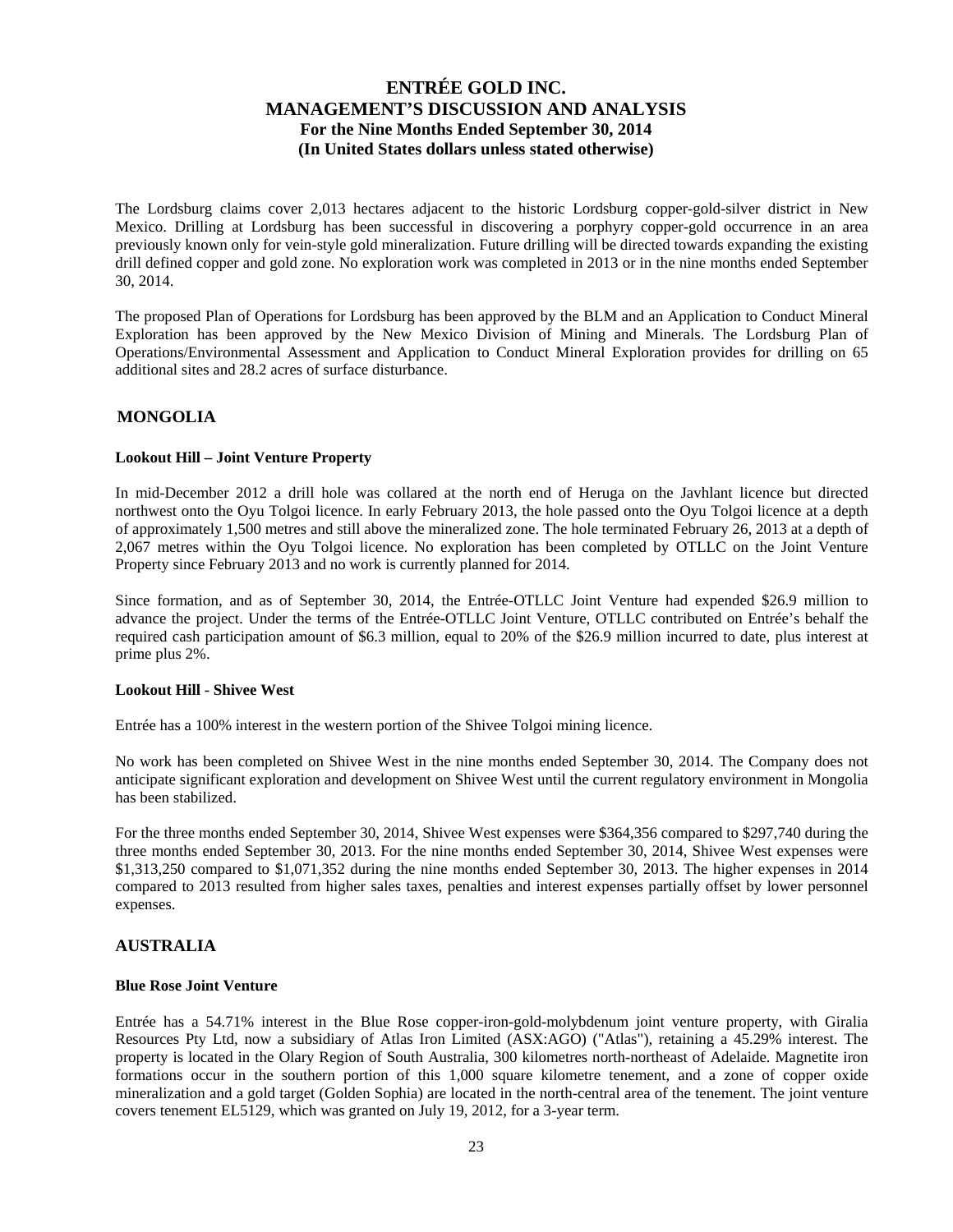The Lordsburg claims cover 2,013 hectares adjacent to the historic Lordsburg copper-gold-silver district in New Mexico. Drilling at Lordsburg has been successful in discovering a porphyry copper-gold occurrence in an area previously known only for vein-style gold mineralization. Future drilling will be directed towards expanding the existing drill defined copper and gold zone. No exploration work was completed in 2013 or in the nine months ended September 30, 2014.

The proposed Plan of Operations for Lordsburg has been approved by the BLM and an Application to Conduct Mineral Exploration has been approved by the New Mexico Division of Mining and Minerals. The Lordsburg Plan of Operations/Environmental Assessment and Application to Conduct Mineral Exploration provides for drilling on 65 additional sites and 28.2 acres of surface disturbance.

## MONGOLIA

### Lookout Hill – Joint Venture Property

In mid-December 2012 a drill hole was collared at the north end of Heruga on the Javhlant licence but directed northwest onto the Oyu Tolgoi licence. In early February 2013, the hole passed onto the Oyu Tolgoi licence at a depth of approximately 1,500 metres and still above the mineralized zone. The hole terminated February 26, 2013 at a depth of 2,067 metres within the Oyu Tolgoi licence. No exploration has been completed by OTLLC on the Joint Venture Property since February 2013 and no work is currently planned for 2014.

Since formation, and as of September 30, 2014, the Entrée-OTLLC Joint Venture had expended $26.9 million to advance the project. Under the terms of the Entrée-OTLLC Joint Venture, OTLLC contributed on Entrée's behalf the required cash participation amount of $6.3 million, equal to 20% of the $26.9 million incurred to date, plus interest at prime plus 2%.

### Lookout Hill - Shivee West

Entrée has a 100% interest in the western portion of the Shivee Tolgoi mining licence.

No work has been completed on Shivee West in the nine months ended September 30, 2014. The Company does not anticipate significant exploration and development on Shivee West until the current regulatory environment in Mongolia has been stabilized.

For the three months ended September 30, 2014, Shivee West expenses were $364,356 compared to $297,740 during the three months ended September 30, 2013. For the nine months ended September 30, 2014, Shivee West expenses were $1,313,250 compared to $1,071,352 during the nine months ended September 30, 2013. The higher expenses in 2014 compared to 2013 resulted from higher sales taxes, penalties and interest expenses partially offset by lower personnel expenses.

## AUSTRALIA

### Blue Rose Joint Venture

Entrée has a 54.71% interest in the Blue Rose copper-iron-gold-molybdenum joint venture property, with Giralia Resources Pty Ltd, now a subsidiary of Atlas Iron Limited (ASX:AGO) ("Atlas"), retaining a 45.29% interest. The property is located in the Olary Region of South Australia, 300 kilometres north-northeast of Adelaide. Magnetite iron formations occur in the southern portion of this 1,000 square kilometre tenement, and a zone of copper oxide mineralization and a gold target (Golden Sophia) are located in the north-central area of the tenement. The joint venture covers tenement EL5129, which was granted on July 19, 2012, for a 3-year term.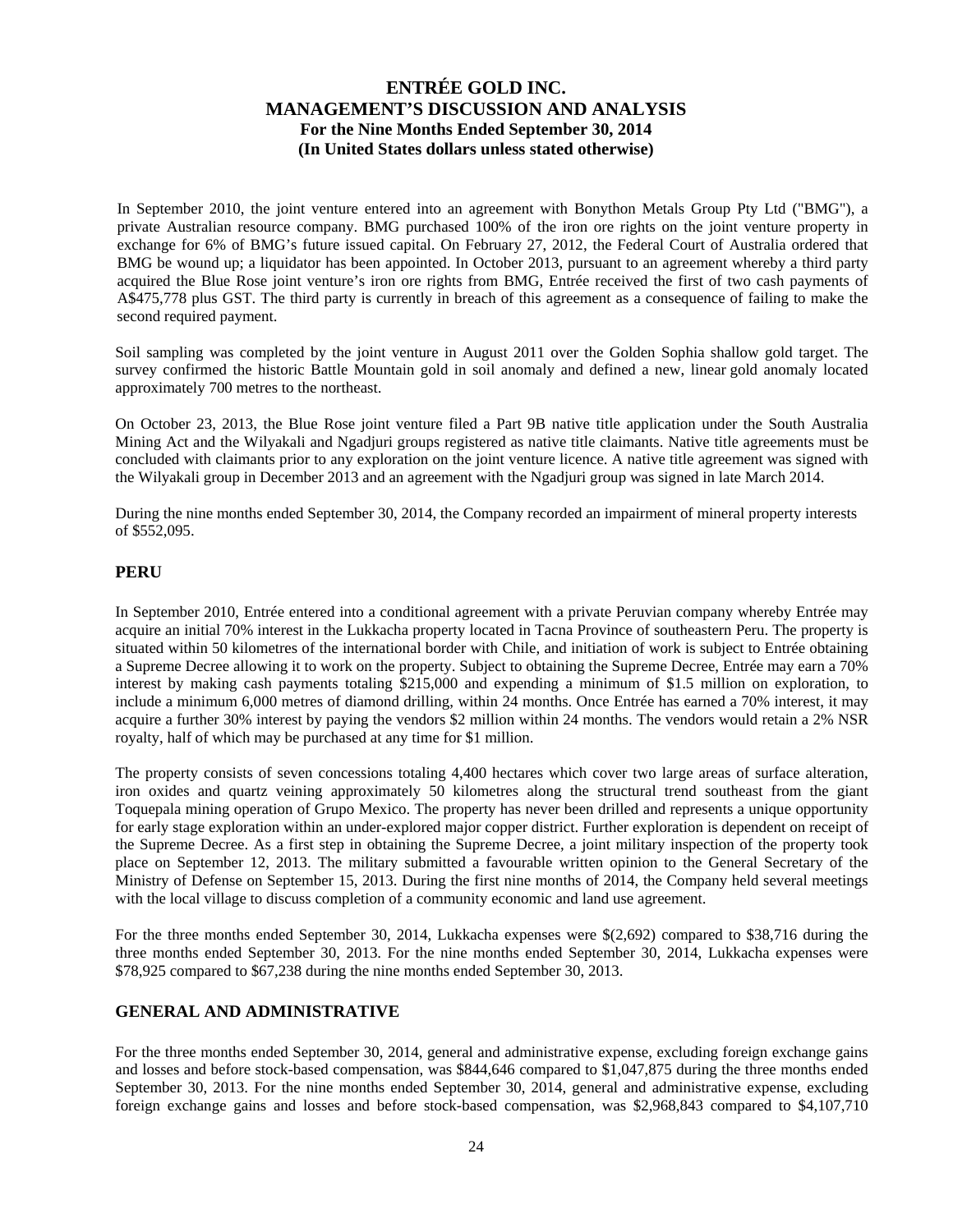In September 2010, the joint venture entered into an agreement with Bonython Metals Group Pty Ltd ("BMG"), a private Australian resource company. BMG purchased 100% of the iron ore rights on the joint venture property in exchange for 6% of BMG's future issued capital. On February 27, 2012, the Federal Court of Australia ordered that BMG be wound up; a liquidator has been appointed. In October 2013, pursuant to an agreement whereby a third party acquired the Blue Rose joint venture's iron ore rights from BMG, Entrée received the first of two cash payments of A$475,778 plus GST. The third party is currently in breach of this agreement as a consequence of failing to make the second required payment.

Soil sampling was completed by the joint venture in August 2011 over the Golden Sophia shallow gold target. The survey confirmed the historic Battle Mountain gold in soil anomaly and defined a new, linear gold anomaly located approximately 700 metres to the northeast.

On October 23, 2013, the Blue Rose joint venture filed a Part 9B native title application under the South Australia Mining Act and the Wilyakali and Ngadjuri groups registered as native title claimants. Native title agreements must be concluded with claimants prior to any exploration on the joint venture licence. A native title agreement was signed with the Wilyakali group in December 2013 and an agreement with the Ngadjuri group was signed in late March 2014.

During the nine months ended September 30, 2014, the Company recorded an impairment of mineral property interests of $552,095.

## PERU

In September 2010, Entrée entered into a conditional agreement with a private Peruvian company whereby Entrée may acquire an initial 70% interest in the Lukkacha property located in Tacna Province of southeastern Peru. The property is situated within 50 kilometres of the international border with Chile, and initiation of work is subject to Entrée obtaining a Supreme Decree allowing it to work on the property. Subject to obtaining the Supreme Decree, Entrée may earn a 70% interest by making cash payments totaling $215,000 and expending a minimum of $1.5 million on exploration, to include a minimum 6,000 metres of diamond drilling, within 24 months. Once Entrée has earned a 70% interest, it may acquire a further 30% interest by paying the vendors $2 million within 24 months. The vendors would retain a 2% NSR royalty, half of which may be purchased at any time for $1 million.

The property consists of seven concessions totaling 4,400 hectares which cover two large areas of surface alteration, iron oxides and quartz veining approximately 50 kilometres along the structural trend southeast from the giant Toquepala mining operation of Grupo Mexico. The property has never been drilled and represents a unique opportunity for early stage exploration within an under-explored major copper district. Further exploration is dependent on receipt of the Supreme Decree. As a first step in obtaining the Supreme Decree, a joint military inspection of the property took place on September 12, 2013. The military submitted a favourable written opinion to the General Secretary of the Ministry of Defense on September 15, 2013. During the first nine months of 2014, the Company held several meetings with the local village to discuss completion of a community economic and land use agreement.

For the three months ended September 30, 2014, Lukkacha expenses were $(2,692) compared to $38,716 during the three months ended September 30, 2013. For the nine months ended September 30, 2014, Lukkacha expenses were $78,925 compared to $67,238 during the nine months ended September 30, 2013.

## GENERAL AND ADMINISTRATIVE

For the three months ended September 30, 2014, general and administrative expense, excluding foreign exchange gains and losses and before stock-based compensation, was $844,646 compared to $1,047,875 during the three months ended September 30, 2013. For the nine months ended September 30, 2014, general and administrative expense, excluding foreign exchange gains and losses and before stock-based compensation, was $2,968,843 compared to $4,107,710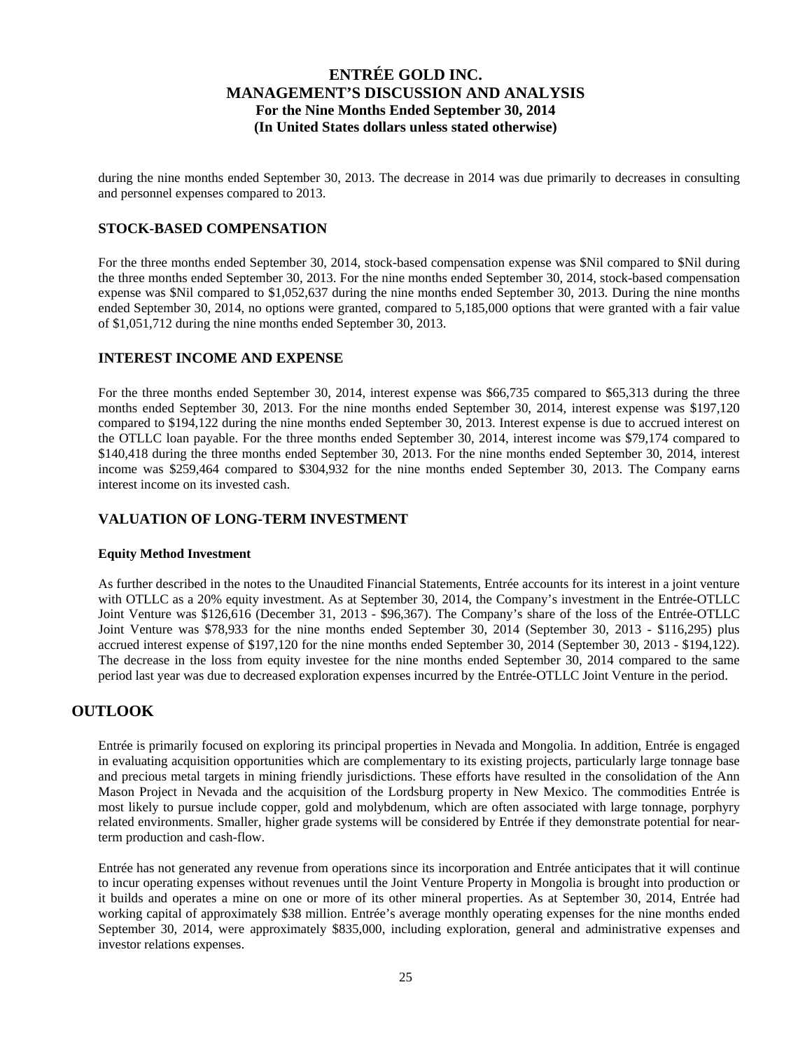during the nine months ended September 30, 2013. The decrease in 2014 was due primarily to decreases in consulting and personnel expenses compared to 2013.

### STOCK-BASED COMPENSATION

For the three months ended September 30, 2014, stock-based compensation expense was $Nil compared to $Nil during the three months ended September 30, 2013. For the nine months ended September 30, 2014, stock-based compensation expense was $Nil compared to $1,052,637 during the nine months ended September 30, 2013. During the nine months ended September 30, 2014, no options were granted, compared to 5,185,000 options that were granted with a fair value of $1,051,712 during the nine months ended September 30, 2013.

### INTEREST INCOME AND EXPENSE

For the three months ended September 30, 2014, interest expense was $66,735 compared to $65,313 during the three months ended September 30, 2013. For the nine months ended September 30, 2014, interest expense was $197,120 compared to $194,122 during the nine months ended September 30, 2013. Interest expense is due to accrued interest on the OTLLC loan payable. For the three months ended September 30, 2014, interest income was $79,174 compared to $140,418 during the three months ended September 30, 2013. For the nine months ended September 30, 2014, interest income was $259,464 compared to $304,932 for the nine months ended September 30, 2013. The Company earns interest income on its invested cash.

### VALUATION OF LONG-TERM INVESTMENT

**Equity Method Investment**

As further described in the notes to the Unaudited Financial Statements, Entrée accounts for its interest in a joint venture with OTLLC as a 20% equity investment. As at September 30, 2014, the Company's investment in the Entrée-OTLLC Joint Venture was $126,616 (December 31, 2013 - $96,367). The Company's share of the loss of the Entrée-OTLLC Joint Venture was $78,933 for the nine months ended September 30, 2014 (September 30, 2013 - $116,295) plus accrued interest expense of $197,120 for the nine months ended September 30, 2014 (September 30, 2013 - $194,122). The decrease in the loss from equity investee for the nine months ended September 30, 2014 compared to the same period last year was due to decreased exploration expenses incurred by the Entrée-OTLLC Joint Venture in the period.

## OUTLOOK

Entrée is primarily focused on exploring its principal properties in Nevada and Mongolia. In addition, Entrée is engaged in evaluating acquisition opportunities which are complementary to its existing projects, particularly large tonnage base and precious metal targets in mining friendly jurisdictions. These efforts have resulted in the consolidation of the Ann Mason Project in Nevada and the acquisition of the Lordsburg property in New Mexico. The commodities Entrée is most likely to pursue include copper, gold and molybdenum, which are often associated with large tonnage, porphyry related environments. Smaller, higher grade systems will be considered by Entrée if they demonstrate potential for near-term production and cash-flow.

Entrée has not generated any revenue from operations since its incorporation and Entrée anticipates that it will continue to incur operating expenses without revenues until the Joint Venture Property in Mongolia is brought into production or it builds and operates a mine on one or more of its other mineral properties. As at September 30, 2014, Entrée had working capital of approximately $38 million. Entrée's average monthly operating expenses for the nine months ended September 30, 2014, were approximately $835,000, including exploration, general and administrative expenses and investor relations expenses.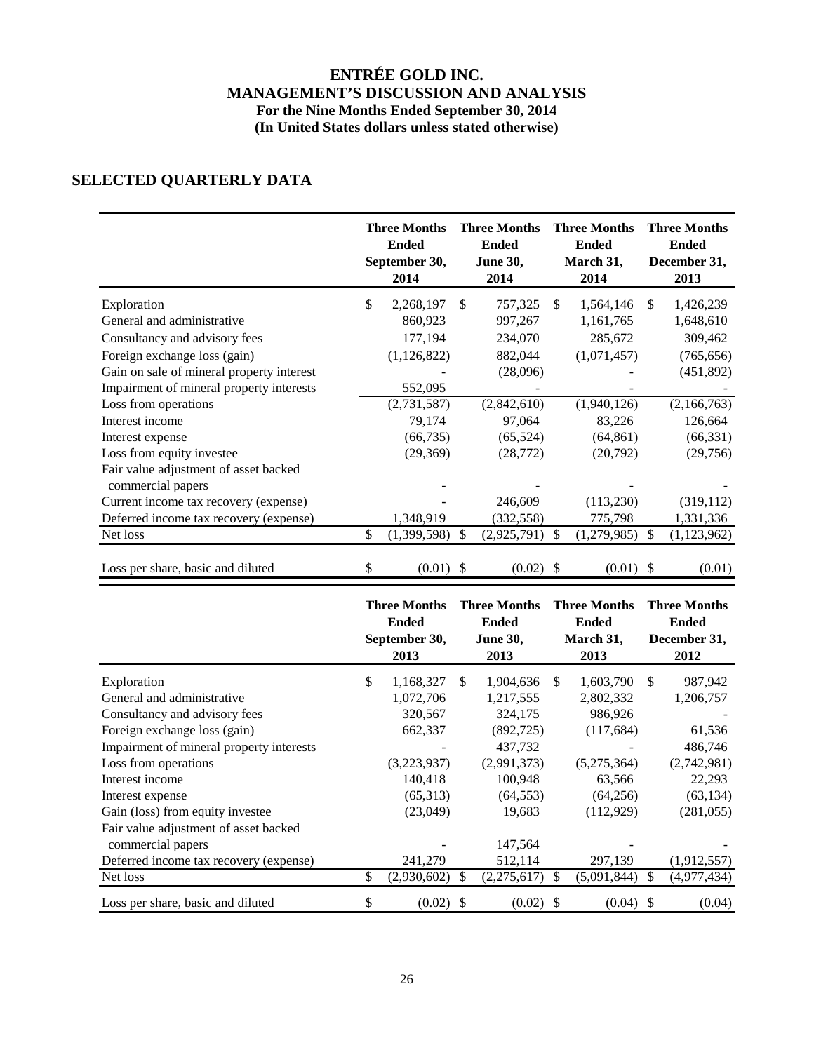# ENTRÉE GOLD INC.
# MANAGEMENT'S DISCUSSION AND ANALYSIS
### For the Nine Months Ended September 30, 2014
### (In United States dollars unless stated otherwise)

## SELECTED QUARTERLY DATA

| | Three Months Ended September 30, 2014 | Three Months Ended June 30, 2014 | Three Months Ended March 31, 2014 | Three Months Ended December 31, 2013 |
|---|---|---|---|---|
| Exploration | $ 2,268,197 | $ 757,325 | $ 1,564,146 | $ 1,426,239 |
| General and administrative | 860,923 | 997,267 | 1,161,765 | 1,648,610 |
| Consultancy and advisory fees | 177,194 | 234,070 | 285,672 | 309,462 |
| Foreign exchange loss (gain) | (1,126,822) | 882,044 | (1,071,457) | (765,656) |
| Gain on sale of mineral property interest | - | (28,096) | - | (451,892) |
| Impairment of mineral property interests | 552,095 | - | - | - |
| Loss from operations | (2,731,587) | (2,842,610) | (1,940,126) | (2,166,763) |
| Interest income | 79,174 | 97,064 | 83,226 | 126,664 |
| Interest expense | (66,735) | (65,524) | (64,861) | (66,331) |
| Loss from equity investee | (29,369) | (28,772) | (20,792) | (29,756) |
| Fair value adjustment of asset backed commercial papers | - | - | - | - |
| Current income tax recovery (expense) | - | 246,609 | (113,230) | (319,112) |
| Deferred income tax recovery (expense) | 1,348,919 | (332,558) | 775,798 | 1,331,336 |
| Net loss | $ (1,399,598) | $ (2,925,791) | $ (1,279,985) | $ (1,123,962) |
| Loss per share, basic and diluted | $ (0.01) | $ (0.02) | $ (0.01) | $ (0.01) |

| | Three Months Ended September 30, 2013 | Three Months Ended June 30, 2013 | Three Months Ended March 31, 2013 | Three Months Ended December 31, 2012 |
|---|---|---|---|---|
| Exploration | $ 1,168,327 | $ 1,904,636 | $ 1,603,790 | $ 987,942 |
| General and administrative | 1,072,706 | 1,217,555 | 2,802,332 | 1,206,757 |
| Consultancy and advisory fees | 320,567 | 324,175 | 986,926 | - |
| Foreign exchange loss (gain) | 662,337 | (892,725) | (117,684) | 61,536 |
| Impairment of mineral property interests | - | 437,732 | - | 486,746 |
| Loss from operations | (3,223,937) | (2,991,373) | (5,275,364) | (2,742,981) |
| Interest income | 140,418 | 100,948 | 63,566 | 22,293 |
| Interest expense | (65,313) | (64,553) | (64,256) | (63,134) |
| Gain (loss) from equity investee | (23,049) | 19,683 | (112,929) | (281,055) |
| Fair value adjustment of asset backed commercial papers | - | 147,564 | - | - |
| Deferred income tax recovery (expense) | 241,279 | 512,114 | 297,139 | (1,912,557) |
| Net loss | $ (2,930,602) | $ (2,275,617) | $ (5,091,844) | $ (4,977,434) |
| Loss per share, basic and diluted | $ (0.02) | $ (0.02) | $ (0.04) | $ (0.04) |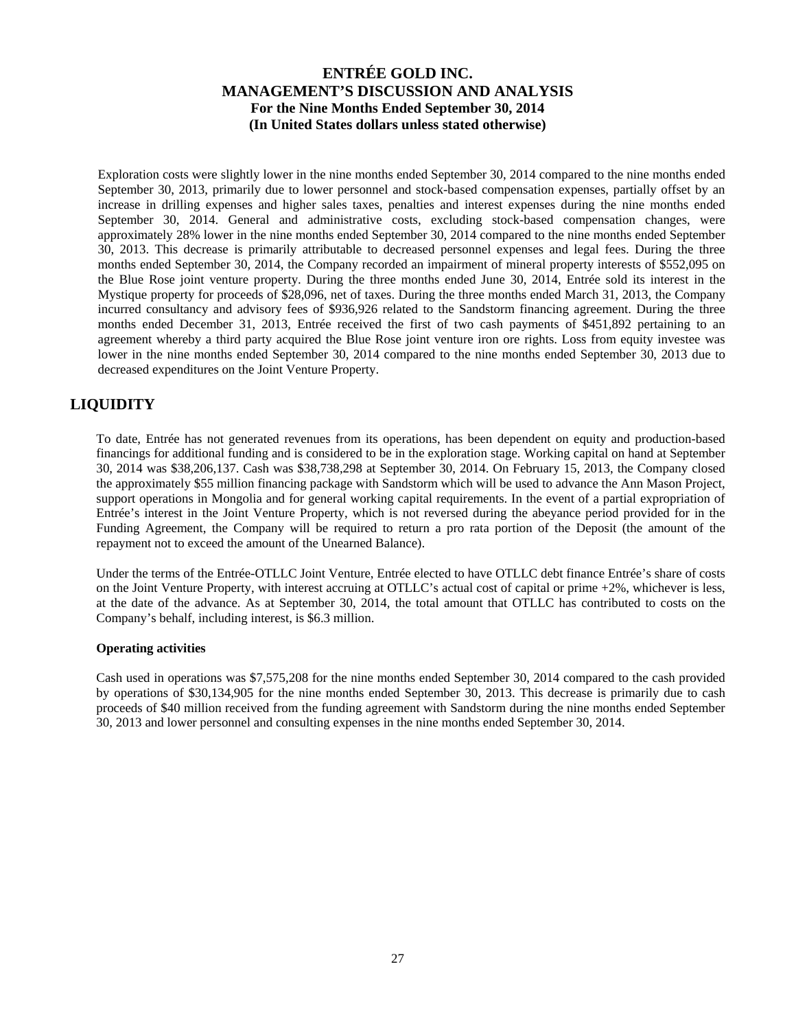Exploration costs were slightly lower in the nine months ended September 30, 2014 compared to the nine months ended September 30, 2013, primarily due to lower personnel and stock-based compensation expenses, partially offset by an increase in drilling expenses and higher sales taxes, penalties and interest expenses during the nine months ended September 30, 2014. General and administrative costs, excluding stock-based compensation changes, were approximately 28% lower in the nine months ended September 30, 2014 compared to the nine months ended September 30, 2013. This decrease is primarily attributable to decreased personnel expenses and legal fees. During the three months ended September 30, 2014, the Company recorded an impairment of mineral property interests of $552,095 on the Blue Rose joint venture property. During the three months ended June 30, 2014, Entrée sold its interest in the Mystique property for proceeds of $28,096, net of taxes. During the three months ended March 31, 2013, the Company incurred consultancy and advisory fees of $936,926 related to the Sandstorm financing agreement. During the three months ended December 31, 2013, Entrée received the first of two cash payments of $451,892 pertaining to an agreement whereby a third party acquired the Blue Rose joint venture iron ore rights. Loss from equity investee was lower in the nine months ended September 30, 2014 compared to the nine months ended September 30, 2013 due to decreased expenditures on the Joint Venture Property.

# LIQUIDITY

To date, Entrée has not generated revenues from its operations, has been dependent on equity and production-based financings for additional funding and is considered to be in the exploration stage. Working capital on hand at September 30, 2014 was $38,206,137. Cash was $38,738,298 at September 30, 2014. On February 15, 2013, the Company closed the approximately $55 million financing package with Sandstorm which will be used to advance the Ann Mason Project, support operations in Mongolia and for general working capital requirements. In the event of a partial expropriation of Entrée's interest in the Joint Venture Property, which is not reversed during the abeyance period provided for in the Funding Agreement, the Company will be required to return a pro rata portion of the Deposit (the amount of the repayment not to exceed the amount of the Unearned Balance).

Under the terms of the Entrée-OTLLC Joint Venture, Entrée elected to have OTLLC debt finance Entrée's share of costs on the Joint Venture Property, with interest accruing at OTLLC's actual cost of capital or prime +2%, whichever is less, at the date of the advance. As at September 30, 2014, the total amount that OTLLC has contributed to costs on the Company's behalf, including interest, is $6.3 million.

**Operating activities**

Cash used in operations was $7,575,208 for the nine months ended September 30, 2014 compared to the cash provided by operations of $30,134,905 for the nine months ended September 30, 2013. This decrease is primarily due to cash proceeds of $40 million received from the funding agreement with Sandstorm during the nine months ended September 30, 2013 and lower personnel and consulting expenses in the nine months ended September 30, 2014.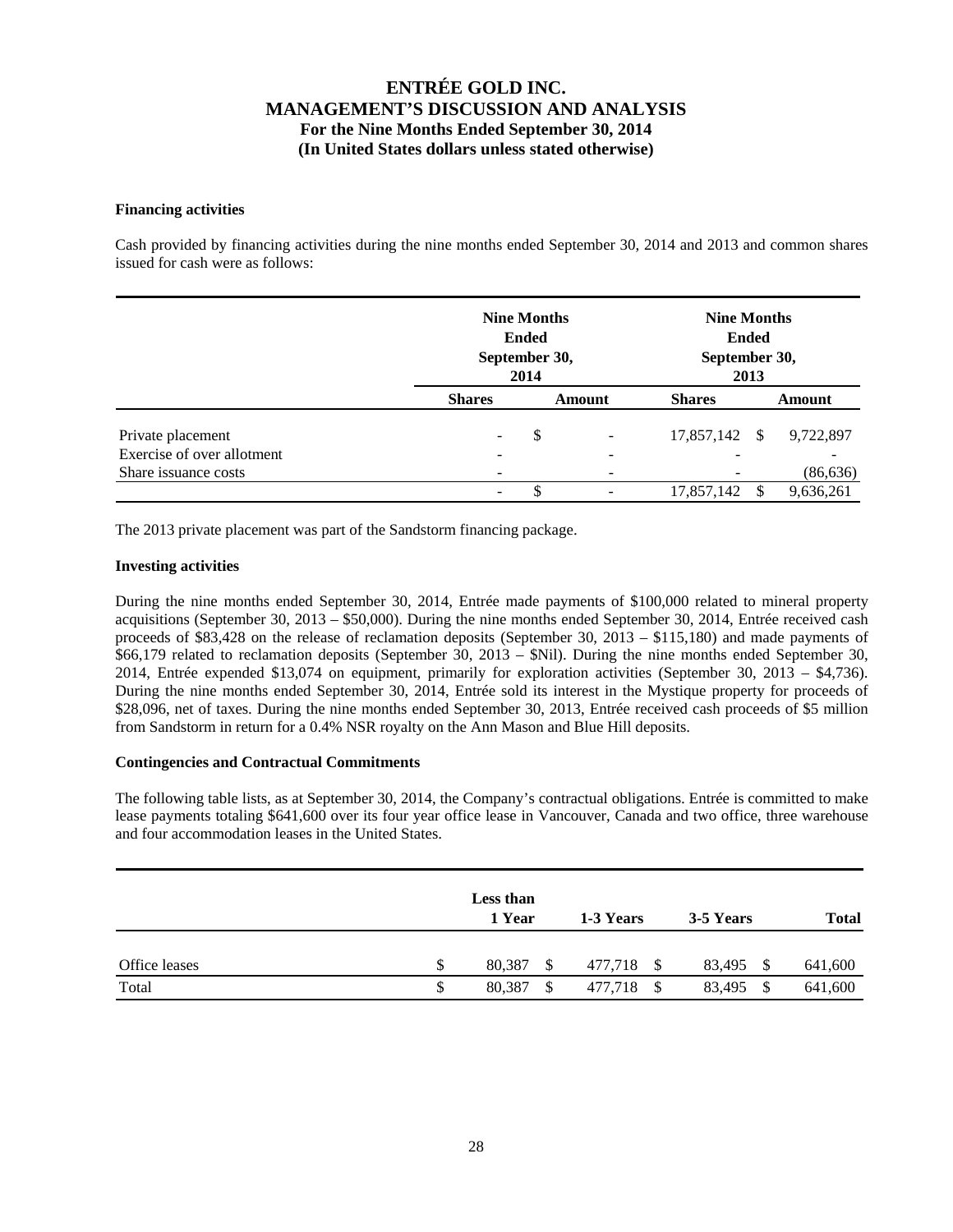**Financing activities**

Cash provided by financing activities during the nine months ended September 30, 2014 and 2013 and common shares issued for cash were as follows:

| | Nine Months Ended September 30, 2014 | | Nine Months Ended September 30, 2013 | |
|---|---|---|---|---|
| | **Shares** | **Amount** | **Shares** | **Amount** |
| Private placement | - | $ - | 17,857,142 | $ 9,722,897 |
| Exercise of over allotment | - | - | - | - |
| Share issuance costs | - | - | - | (86,636) |
| | - | $ - | 17,857,142 | $ 9,636,261 |

The 2013 private placement was part of the Sandstorm financing package.

**Investing activities**

During the nine months ended September 30, 2014, Entrée made payments of $100,000 related to mineral property acquisitions (September 30, 2013 – $50,000). During the nine months ended September 30, 2014, Entrée received cash proceeds of $83,428 on the release of reclamation deposits (September 30, 2013 – $115,180) and made payments of $66,179 related to reclamation deposits (September 30, 2013 – $Nil). During the nine months ended September 30, 2014, Entrée expended $13,074 on equipment, primarily for exploration activities (September 30, 2013 – $4,736). During the nine months ended September 30, 2014, Entrée sold its interest in the Mystique property for proceeds of $28,096, net of taxes. During the nine months ended September 30, 2013, Entrée received cash proceeds of $5 million from Sandstorm in return for a 0.4% NSR royalty on the Ann Mason and Blue Hill deposits.

**Contingencies and Contractual Commitments**

The following table lists, as at September 30, 2014, the Company's contractual obligations. Entrée is committed to make lease payments totaling $641,600 over its four year office lease in Vancouver, Canada and two office, three warehouse and four accommodation leases in the United States.

| | Less than 1 Year | 1-3 Years | 3-5 Years | Total |
|---|---|---|---|---|
| Office leases | $ 80,387 | $ 477,718 | $ 83,495 | $ 641,600 |
| Total | $ 80,387 | $ 477,718 | $ 83,495 | $ 641,600 |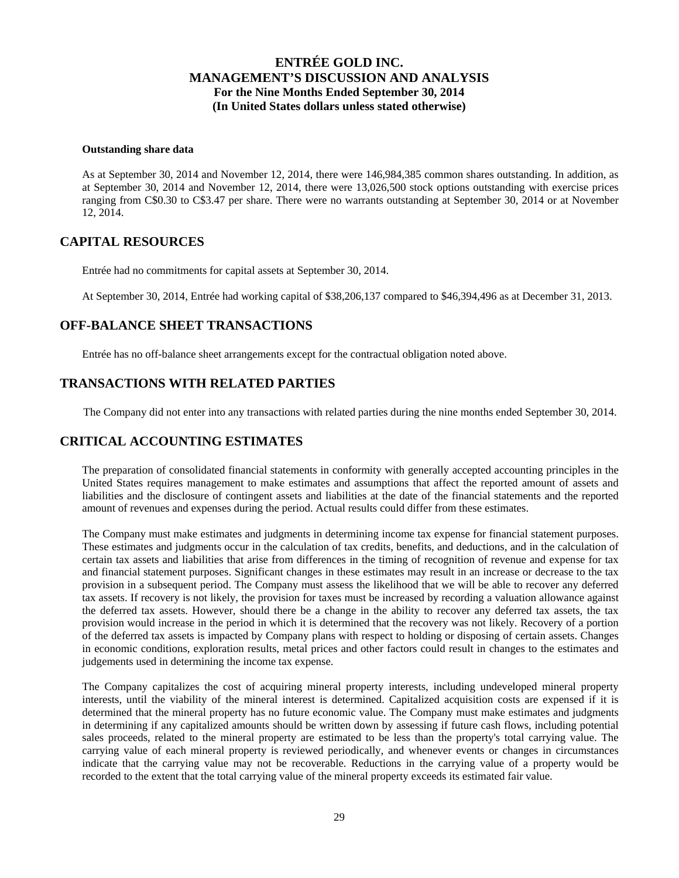**Outstanding share data**

As at September 30, 2014 and November 12, 2014, there were 146,984,385 common shares outstanding. In addition, as at September 30, 2014 and November 12, 2014, there were 13,026,500 stock options outstanding with exercise prices ranging from C$0.30 to C$3.47 per share. There were no warrants outstanding at September 30, 2014 or at November 12, 2014.

## CAPITAL RESOURCES

Entrée had no commitments for capital assets at September 30, 2014.

At September 30, 2014, Entrée had working capital of $38,206,137 compared to $46,394,496 as at December 31, 2013.

## OFF-BALANCE SHEET TRANSACTIONS

Entrée has no off-balance sheet arrangements except for the contractual obligation noted above.

## TRANSACTIONS WITH RELATED PARTIES

The Company did not enter into any transactions with related parties during the nine months ended September 30, 2014.

## CRITICAL ACCOUNTING ESTIMATES

The preparation of consolidated financial statements in conformity with generally accepted accounting principles in the United States requires management to make estimates and assumptions that affect the reported amount of assets and liabilities and the disclosure of contingent assets and liabilities at the date of the financial statements and the reported amount of revenues and expenses during the period. Actual results could differ from these estimates.

The Company must make estimates and judgments in determining income tax expense for financial statement purposes. These estimates and judgments occur in the calculation of tax credits, benefits, and deductions, and in the calculation of certain tax assets and liabilities that arise from differences in the timing of recognition of revenue and expense for tax and financial statement purposes. Significant changes in these estimates may result in an increase or decrease to the tax provision in a subsequent period. The Company must assess the likelihood that we will be able to recover any deferred tax assets. If recovery is not likely, the provision for taxes must be increased by recording a valuation allowance against the deferred tax assets. However, should there be a change in the ability to recover any deferred tax assets, the tax provision would increase in the period in which it is determined that the recovery was not likely. Recovery of a portion of the deferred tax assets is impacted by Company plans with respect to holding or disposing of certain assets. Changes in economic conditions, exploration results, metal prices and other factors could result in changes to the estimates and judgements used in determining the income tax expense.

The Company capitalizes the cost of acquiring mineral property interests, including undeveloped mineral property interests, until the viability of the mineral interest is determined. Capitalized acquisition costs are expensed if it is determined that the mineral property has no future economic value. The Company must make estimates and judgments in determining if any capitalized amounts should be written down by assessing if future cash flows, including potential sales proceeds, related to the mineral property are estimated to be less than the property's total carrying value. The carrying value of each mineral property is reviewed periodically, and whenever events or changes in circumstances indicate that the carrying value may not be recoverable. Reductions in the carrying value of a property would be recorded to the extent that the total carrying value of the mineral property exceeds its estimated fair value.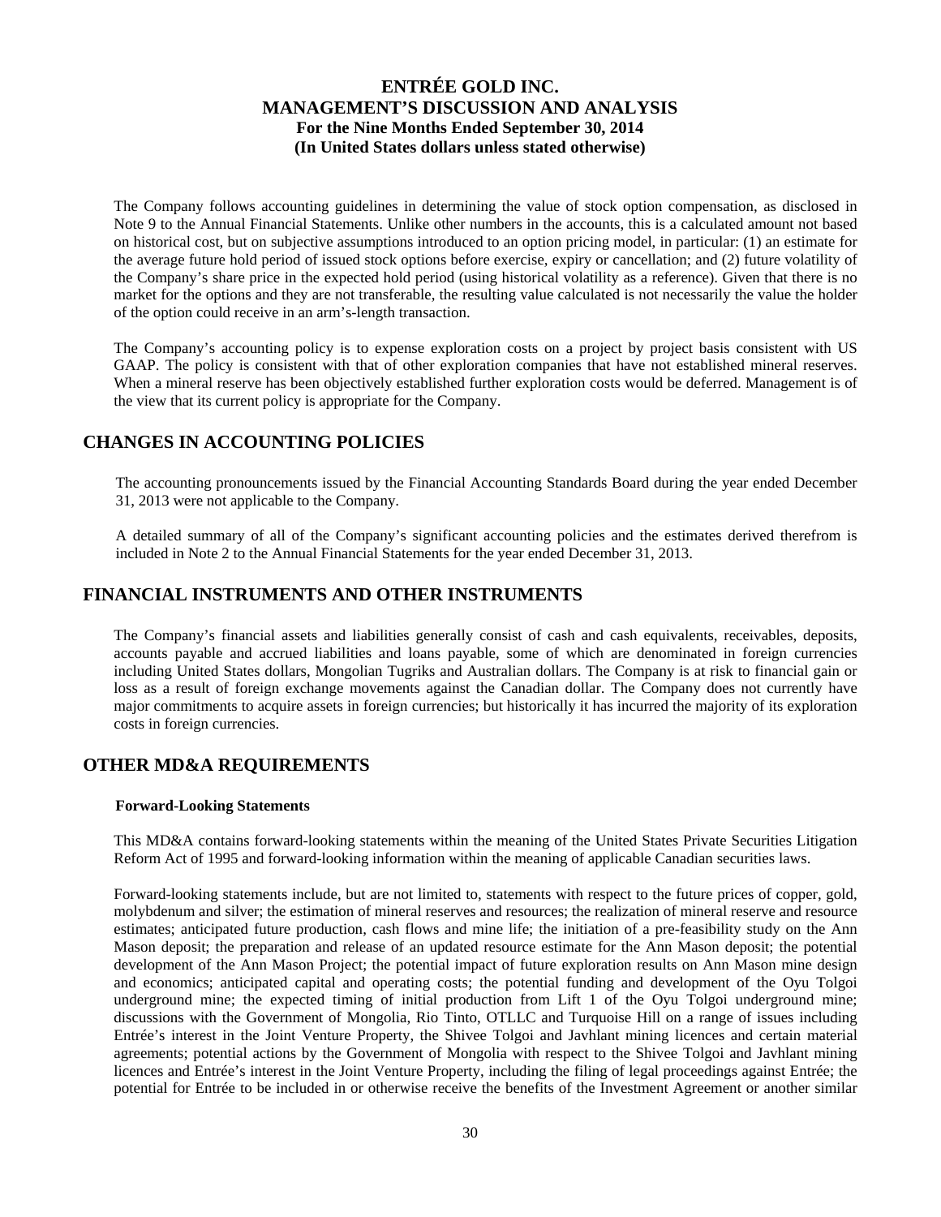The Company follows accounting guidelines in determining the value of stock option compensation, as disclosed in Note 9 to the Annual Financial Statements. Unlike other numbers in the accounts, this is a calculated amount not based on historical cost, but on subjective assumptions introduced to an option pricing model, in particular: (1) an estimate for the average future hold period of issued stock options before exercise, expiry or cancellation; and (2) future volatility of the Company's share price in the expected hold period (using historical volatility as a reference). Given that there is no market for the options and they are not transferable, the resulting value calculated is not necessarily the value the holder of the option could receive in an arm's-length transaction.

The Company's accounting policy is to expense exploration costs on a project by project basis consistent with US GAAP. The policy is consistent with that of other exploration companies that have not established mineral reserves. When a mineral reserve has been objectively established further exploration costs would be deferred. Management is of the view that its current policy is appropriate for the Company.

## CHANGES IN ACCOUNTING POLICIES

The accounting pronouncements issued by the Financial Accounting Standards Board during the year ended December 31, 2013 were not applicable to the Company.

A detailed summary of all of the Company's significant accounting policies and the estimates derived therefrom is included in Note 2 to the Annual Financial Statements for the year ended December 31, 2013.

## FINANCIAL INSTRUMENTS AND OTHER INSTRUMENTS

The Company's financial assets and liabilities generally consist of cash and cash equivalents, receivables, deposits, accounts payable and accrued liabilities and loans payable, some of which are denominated in foreign currencies including United States dollars, Mongolian Tugriks and Australian dollars. The Company is at risk to financial gain or loss as a result of foreign exchange movements against the Canadian dollar. The Company does not currently have major commitments to acquire assets in foreign currencies; but historically it has incurred the majority of its exploration costs in foreign currencies.

## OTHER MD&A REQUIREMENTS

### Forward-Looking Statements

This MD&A contains forward-looking statements within the meaning of the United States Private Securities Litigation Reform Act of 1995 and forward-looking information within the meaning of applicable Canadian securities laws.

Forward-looking statements include, but are not limited to, statements with respect to the future prices of copper, gold, molybdenum and silver; the estimation of mineral reserves and resources; the realization of mineral reserve and resource estimates; anticipated future production, cash flows and mine life; the initiation of a pre-feasibility study on the Ann Mason deposit; the preparation and release of an updated resource estimate for the Ann Mason deposit; the potential development of the Ann Mason Project; the potential impact of future exploration results on Ann Mason mine design and economics; anticipated capital and operating costs; the potential funding and development of the Oyu Tolgoi underground mine; the expected timing of initial production from Lift 1 of the Oyu Tolgoi underground mine; discussions with the Government of Mongolia, Rio Tinto, OTLLC and Turquoise Hill on a range of issues including Entrée's interest in the Joint Venture Property, the Shivee Tolgoi and Javhlant mining licences and certain material agreements; potential actions by the Government of Mongolia with respect to the Shivee Tolgoi and Javhlant mining licences and Entrée's interest in the Joint Venture Property, including the filing of legal proceedings against Entrée; the potential for Entrée to be included in or otherwise receive the benefits of the Investment Agreement or another similar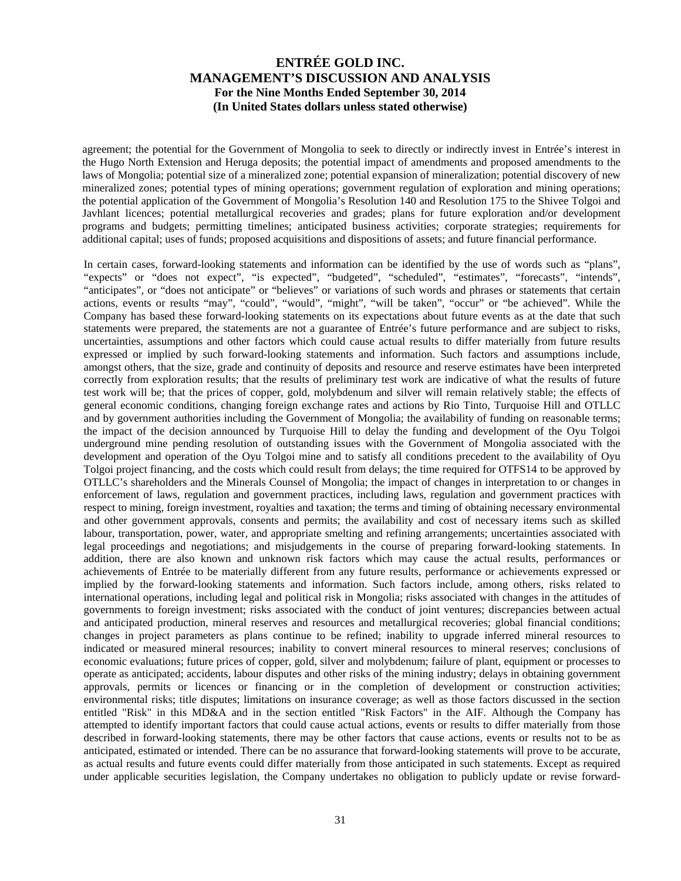agreement; the potential for the Government of Mongolia to seek to directly or indirectly invest in Entrée's interest in the Hugo North Extension and Heruga deposits; the potential impact of amendments and proposed amendments to the laws of Mongolia; potential size of a mineralized zone; potential expansion of mineralization; potential discovery of new mineralized zones; potential types of mining operations; government regulation of exploration and mining operations; the potential application of the Government of Mongolia's Resolution 140 and Resolution 175 to the Shivee Tolgoi and Javhlant licences; potential metallurgical recoveries and grades; plans for future exploration and/or development programs and budgets; permitting timelines; anticipated business activities; corporate strategies; requirements for additional capital; uses of funds; proposed acquisitions and dispositions of assets; and future financial performance.

In certain cases, forward-looking statements and information can be identified by the use of words such as "plans", "expects" or "does not expect", "is expected", "budgeted", "scheduled", "estimates", "forecasts", "intends", "anticipates", or "does not anticipate" or "believes" or variations of such words and phrases or statements that certain actions, events or results "may", "could", "would", "might", "will be taken", "occur" or "be achieved". While the Company has based these forward-looking statements on its expectations about future events as at the date that such statements were prepared, the statements are not a guarantee of Entrée's future performance and are subject to risks, uncertainties, assumptions and other factors which could cause actual results to differ materially from future results expressed or implied by such forward-looking statements and information. Such factors and assumptions include, amongst others, that the size, grade and continuity of deposits and resource and reserve estimates have been interpreted correctly from exploration results; that the results of preliminary test work are indicative of what the results of future test work will be; that the prices of copper, gold, molybdenum and silver will remain relatively stable; the effects of general economic conditions, changing foreign exchange rates and actions by Rio Tinto, Turquoise Hill and OTLLC and by government authorities including the Government of Mongolia; the availability of funding on reasonable terms; the impact of the decision announced by Turquoise Hill to delay the funding and development of the Oyu Tolgoi underground mine pending resolution of outstanding issues with the Government of Mongolia associated with the development and operation of the Oyu Tolgoi mine and to satisfy all conditions precedent to the availability of Oyu Tolgoi project financing, and the costs which could result from delays; the time required for OTFS14 to be approved by OTLLC's shareholders and the Minerals Counsel of Mongolia; the impact of changes in interpretation to or changes in enforcement of laws, regulation and government practices, including laws, regulation and government practices with respect to mining, foreign investment, royalties and taxation; the terms and timing of obtaining necessary environmental and other government approvals, consents and permits; the availability and cost of necessary items such as skilled labour, transportation, power, water, and appropriate smelting and refining arrangements; uncertainties associated with legal proceedings and negotiations; and misjudgements in the course of preparing forward-looking statements. In addition, there are also known and unknown risk factors which may cause the actual results, performances or achievements of Entrée to be materially different from any future results, performance or achievements expressed or implied by the forward-looking statements and information. Such factors include, among others, risks related to international operations, including legal and political risk in Mongolia; risks associated with changes in the attitudes of governments to foreign investment; risks associated with the conduct of joint ventures; discrepancies between actual and anticipated production, mineral reserves and resources and metallurgical recoveries; global financial conditions; changes in project parameters as plans continue to be refined; inability to upgrade inferred mineral resources to indicated or measured mineral resources; inability to convert mineral resources to mineral reserves; conclusions of economic evaluations; future prices of copper, gold, silver and molybdenum; failure of plant, equipment or processes to operate as anticipated; accidents, labour disputes and other risks of the mining industry; delays in obtaining government approvals, permits or licences or financing or in the completion of development or construction activities; environmental risks; title disputes; limitations on insurance coverage; as well as those factors discussed in the section entitled "Risk" in this MD&A and in the section entitled "Risk Factors" in the AIF. Although the Company has attempted to identify important factors that could cause actual actions, events or results to differ materially from those described in forward-looking statements, there may be other factors that cause actions, events or results not to be as anticipated, estimated or intended. There can be no assurance that forward-looking statements will prove to be accurate, as actual results and future events could differ materially from those anticipated in such statements. Except as required under applicable securities legislation, the Company undertakes no obligation to publicly update or revise forward-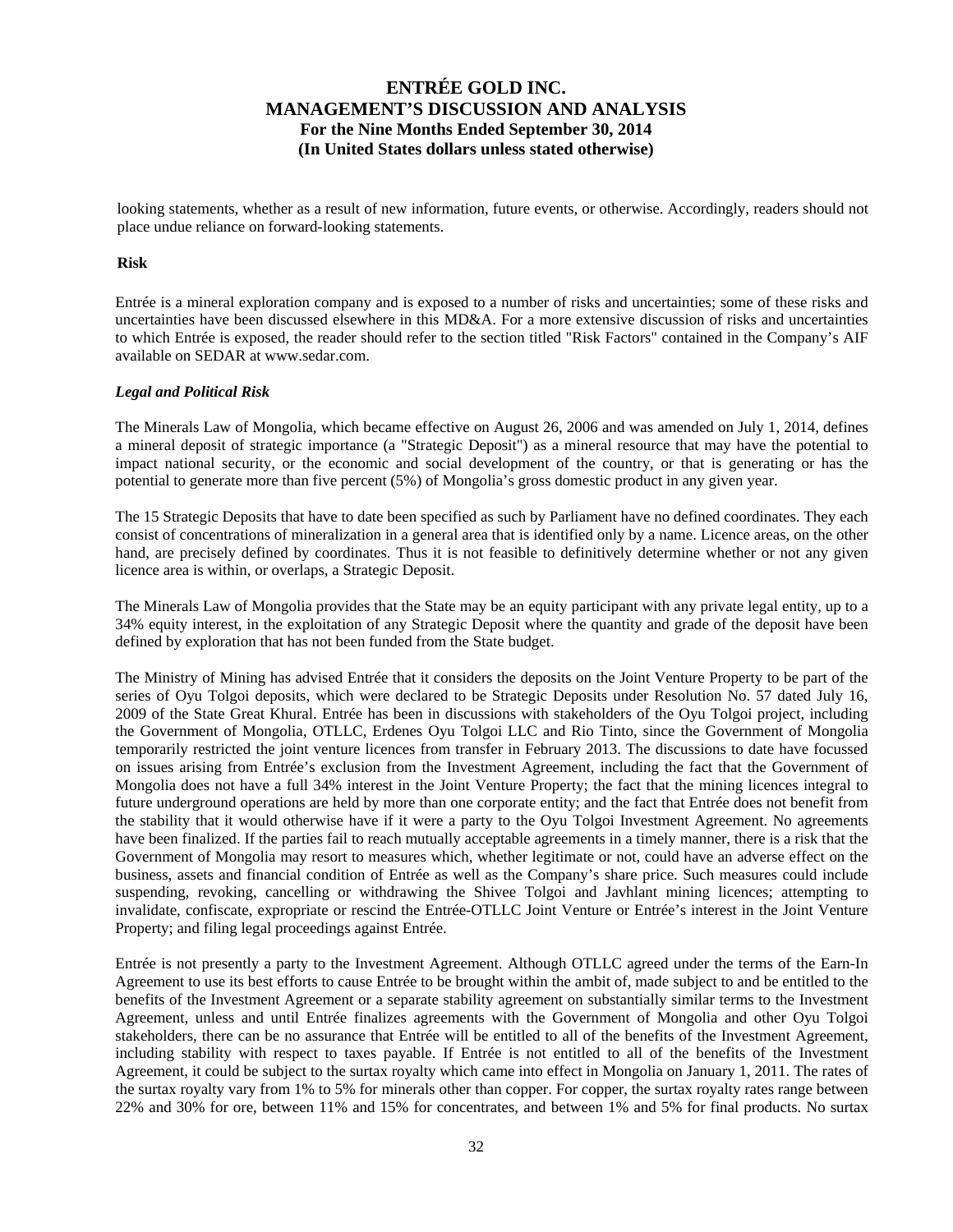looking statements, whether as a result of new information, future events, or otherwise. Accordingly, readers should not place undue reliance on forward-looking statements.

**Risk**

Entrée is a mineral exploration company and is exposed to a number of risks and uncertainties; some of these risks and uncertainties have been discussed elsewhere in this MD&A. For a more extensive discussion of risks and uncertainties to which Entrée is exposed, the reader should refer to the section titled "Risk Factors" contained in the Company's AIF available on SEDAR at www.sedar.com.

***Legal and Political Risk***

The Minerals Law of Mongolia, which became effective on August 26, 2006 and was amended on July 1, 2014, defines a mineral deposit of strategic importance (a "Strategic Deposit") as a mineral resource that may have the potential to impact national security, or the economic and social development of the country, or that is generating or has the potential to generate more than five percent (5%) of Mongolia's gross domestic product in any given year.

The 15 Strategic Deposits that have to date been specified as such by Parliament have no defined coordinates. They each consist of concentrations of mineralization in a general area that is identified only by a name. Licence areas, on the other hand, are precisely defined by coordinates. Thus it is not feasible to definitively determine whether or not any given licence area is within, or overlaps, a Strategic Deposit.

The Minerals Law of Mongolia provides that the State may be an equity participant with any private legal entity, up to a 34% equity interest, in the exploitation of any Strategic Deposit where the quantity and grade of the deposit have been defined by exploration that has not been funded from the State budget.

The Ministry of Mining has advised Entrée that it considers the deposits on the Joint Venture Property to be part of the series of Oyu Tolgoi deposits, which were declared to be Strategic Deposits under Resolution No. 57 dated July 16, 2009 of the State Great Khural. Entrée has been in discussions with stakeholders of the Oyu Tolgoi project, including the Government of Mongolia, OTLLC, Erdenes Oyu Tolgoi LLC and Rio Tinto, since the Government of Mongolia temporarily restricted the joint venture licences from transfer in February 2013. The discussions to date have focussed on issues arising from Entrée's exclusion from the Investment Agreement, including the fact that the Government of Mongolia does not have a full 34% interest in the Joint Venture Property; the fact that the mining licences integral to future underground operations are held by more than one corporate entity; and the fact that Entrée does not benefit from the stability that it would otherwise have if it were a party to the Oyu Tolgoi Investment Agreement. No agreements have been finalized. If the parties fail to reach mutually acceptable agreements in a timely manner, there is a risk that the Government of Mongolia may resort to measures which, whether legitimate or not, could have an adverse effect on the business, assets and financial condition of Entrée as well as the Company's share price. Such measures could include suspending, revoking, cancelling or withdrawing the Shivee Tolgoi and Javhlant mining licences; attempting to invalidate, confiscate, expropriate or rescind the Entrée-OTLLC Joint Venture or Entrée's interest in the Joint Venture Property; and filing legal proceedings against Entrée.

Entrée is not presently a party to the Investment Agreement. Although OTLLC agreed under the terms of the Earn-In Agreement to use its best efforts to cause Entrée to be brought within the ambit of, made subject to and be entitled to the benefits of the Investment Agreement or a separate stability agreement on substantially similar terms to the Investment Agreement, unless and until Entrée finalizes agreements with the Government of Mongolia and other Oyu Tolgoi stakeholders, there can be no assurance that Entrée will be entitled to all of the benefits of the Investment Agreement, including stability with respect to taxes payable. If Entrée is not entitled to all of the benefits of the Investment Agreement, it could be subject to the surtax royalty which came into effect in Mongolia on January 1, 2011. The rates of the surtax royalty vary from 1% to 5% for minerals other than copper. For copper, the surtax royalty rates range between 22% and 30% for ore, between 11% and 15% for concentrates, and between 1% and 5% for final products. No surtax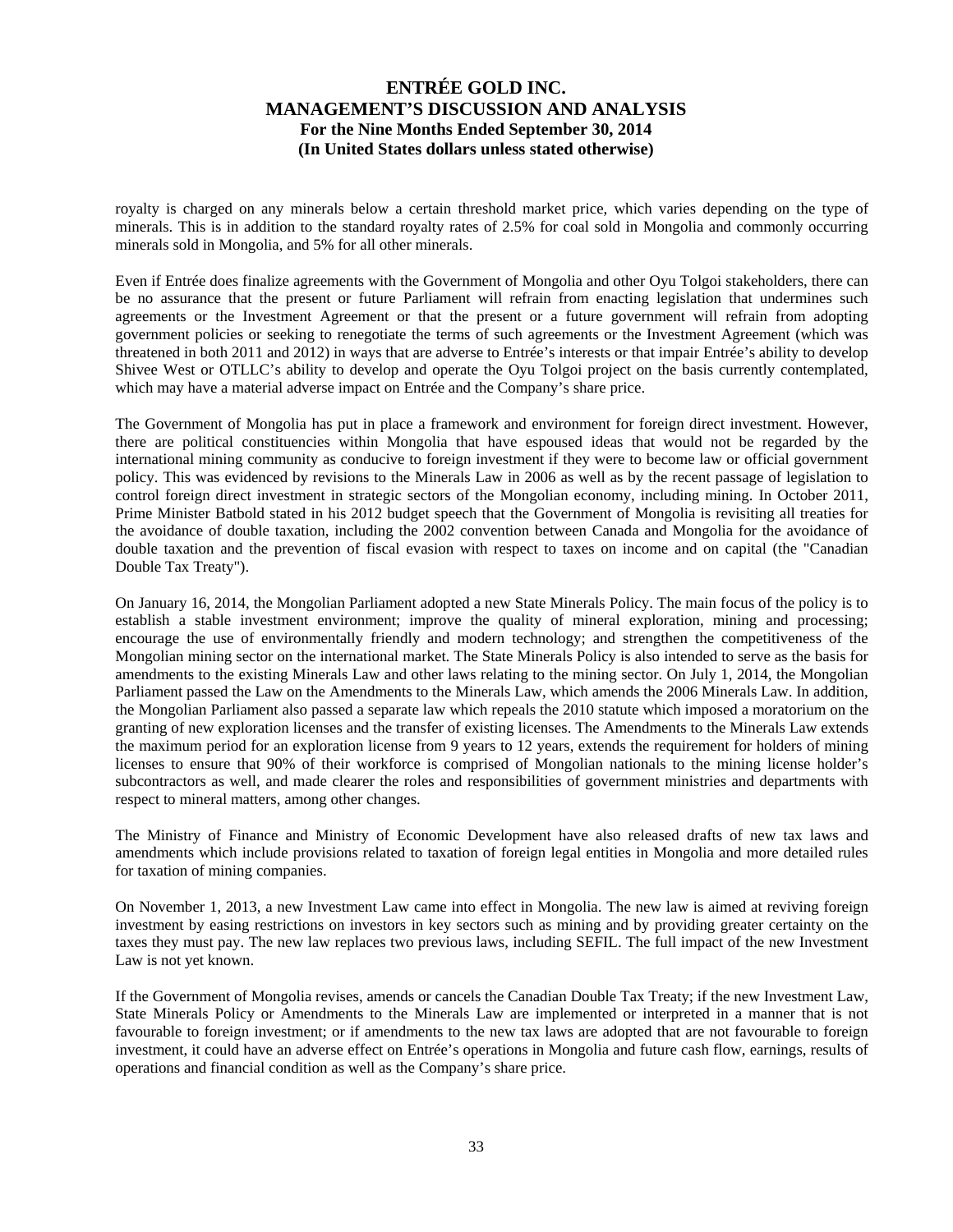royalty is charged on any minerals below a certain threshold market price, which varies depending on the type of minerals. This is in addition to the standard royalty rates of 2.5% for coal sold in Mongolia and commonly occurring minerals sold in Mongolia, and 5% for all other minerals.

Even if Entrée does finalize agreements with the Government of Mongolia and other Oyu Tolgoi stakeholders, there can be no assurance that the present or future Parliament will refrain from enacting legislation that undermines such agreements or the Investment Agreement or that the present or a future government will refrain from adopting government policies or seeking to renegotiate the terms of such agreements or the Investment Agreement (which was threatened in both 2011 and 2012) in ways that are adverse to Entrée's interests or that impair Entrée's ability to develop Shivee West or OTLLC's ability to develop and operate the Oyu Tolgoi project on the basis currently contemplated, which may have a material adverse impact on Entrée and the Company's share price.

The Government of Mongolia has put in place a framework and environment for foreign direct investment. However, there are political constituencies within Mongolia that have espoused ideas that would not be regarded by the international mining community as conducive to foreign investment if they were to become law or official government policy. This was evidenced by revisions to the Minerals Law in 2006 as well as by the recent passage of legislation to control foreign direct investment in strategic sectors of the Mongolian economy, including mining. In October 2011, Prime Minister Batbold stated in his 2012 budget speech that the Government of Mongolia is revisiting all treaties for the avoidance of double taxation, including the 2002 convention between Canada and Mongolia for the avoidance of double taxation and the prevention of fiscal evasion with respect to taxes on income and on capital (the "Canadian Double Tax Treaty").

On January 16, 2014, the Mongolian Parliament adopted a new State Minerals Policy. The main focus of the policy is to establish a stable investment environment; improve the quality of mineral exploration, mining and processing; encourage the use of environmentally friendly and modern technology; and strengthen the competitiveness of the Mongolian mining sector on the international market. The State Minerals Policy is also intended to serve as the basis for amendments to the existing Minerals Law and other laws relating to the mining sector. On July 1, 2014, the Mongolian Parliament passed the Law on the Amendments to the Minerals Law, which amends the 2006 Minerals Law. In addition, the Mongolian Parliament also passed a separate law which repeals the 2010 statute which imposed a moratorium on the granting of new exploration licenses and the transfer of existing licenses. The Amendments to the Minerals Law extends the maximum period for an exploration license from 9 years to 12 years, extends the requirement for holders of mining licenses to ensure that 90% of their workforce is comprised of Mongolian nationals to the mining license holder's subcontractors as well, and made clearer the roles and responsibilities of government ministries and departments with respect to mineral matters, among other changes.

The Ministry of Finance and Ministry of Economic Development have also released drafts of new tax laws and amendments which include provisions related to taxation of foreign legal entities in Mongolia and more detailed rules for taxation of mining companies.

On November 1, 2013, a new Investment Law came into effect in Mongolia. The new law is aimed at reviving foreign investment by easing restrictions on investors in key sectors such as mining and by providing greater certainty on the taxes they must pay. The new law replaces two previous laws, including SEFIL. The full impact of the new Investment Law is not yet known.

If the Government of Mongolia revises, amends or cancels the Canadian Double Tax Treaty; if the new Investment Law, State Minerals Policy or Amendments to the Minerals Law are implemented or interpreted in a manner that is not favourable to foreign investment; or if amendments to the new tax laws are adopted that are not favourable to foreign investment, it could have an adverse effect on Entrée's operations in Mongolia and future cash flow, earnings, results of operations and financial condition as well as the Company's share price.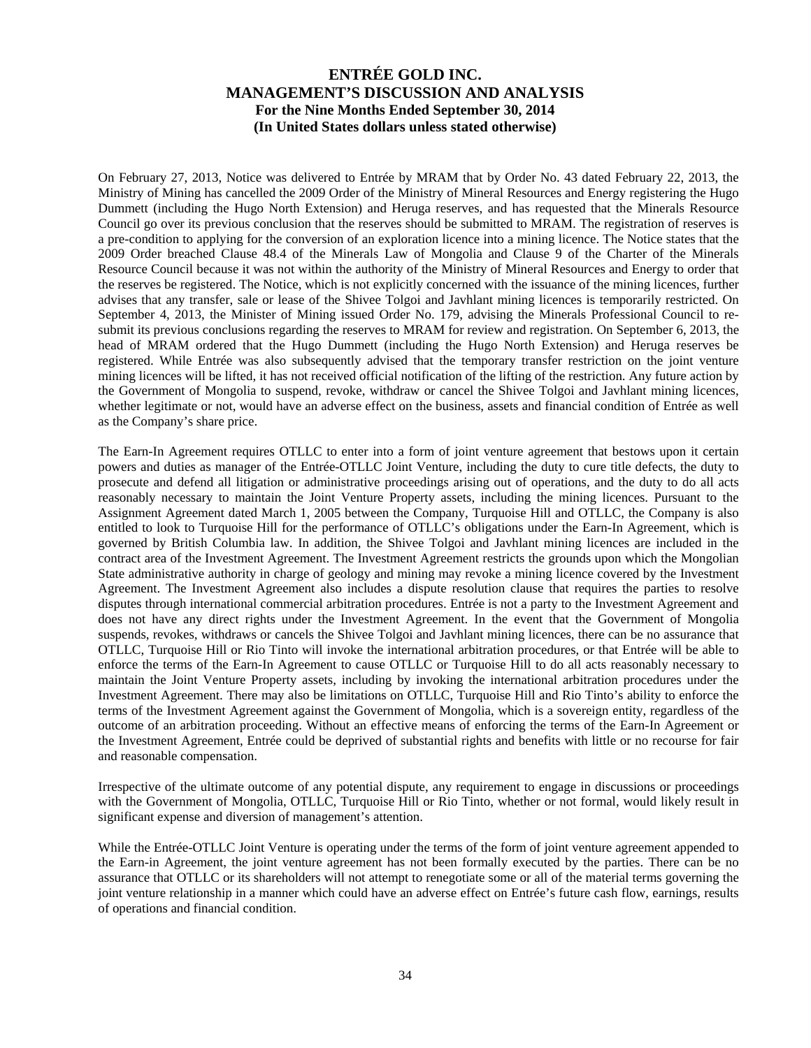On February 27, 2013, Notice was delivered to Entrée by MRAM that by Order No. 43 dated February 22, 2013, the Ministry of Mining has cancelled the 2009 Order of the Ministry of Mineral Resources and Energy registering the Hugo Dummett (including the Hugo North Extension) and Heruga reserves, and has requested that the Minerals Resource Council go over its previous conclusion that the reserves should be submitted to MRAM. The registration of reserves is a pre-condition to applying for the conversion of an exploration licence into a mining licence. The Notice states that the 2009 Order breached Clause 48.4 of the Minerals Law of Mongolia and Clause 9 of the Charter of the Minerals Resource Council because it was not within the authority of the Ministry of Mineral Resources and Energy to order that the reserves be registered. The Notice, which is not explicitly concerned with the issuance of the mining licences, further advises that any transfer, sale or lease of the Shivee Tolgoi and Javhlant mining licences is temporarily restricted. On September 4, 2013, the Minister of Mining issued Order No. 179, advising the Minerals Professional Council to re-submit its previous conclusions regarding the reserves to MRAM for review and registration. On September 6, 2013, the head of MRAM ordered that the Hugo Dummett (including the Hugo North Extension) and Heruga reserves be registered. While Entrée was also subsequently advised that the temporary transfer restriction on the joint venture mining licences will be lifted, it has not received official notification of the lifting of the restriction. Any future action by the Government of Mongolia to suspend, revoke, withdraw or cancel the Shivee Tolgoi and Javhlant mining licences, whether legitimate or not, would have an adverse effect on the business, assets and financial condition of Entrée as well as the Company's share price.

The Earn-In Agreement requires OTLLC to enter into a form of joint venture agreement that bestows upon it certain powers and duties as manager of the Entrée-OTLLC Joint Venture, including the duty to cure title defects, the duty to prosecute and defend all litigation or administrative proceedings arising out of operations, and the duty to do all acts reasonably necessary to maintain the Joint Venture Property assets, including the mining licences. Pursuant to the Assignment Agreement dated March 1, 2005 between the Company, Turquoise Hill and OTLLC, the Company is also entitled to look to Turquoise Hill for the performance of OTLLC's obligations under the Earn-In Agreement, which is governed by British Columbia law. In addition, the Shivee Tolgoi and Javhlant mining licences are included in the contract area of the Investment Agreement. The Investment Agreement restricts the grounds upon which the Mongolian State administrative authority in charge of geology and mining may revoke a mining licence covered by the Investment Agreement. The Investment Agreement also includes a dispute resolution clause that requires the parties to resolve disputes through international commercial arbitration procedures. Entrée is not a party to the Investment Agreement and does not have any direct rights under the Investment Agreement. In the event that the Government of Mongolia suspends, revokes, withdraws or cancels the Shivee Tolgoi and Javhlant mining licences, there can be no assurance that OTLLC, Turquoise Hill or Rio Tinto will invoke the international arbitration procedures, or that Entrée will be able to enforce the terms of the Earn-In Agreement to cause OTLLC or Turquoise Hill to do all acts reasonably necessary to maintain the Joint Venture Property assets, including by invoking the international arbitration procedures under the Investment Agreement. There may also be limitations on OTLLC, Turquoise Hill and Rio Tinto's ability to enforce the terms of the Investment Agreement against the Government of Mongolia, which is a sovereign entity, regardless of the outcome of an arbitration proceeding. Without an effective means of enforcing the terms of the Earn-In Agreement or the Investment Agreement, Entrée could be deprived of substantial rights and benefits with little or no recourse for fair and reasonable compensation.

Irrespective of the ultimate outcome of any potential dispute, any requirement to engage in discussions or proceedings with the Government of Mongolia, OTLLC, Turquoise Hill or Rio Tinto, whether or not formal, would likely result in significant expense and diversion of management's attention.

While the Entrée-OTLLC Joint Venture is operating under the terms of the form of joint venture agreement appended to the Earn-in Agreement, the joint venture agreement has not been formally executed by the parties. There can be no assurance that OTLLC or its shareholders will not attempt to renegotiate some or all of the material terms governing the joint venture relationship in a manner which could have an adverse effect on Entrée's future cash flow, earnings, results of operations and financial condition.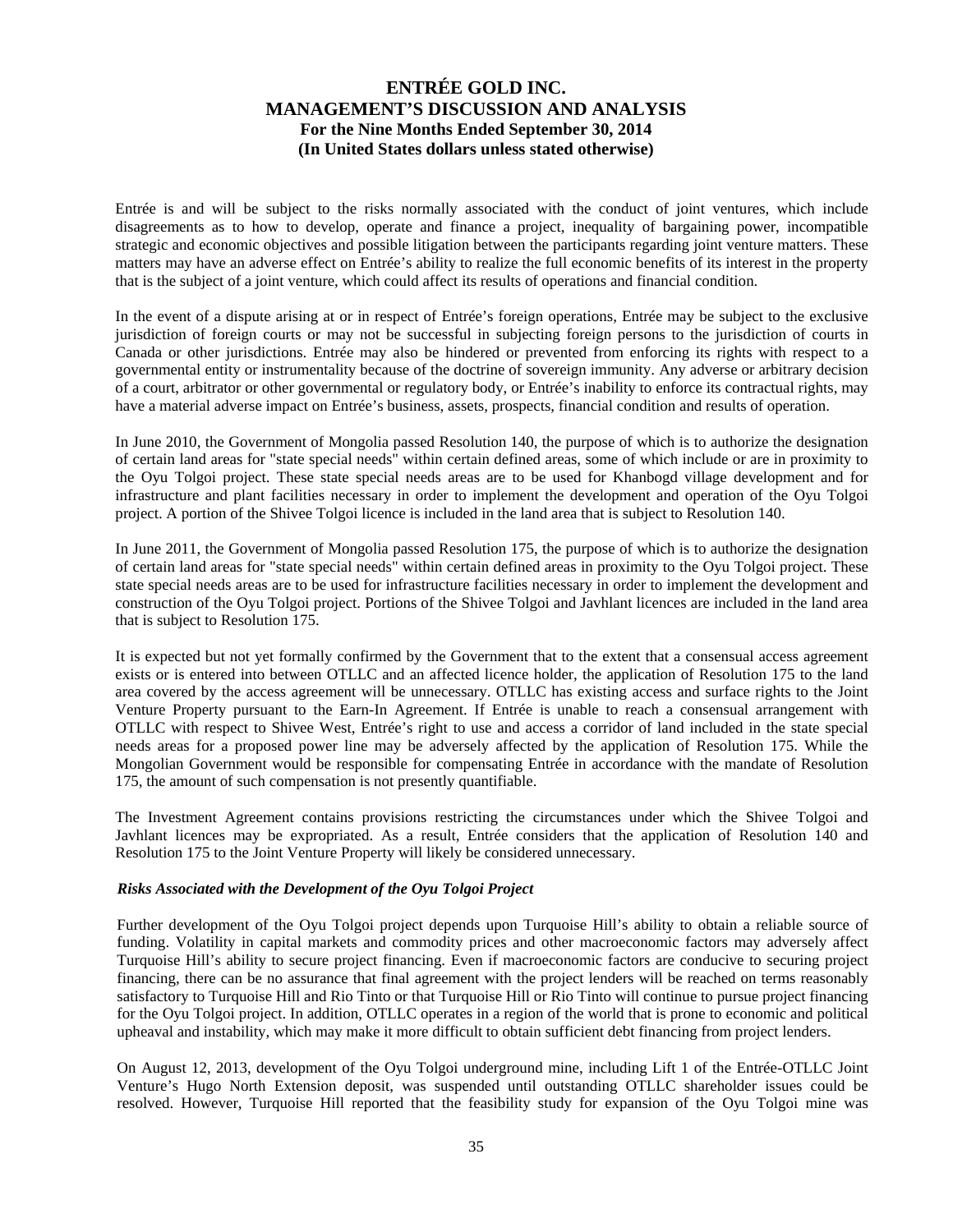Entrée is and will be subject to the risks normally associated with the conduct of joint ventures, which include disagreements as to how to develop, operate and finance a project, inequality of bargaining power, incompatible strategic and economic objectives and possible litigation between the participants regarding joint venture matters. These matters may have an adverse effect on Entrée's ability to realize the full economic benefits of its interest in the property that is the subject of a joint venture, which could affect its results of operations and financial condition.

In the event of a dispute arising at or in respect of Entrée's foreign operations, Entrée may be subject to the exclusive jurisdiction of foreign courts or may not be successful in subjecting foreign persons to the jurisdiction of courts in Canada or other jurisdictions. Entrée may also be hindered or prevented from enforcing its rights with respect to a governmental entity or instrumentality because of the doctrine of sovereign immunity. Any adverse or arbitrary decision of a court, arbitrator or other governmental or regulatory body, or Entrée's inability to enforce its contractual rights, may have a material adverse impact on Entrée's business, assets, prospects, financial condition and results of operation.

In June 2010, the Government of Mongolia passed Resolution 140, the purpose of which is to authorize the designation of certain land areas for "state special needs" within certain defined areas, some of which include or are in proximity to the Oyu Tolgoi project. These state special needs areas are to be used for Khanbogd village development and for infrastructure and plant facilities necessary in order to implement the development and operation of the Oyu Tolgoi project. A portion of the Shivee Tolgoi licence is included in the land area that is subject to Resolution 140.

In June 2011, the Government of Mongolia passed Resolution 175, the purpose of which is to authorize the designation of certain land areas for "state special needs" within certain defined areas in proximity to the Oyu Tolgoi project. These state special needs areas are to be used for infrastructure facilities necessary in order to implement the development and construction of the Oyu Tolgoi project. Portions of the Shivee Tolgoi and Javhlant licences are included in the land area that is subject to Resolution 175.

It is expected but not yet formally confirmed by the Government that to the extent that a consensual access agreement exists or is entered into between OTLLC and an affected licence holder, the application of Resolution 175 to the land area covered by the access agreement will be unnecessary. OTLLC has existing access and surface rights to the Joint Venture Property pursuant to the Earn-In Agreement. If Entrée is unable to reach a consensual arrangement with OTLLC with respect to Shivee West, Entrée's right to use and access a corridor of land included in the state special needs areas for a proposed power line may be adversely affected by the application of Resolution 175. While the Mongolian Government would be responsible for compensating Entrée in accordance with the mandate of Resolution 175, the amount of such compensation is not presently quantifiable.

The Investment Agreement contains provisions restricting the circumstances under which the Shivee Tolgoi and Javhlant licences may be expropriated. As a result, Entrée considers that the application of Resolution 140 and Resolution 175 to the Joint Venture Property will likely be considered unnecessary.

***Risks Associated with the Development of the Oyu Tolgoi Project***

Further development of the Oyu Tolgoi project depends upon Turquoise Hill's ability to obtain a reliable source of funding. Volatility in capital markets and commodity prices and other macroeconomic factors may adversely affect Turquoise Hill's ability to secure project financing. Even if macroeconomic factors are conducive to securing project financing, there can be no assurance that final agreement with the project lenders will be reached on terms reasonably satisfactory to Turquoise Hill and Rio Tinto or that Turquoise Hill or Rio Tinto will continue to pursue project financing for the Oyu Tolgoi project. In addition, OTLLC operates in a region of the world that is prone to economic and political upheaval and instability, which may make it more difficult to obtain sufficient debt financing from project lenders.

On August 12, 2013, development of the Oyu Tolgoi underground mine, including Lift 1 of the Entrée-OTLLC Joint Venture's Hugo North Extension deposit, was suspended until outstanding OTLLC shareholder issues could be resolved. However, Turquoise Hill reported that the feasibility study for expansion of the Oyu Tolgoi mine was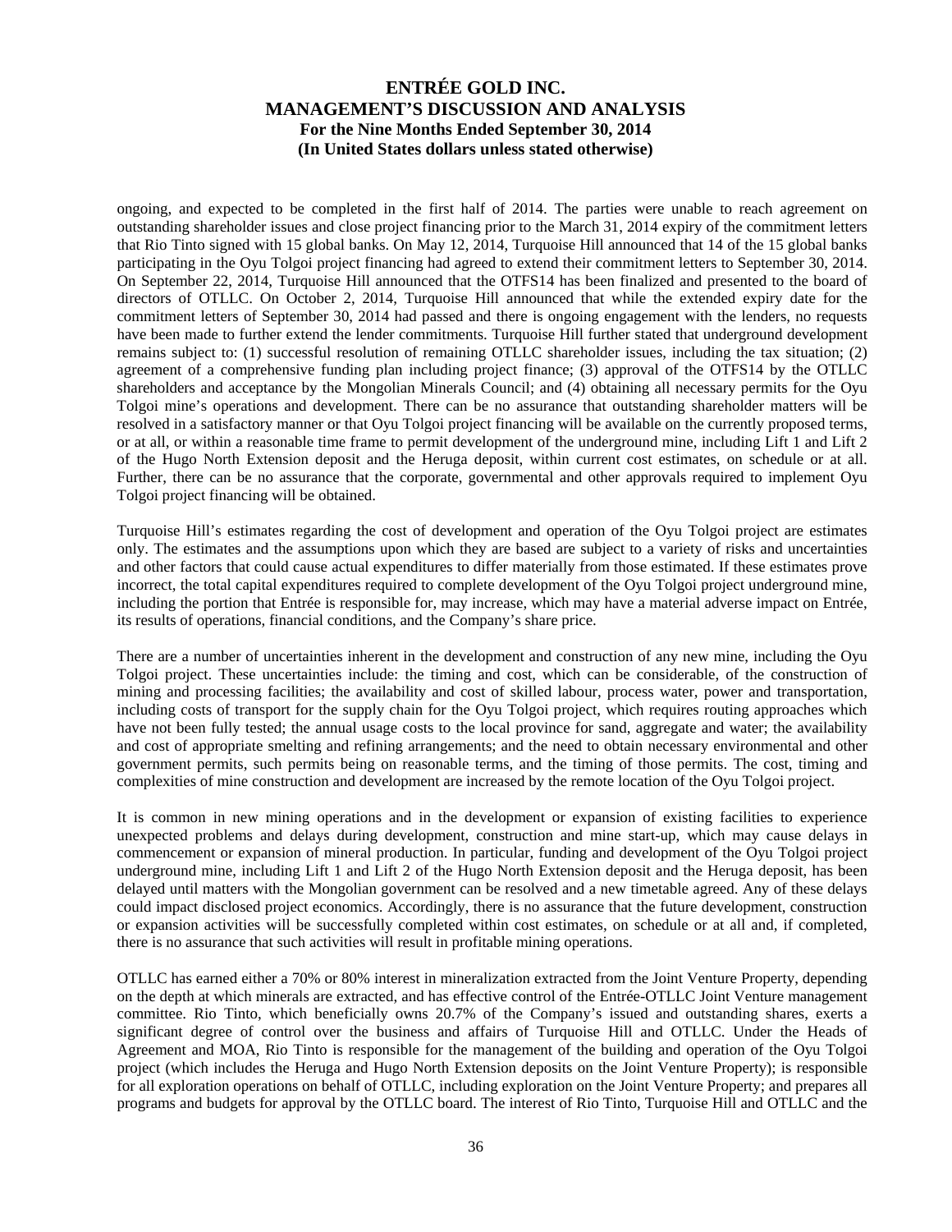ongoing, and expected to be completed in the first half of 2014. The parties were unable to reach agreement on outstanding shareholder issues and close project financing prior to the March 31, 2014 expiry of the commitment letters that Rio Tinto signed with 15 global banks. On May 12, 2014, Turquoise Hill announced that 14 of the 15 global banks participating in the Oyu Tolgoi project financing had agreed to extend their commitment letters to September 30, 2014. On September 22, 2014, Turquoise Hill announced that the OTFS14 has been finalized and presented to the board of directors of OTLLC. On October 2, 2014, Turquoise Hill announced that while the extended expiry date for the commitment letters of September 30, 2014 had passed and there is ongoing engagement with the lenders, no requests have been made to further extend the lender commitments. Turquoise Hill further stated that underground development remains subject to: (1) successful resolution of remaining OTLLC shareholder issues, including the tax situation; (2) agreement of a comprehensive funding plan including project finance; (3) approval of the OTFS14 by the OTLLC shareholders and acceptance by the Mongolian Minerals Council; and (4) obtaining all necessary permits for the Oyu Tolgoi mine's operations and development. There can be no assurance that outstanding shareholder matters will be resolved in a satisfactory manner or that Oyu Tolgoi project financing will be available on the currently proposed terms, or at all, or within a reasonable time frame to permit development of the underground mine, including Lift 1 and Lift 2 of the Hugo North Extension deposit and the Heruga deposit, within current cost estimates, on schedule or at all. Further, there can be no assurance that the corporate, governmental and other approvals required to implement Oyu Tolgoi project financing will be obtained.

Turquoise Hill's estimates regarding the cost of development and operation of the Oyu Tolgoi project are estimates only. The estimates and the assumptions upon which they are based are subject to a variety of risks and uncertainties and other factors that could cause actual expenditures to differ materially from those estimated. If these estimates prove incorrect, the total capital expenditures required to complete development of the Oyu Tolgoi project underground mine, including the portion that Entrée is responsible for, may increase, which may have a material adverse impact on Entrée, its results of operations, financial conditions, and the Company's share price.

There are a number of uncertainties inherent in the development and construction of any new mine, including the Oyu Tolgoi project. These uncertainties include: the timing and cost, which can be considerable, of the construction of mining and processing facilities; the availability and cost of skilled labour, process water, power and transportation, including costs of transport for the supply chain for the Oyu Tolgoi project, which requires routing approaches which have not been fully tested; the annual usage costs to the local province for sand, aggregate and water; the availability and cost of appropriate smelting and refining arrangements; and the need to obtain necessary environmental and other government permits, such permits being on reasonable terms, and the timing of those permits. The cost, timing and complexities of mine construction and development are increased by the remote location of the Oyu Tolgoi project.

It is common in new mining operations and in the development or expansion of existing facilities to experience unexpected problems and delays during development, construction and mine start-up, which may cause delays in commencement or expansion of mineral production. In particular, funding and development of the Oyu Tolgoi project underground mine, including Lift 1 and Lift 2 of the Hugo North Extension deposit and the Heruga deposit, has been delayed until matters with the Mongolian government can be resolved and a new timetable agreed. Any of these delays could impact disclosed project economics. Accordingly, there is no assurance that the future development, construction or expansion activities will be successfully completed within cost estimates, on schedule or at all and, if completed, there is no assurance that such activities will result in profitable mining operations.

OTLLC has earned either a 70% or 80% interest in mineralization extracted from the Joint Venture Property, depending on the depth at which minerals are extracted, and has effective control of the Entrée-OTLLC Joint Venture management committee. Rio Tinto, which beneficially owns 20.7% of the Company's issued and outstanding shares, exerts a significant degree of control over the business and affairs of Turquoise Hill and OTLLC. Under the Heads of Agreement and MOA, Rio Tinto is responsible for the management of the building and operation of the Oyu Tolgoi project (which includes the Heruga and Hugo North Extension deposits on the Joint Venture Property); is responsible for all exploration operations on behalf of OTLLC, including exploration on the Joint Venture Property; and prepares all programs and budgets for approval by the OTLLC board. The interest of Rio Tinto, Turquoise Hill and OTLLC and the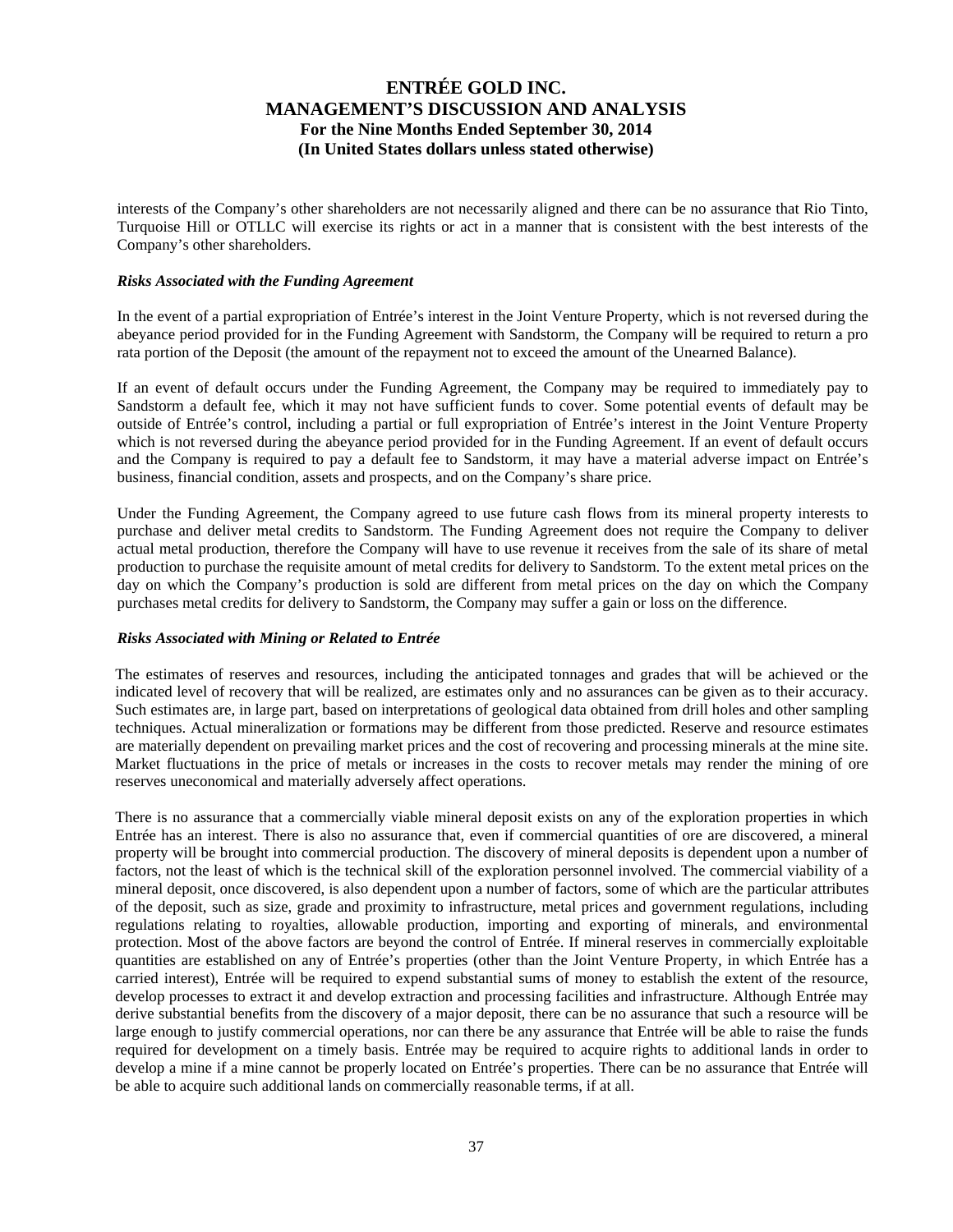interests of the Company's other shareholders are not necessarily aligned and there can be no assurance that Rio Tinto, Turquoise Hill or OTLLC will exercise its rights or act in a manner that is consistent with the best interests of the Company's other shareholders.

***Risks Associated with the Funding Agreement***

In the event of a partial expropriation of Entrée's interest in the Joint Venture Property, which is not reversed during the abeyance period provided for in the Funding Agreement with Sandstorm, the Company will be required to return a pro rata portion of the Deposit (the amount of the repayment not to exceed the amount of the Unearned Balance).

If an event of default occurs under the Funding Agreement, the Company may be required to immediately pay to Sandstorm a default fee, which it may not have sufficient funds to cover. Some potential events of default may be outside of Entrée's control, including a partial or full expropriation of Entrée's interest in the Joint Venture Property which is not reversed during the abeyance period provided for in the Funding Agreement. If an event of default occurs and the Company is required to pay a default fee to Sandstorm, it may have a material adverse impact on Entrée's business, financial condition, assets and prospects, and on the Company's share price.

Under the Funding Agreement, the Company agreed to use future cash flows from its mineral property interests to purchase and deliver metal credits to Sandstorm. The Funding Agreement does not require the Company to deliver actual metal production, therefore the Company will have to use revenue it receives from the sale of its share of metal production to purchase the requisite amount of metal credits for delivery to Sandstorm. To the extent metal prices on the day on which the Company's production is sold are different from metal prices on the day on which the Company purchases metal credits for delivery to Sandstorm, the Company may suffer a gain or loss on the difference.

***Risks Associated with Mining or Related to Entrée***

The estimates of reserves and resources, including the anticipated tonnages and grades that will be achieved or the indicated level of recovery that will be realized, are estimates only and no assurances can be given as to their accuracy. Such estimates are, in large part, based on interpretations of geological data obtained from drill holes and other sampling techniques. Actual mineralization or formations may be different from those predicted. Reserve and resource estimates are materially dependent on prevailing market prices and the cost of recovering and processing minerals at the mine site. Market fluctuations in the price of metals or increases in the costs to recover metals may render the mining of ore reserves uneconomical and materially adversely affect operations.

There is no assurance that a commercially viable mineral deposit exists on any of the exploration properties in which Entrée has an interest. There is also no assurance that, even if commercial quantities of ore are discovered, a mineral property will be brought into commercial production. The discovery of mineral deposits is dependent upon a number of factors, not the least of which is the technical skill of the exploration personnel involved. The commercial viability of a mineral deposit, once discovered, is also dependent upon a number of factors, some of which are the particular attributes of the deposit, such as size, grade and proximity to infrastructure, metal prices and government regulations, including regulations relating to royalties, allowable production, importing and exporting of minerals, and environmental protection. Most of the above factors are beyond the control of Entrée. If mineral reserves in commercially exploitable quantities are established on any of Entrée's properties (other than the Joint Venture Property, in which Entrée has a carried interest), Entrée will be required to expend substantial sums of money to establish the extent of the resource, develop processes to extract it and develop extraction and processing facilities and infrastructure. Although Entrée may derive substantial benefits from the discovery of a major deposit, there can be no assurance that such a resource will be large enough to justify commercial operations, nor can there be any assurance that Entrée will be able to raise the funds required for development on a timely basis. Entrée may be required to acquire rights to additional lands in order to develop a mine if a mine cannot be properly located on Entrée's properties. There can be no assurance that Entrée will be able to acquire such additional lands on commercially reasonable terms, if at all.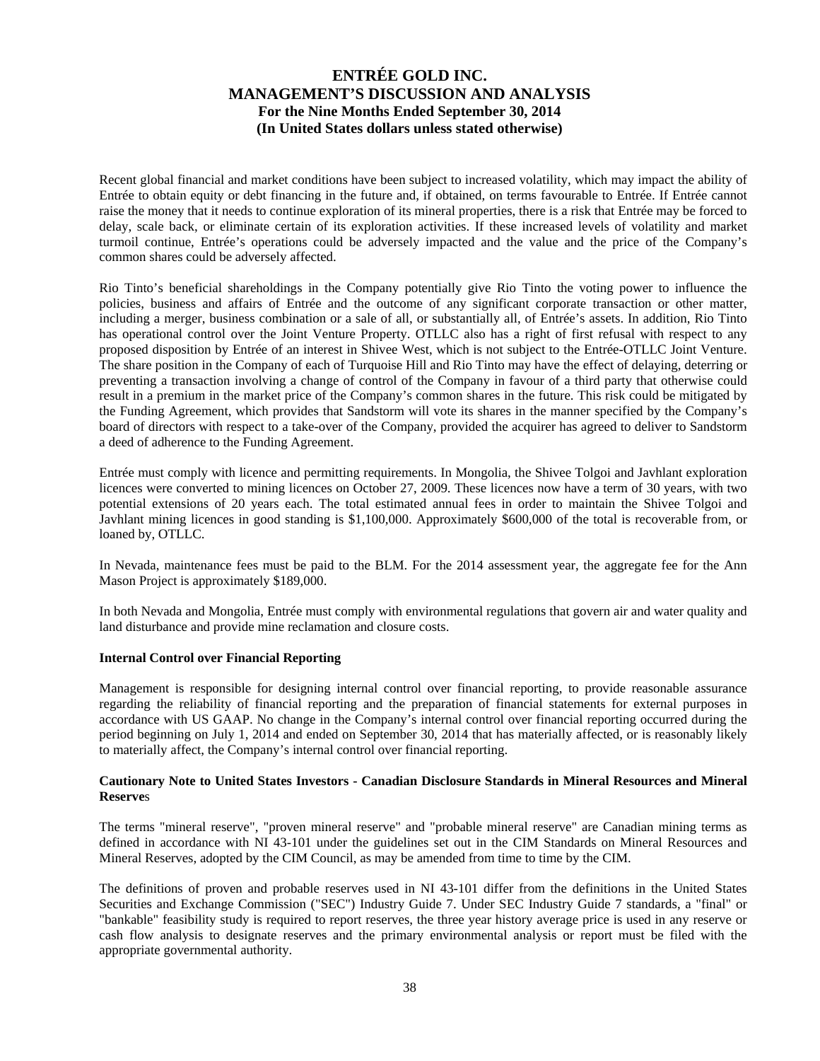Recent global financial and market conditions have been subject to increased volatility, which may impact the ability of Entrée to obtain equity or debt financing in the future and, if obtained, on terms favourable to Entrée. If Entrée cannot raise the money that it needs to continue exploration of its mineral properties, there is a risk that Entrée may be forced to delay, scale back, or eliminate certain of its exploration activities. If these increased levels of volatility and market turmoil continue, Entrée's operations could be adversely impacted and the value and the price of the Company's common shares could be adversely affected.

Rio Tinto's beneficial shareholdings in the Company potentially give Rio Tinto the voting power to influence the policies, business and affairs of Entrée and the outcome of any significant corporate transaction or other matter, including a merger, business combination or a sale of all, or substantially all, of Entrée's assets. In addition, Rio Tinto has operational control over the Joint Venture Property. OTLLC also has a right of first refusal with respect to any proposed disposition by Entrée of an interest in Shivee West, which is not subject to the Entrée-OTLLC Joint Venture. The share position in the Company of each of Turquoise Hill and Rio Tinto may have the effect of delaying, deterring or preventing a transaction involving a change of control of the Company in favour of a third party that otherwise could result in a premium in the market price of the Company's common shares in the future. This risk could be mitigated by the Funding Agreement, which provides that Sandstorm will vote its shares in the manner specified by the Company's board of directors with respect to a take-over of the Company, provided the acquirer has agreed to deliver to Sandstorm a deed of adherence to the Funding Agreement.

Entrée must comply with licence and permitting requirements. In Mongolia, the Shivee Tolgoi and Javhlant exploration licences were converted to mining licences on October 27, 2009. These licences now have a term of 30 years, with two potential extensions of 20 years each. The total estimated annual fees in order to maintain the Shivee Tolgoi and Javhlant mining licences in good standing is $1,100,000. Approximately $600,000 of the total is recoverable from, or loaned by, OTLLC.

In Nevada, maintenance fees must be paid to the BLM. For the 2014 assessment year, the aggregate fee for the Ann Mason Project is approximately $189,000.

In both Nevada and Mongolia, Entrée must comply with environmental regulations that govern air and water quality and land disturbance and provide mine reclamation and closure costs.

**Internal Control over Financial Reporting**

Management is responsible for designing internal control over financial reporting, to provide reasonable assurance regarding the reliability of financial reporting and the preparation of financial statements for external purposes in accordance with US GAAP. No change in the Company's internal control over financial reporting occurred during the period beginning on July 1, 2014 and ended on September 30, 2014 that has materially affected, or is reasonably likely to materially affect, the Company's internal control over financial reporting.

**Cautionary Note to United States Investors - Canadian Disclosure Standards in Mineral Resources and Mineral Reserves**

The terms "mineral reserve", "proven mineral reserve" and "probable mineral reserve" are Canadian mining terms as defined in accordance with NI 43-101 under the guidelines set out in the CIM Standards on Mineral Resources and Mineral Reserves, adopted by the CIM Council, as may be amended from time to time by the CIM.

The definitions of proven and probable reserves used in NI 43-101 differ from the definitions in the United States Securities and Exchange Commission ("SEC") Industry Guide 7. Under SEC Industry Guide 7 standards, a "final" or "bankable" feasibility study is required to report reserves, the three year history average price is used in any reserve or cash flow analysis to designate reserves and the primary environmental analysis or report must be filed with the appropriate governmental authority.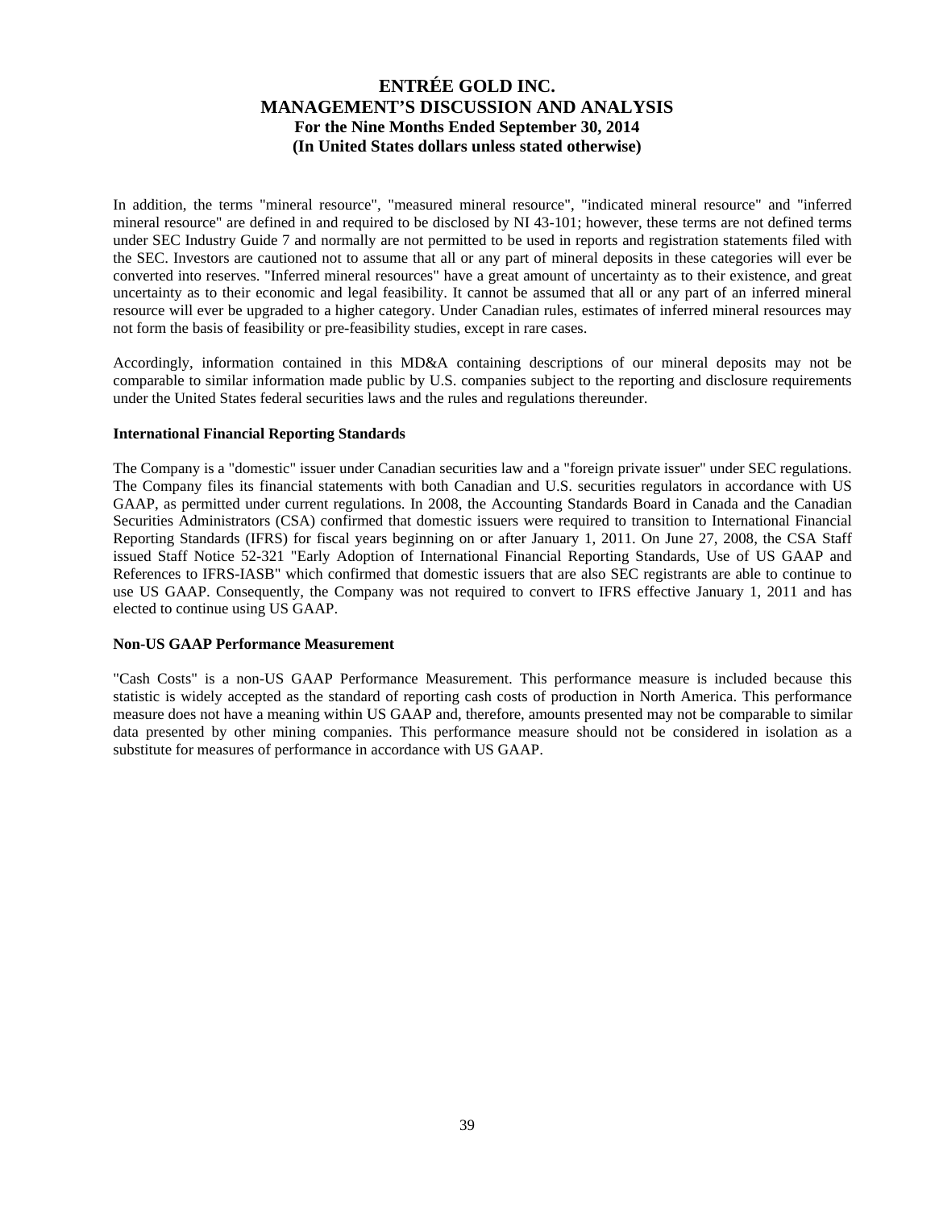In addition, the terms "mineral resource", "measured mineral resource", "indicated mineral resource" and "inferred mineral resource" are defined in and required to be disclosed by NI 43-101; however, these terms are not defined terms under SEC Industry Guide 7 and normally are not permitted to be used in reports and registration statements filed with the SEC. Investors are cautioned not to assume that all or any part of mineral deposits in these categories will ever be converted into reserves. "Inferred mineral resources" have a great amount of uncertainty as to their existence, and great uncertainty as to their economic and legal feasibility. It cannot be assumed that all or any part of an inferred mineral resource will ever be upgraded to a higher category. Under Canadian rules, estimates of inferred mineral resources may not form the basis of feasibility or pre-feasibility studies, except in rare cases.

Accordingly, information contained in this MD&A containing descriptions of our mineral deposits may not be comparable to similar information made public by U.S. companies subject to the reporting and disclosure requirements under the United States federal securities laws and the rules and regulations thereunder.

**International Financial Reporting Standards**

The Company is a "domestic" issuer under Canadian securities law and a "foreign private issuer" under SEC regulations. The Company files its financial statements with both Canadian and U.S. securities regulators in accordance with US GAAP, as permitted under current regulations. In 2008, the Accounting Standards Board in Canada and the Canadian Securities Administrators (CSA) confirmed that domestic issuers were required to transition to International Financial Reporting Standards (IFRS) for fiscal years beginning on or after January 1, 2011. On June 27, 2008, the CSA Staff issued Staff Notice 52-321 "Early Adoption of International Financial Reporting Standards, Use of US GAAP and References to IFRS-IASB" which confirmed that domestic issuers that are also SEC registrants are able to continue to use US GAAP. Consequently, the Company was not required to convert to IFRS effective January 1, 2011 and has elected to continue using US GAAP.

**Non-US GAAP Performance Measurement**

"Cash Costs" is a non-US GAAP Performance Measurement. This performance measure is included because this statistic is widely accepted as the standard of reporting cash costs of production in North America. This performance measure does not have a meaning within US GAAP and, therefore, amounts presented may not be comparable to similar data presented by other mining companies. This performance measure should not be considered in isolation as a substitute for measures of performance in accordance with US GAAP.